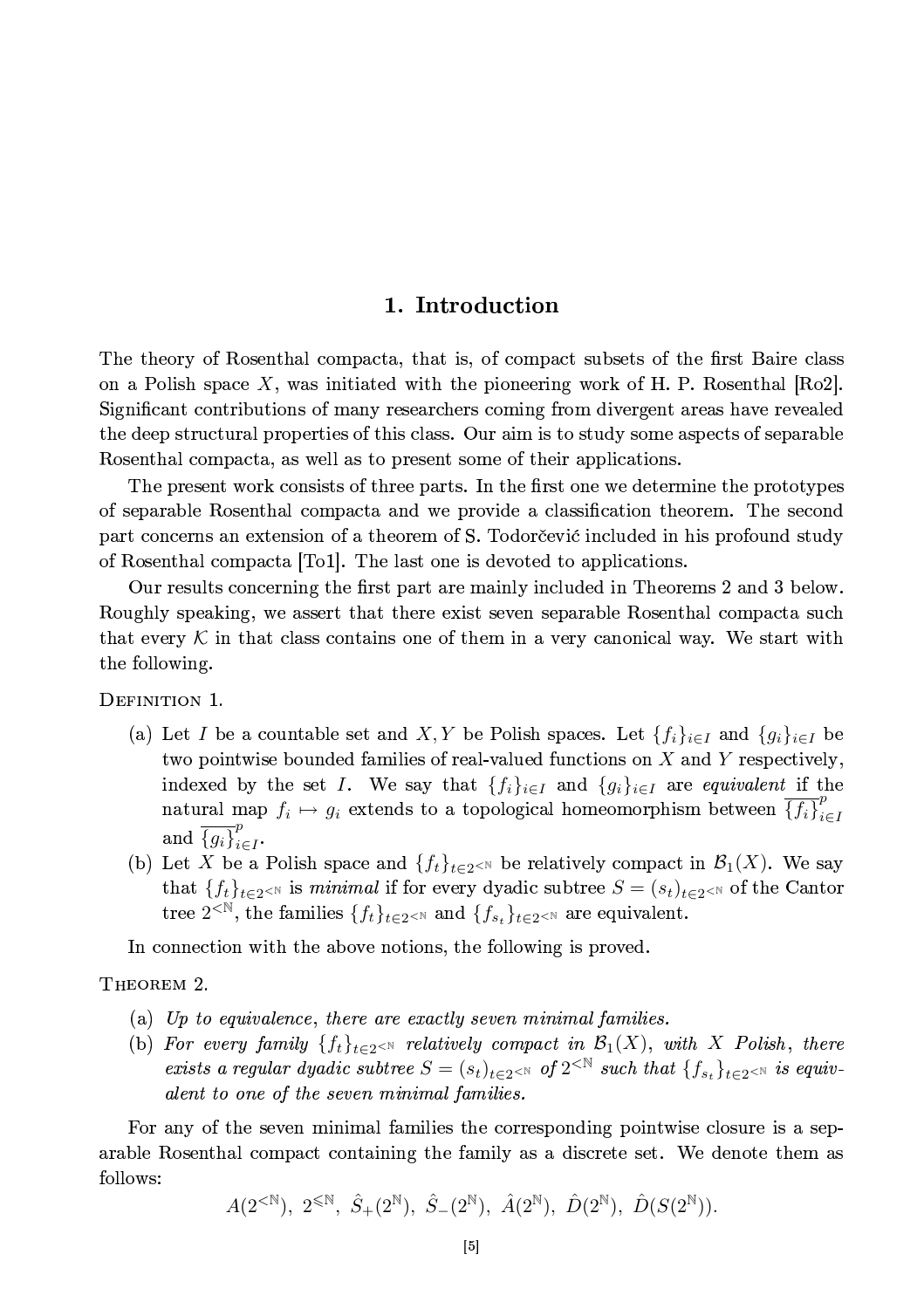# 1. Introduction

The theory of Rosenthal compacta, that is, of compact subsets of the first Baire class on a Polish space $X$, was initiated with the pioneering work of H. P. Rosenthal [Ro2]. Significant contributions of many researchers coming from divergent areas have revealed the deep structural properties of this class. Our aim is to study some aspects of separable Rosenthal compacta, as well as to present some of their applications.

The present work consists of three parts. In the first one we determine the prototypes of separable Rosenthal compacta and we provide a classification theorem. The second part concerns an extension of a theorem of S. Todorčević included in his profound study of Rosenthal compacta [To1]. The last one is devoted to applications.

Our results concerning the first part are mainly included in Theorems 2 and 3 below. Roughly speaking, we assert that there exist seven separable Rosenthal compacta such that every $\mathcal{K}$ in that class contains one of them in a very canonical way. We start with the following.

Definition 1.

(a) Let $I$ be a countable set and $X, Y$ be Polish spaces. Let $\{f_i\}_{i\in I}$ and $\{g_i\}_{i\in I}$ be two pointwise bounded families of real-valued functions on $X$ and $Y$ respectively, indexed by the set $I$. We say that $\{f_i\}_{i\in I}$ and $\{g_i\}_{i\in I}$ are *equivalent* if the natural map $f_i \mapsto g_i$ extends to a topological homeomorphism between $\overline{\{f_i\}}^p_{i\in I}$ and $\overline{\{g_i\}}^p_{i\in I}$.

(b) Let $X$ be a Polish space and $\{f_t\}_{t\in 2^{<\mathbb{N}}}$ be relatively compact in $\mathcal{B}_1(X)$. We say that $\{f_t\}_{t\in 2^{<\mathbb{N}}}$ is *minimal* if for every dyadic subtree $S = (s_t)_{t\in 2^{<\mathbb{N}}}$ of the Cantor tree $2^{<\mathbb{N}}$, the families $\{f_t\}_{t\in 2^{<\mathbb{N}}}$ and $\{f_{s_t}\}_{t\in 2^{<\mathbb{N}}}$ are equivalent.

In connection with the above notions, the following is proved.

Theorem 2.

(a) *Up to equivalence, there are exactly seven minimal families.*

(b) *For every family $\{f_t\}_{t\in 2^{<\mathbb{N}}}$ relatively compact in $\mathcal{B}_1(X)$, with $X$ Polish, there exists a regular dyadic subtree $S = (s_t)_{t\in 2^{<\mathbb{N}}}$ of $2^{<\mathbb{N}}$ such that $\{f_{s_t}\}_{t\in 2^{<\mathbb{N}}}$ is equivalent to one of the seven minimal families.*

For any of the seven minimal families the corresponding pointwise closure is a separable Rosenthal compact containing the family as a discrete set. We denote them as follows:

$$A(2^{<\mathbb{N}}),\ 2^{\leqslant\mathbb{N}},\ \hat{S}_+(2^{\mathbb{N}}),\ \hat{S}_-(2^{\mathbb{N}}),\ \hat{A}(2^{\mathbb{N}}),\ \hat{D}(2^{\mathbb{N}}),\ \hat{D}(S(2^{\mathbb{N}})).$$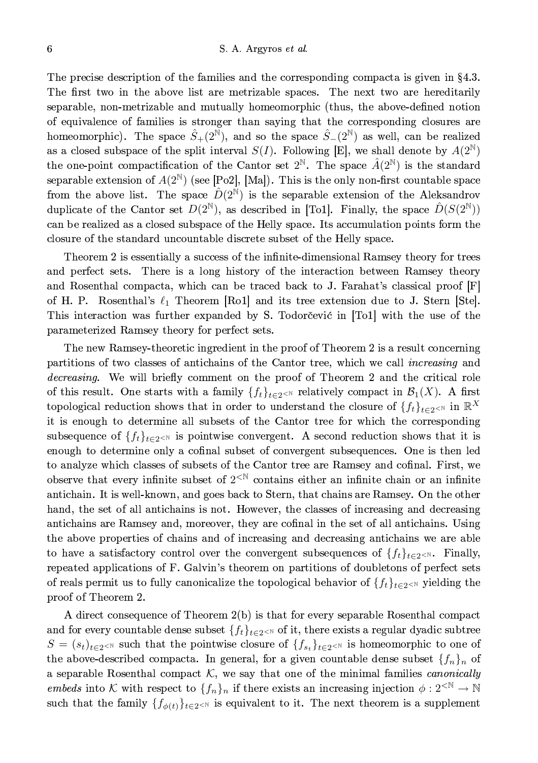The precise description of the families and the corresponding compacta is given in §4.3. The first two in the above list are metrizable spaces. The next two are hereditarily separable, non-metrizable and mutually homeomorphic (thus, the above-defined notion of equivalence of families is stronger than saying that the corresponding closures are homeomorphic). The space $\hat{S}_{+}(2^{\mathbb{N}})$, and so the space $\hat{S}_{-}(2^{\mathbb{N}})$ as well, can be realized as a closed subspace of the split interval $S(I)$. Following [E], we shall denote by $A(2^{\mathbb{N}})$ the one-point compactification of the Cantor set $2^{\mathbb{N}}$. The space $\hat{A}(2^{\mathbb{N}})$ is the standard separable extension of $A(2^{\mathbb{N}})$ (see [Po2], [Ma]). This is the only non-first countable space from the above list. The space $\hat{D}(2^{\mathbb{N}})$ is the separable extension of the Aleksandrov duplicate of the Cantor set $D(2^{\mathbb{N}})$, as described in [To1]. Finally, the space $\hat{D}(S(2^{\mathbb{N}}))$ can be realized as a closed subspace of the Helly space. Its accumulation points form the closure of the standard uncountable discrete subset of the Helly space.

Theorem 2 is essentially a success of the infinite-dimensional Ramsey theory for trees and perfect sets. There is a long history of the interaction between Ramsey theory and Rosenthal compacta, which can be traced back to J. Farahat's classical proof [F] of H. P. Rosenthal's $\ell_1$ Theorem [Ro1] and its tree extension due to J. Stern [Ste]. This interaction was further expanded by S. Todorčević in [To1] with the use of the parameterized Ramsey theory for perfect sets.

The new Ramsey-theoretic ingredient in the proof of Theorem 2 is a result concerning partitions of two classes of antichains of the Cantor tree, which we call *increasing* and *decreasing*. We will briefly comment on the proof of Theorem 2 and the critical role of this result. One starts with a family $\{f_t\}_{t\in 2^{<\mathbb{N}}}$ relatively compact in $\mathcal{B}_1(X)$. A first topological reduction shows that in order to understand the closure of $\{f_t\}_{t\in 2^{<\mathbb{N}}}$ in $\mathbb{R}^X$ it is enough to determine all subsets of the Cantor tree for which the corresponding subsequence of $\{f_t\}_{t\in 2^{<\mathbb{N}}}$ is pointwise convergent. A second reduction shows that it is enough to determine only a cofinal subset of convergent subsequences. One is then led to analyze which classes of subsets of the Cantor tree are Ramsey and cofinal. First, we observe that every infinite subset of $2^{<\mathbb{N}}$ contains either an infinite chain or an infinite antichain. It is well-known, and goes back to Stern, that chains are Ramsey. On the other hand, the set of all antichains is not. However, the classes of increasing and decreasing antichains are Ramsey and, moreover, they are cofinal in the set of all antichains. Using the above properties of chains and of increasing and decreasing antichains we are able to have a satisfactory control over the convergent subsequences of $\{f_t\}_{t\in 2^{<\mathbb{N}}}$. Finally, repeated applications of F. Galvin's theorem on partitions of doubletons of perfect sets of reals permit us to fully canonicalize the topological behavior of $\{f_t\}_{t\in 2^{<\mathbb{N}}}$ yielding the proof of Theorem 2.

A direct consequence of Theorem 2(b) is that for every separable Rosenthal compact and for every countable dense subset $\{f_t\}_{t\in 2^{<\mathbb{N}}}$ of it, there exists a regular dyadic subtree $S=(s_t)_{t\in 2^{<\mathbb{N}}}$ such that the pointwise closure of $\{f_{s_t}\}_{t\in 2^{<\mathbb{N}}}$ is homeomorphic to one of the above-described compacta. In general, for a given countable dense subset $\{f_n\}_n$ of a separable Rosenthal compact $\mathcal{K}$, we say that one of the minimal families *canonically embeds* into $\mathcal{K}$ with respect to $\{f_n\}_n$ if there exists an increasing injection $\phi: 2^{<\mathbb{N}}\to\mathbb{N}$ such that the family $\{f_{\phi(t)}\}_{t\in 2^{<\mathbb{N}}}$ is equivalent to it. The next theorem is a supplement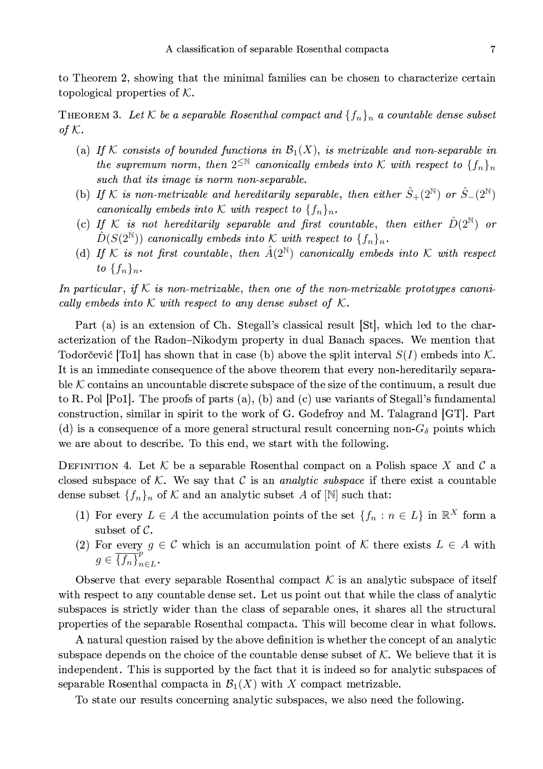to Theorem 2, showing that the minimal families can be chosen to characterize certain topological properties of $\mathcal{K}$.

Theorem 3. *Let $\mathcal{K}$ be a separable Rosenthal compact and $\{f_n\}_n$ a countable dense subset of $\mathcal{K}$.*

(a) *If $\mathcal{K}$ consists of bounded functions in $\mathcal{B}_1(X)$, is metrizable and non-separable in the supremum norm, then $2^{\leq \mathbb{N}}$ canonically embeds into $\mathcal{K}$ with respect to $\{f_n\}_n$ such that its image is norm non-separable.*

(b) *If $\mathcal{K}$ is non-metrizable and hereditarily separable, then either $\hat{S}_+(2^{\mathbb{N}})$ or $\hat{S}_-(2^{\mathbb{N}})$ canonically embeds into $\mathcal{K}$ with respect to $\{f_n\}_n$.*

(c) *If $\mathcal{K}$ is not hereditarily separable and first countable, then either $\hat{D}(2^{\mathbb{N}})$ or $\hat{D}(S(2^{\mathbb{N}}))$ canonically embeds into $\mathcal{K}$ with respect to $\{f_n\}_n$.*

(d) *If $\mathcal{K}$ is not first countable, then $\hat{A}(2^{\mathbb{N}})$ canonically embeds into $\mathcal{K}$ with respect to $\{f_n\}_n$.*

*In particular, if $\mathcal{K}$ is non-metrizable, then one of the non-metrizable prototypes canonically embeds into $\mathcal{K}$ with respect to any dense subset of $\mathcal{K}$.*

Part (a) is an extension of Ch. Stegall's classical result [St], which led to the characterization of the Radon–Nikodym property in dual Banach spaces. We mention that Todorčević [To1] has shown that in case (b) above the split interval $S(I)$ embeds into $\mathcal{K}$. It is an immediate consequence of the above theorem that every non-hereditarily separable $\mathcal{K}$ contains an uncountable discrete subspace of the size of the continuum, a result due to R. Pol [Po1]. The proofs of parts (a), (b) and (c) use variants of Stegall's fundamental construction, similar in spirit to the work of G. Godefroy and M. Talagrand [GT]. Part (d) is a consequence of a more general structural result concerning non-$G_\delta$ points which we are about to describe. To this end, we start with the following.

Definition 4. Let $\mathcal{K}$ be a separable Rosenthal compact on a Polish space $X$ and $\mathcal{C}$ a closed subspace of $\mathcal{K}$. We say that $\mathcal{C}$ is an *analytic subspace* if there exist a countable dense subset $\{f_n\}_n$ of $\mathcal{K}$ and an analytic subset $A$ of $[\mathbb{N}]$ such that:

(1) For every $L \in A$ the accumulation points of the set $\{f_n : n \in L\}$ in $\mathbb{R}^X$ form a subset of $\mathcal{C}$.

(2) For every $g \in \mathcal{C}$ which is an accumulation point of $\mathcal{K}$ there exists $L \in A$ with $g \in \overline{\{f_n\}}^p_{n\in L}$.

Observe that every separable Rosenthal compact $\mathcal{K}$ is an analytic subspace of itself with respect to any countable dense set. Let us point out that while the class of analytic subspaces is strictly wider than the class of separable ones, it shares all the structural properties of the separable Rosenthal compacta. This will become clear in what follows.

A natural question raised by the above definition is whether the concept of an analytic subspace depends on the choice of the countable dense subset of $\mathcal{K}$. We believe that it is independent. This is supported by the fact that it is indeed so for analytic subspaces of separable Rosenthal compacta in $\mathcal{B}_1(X)$ with $X$ compact metrizable.

To state our results concerning analytic subspaces, we also need the following.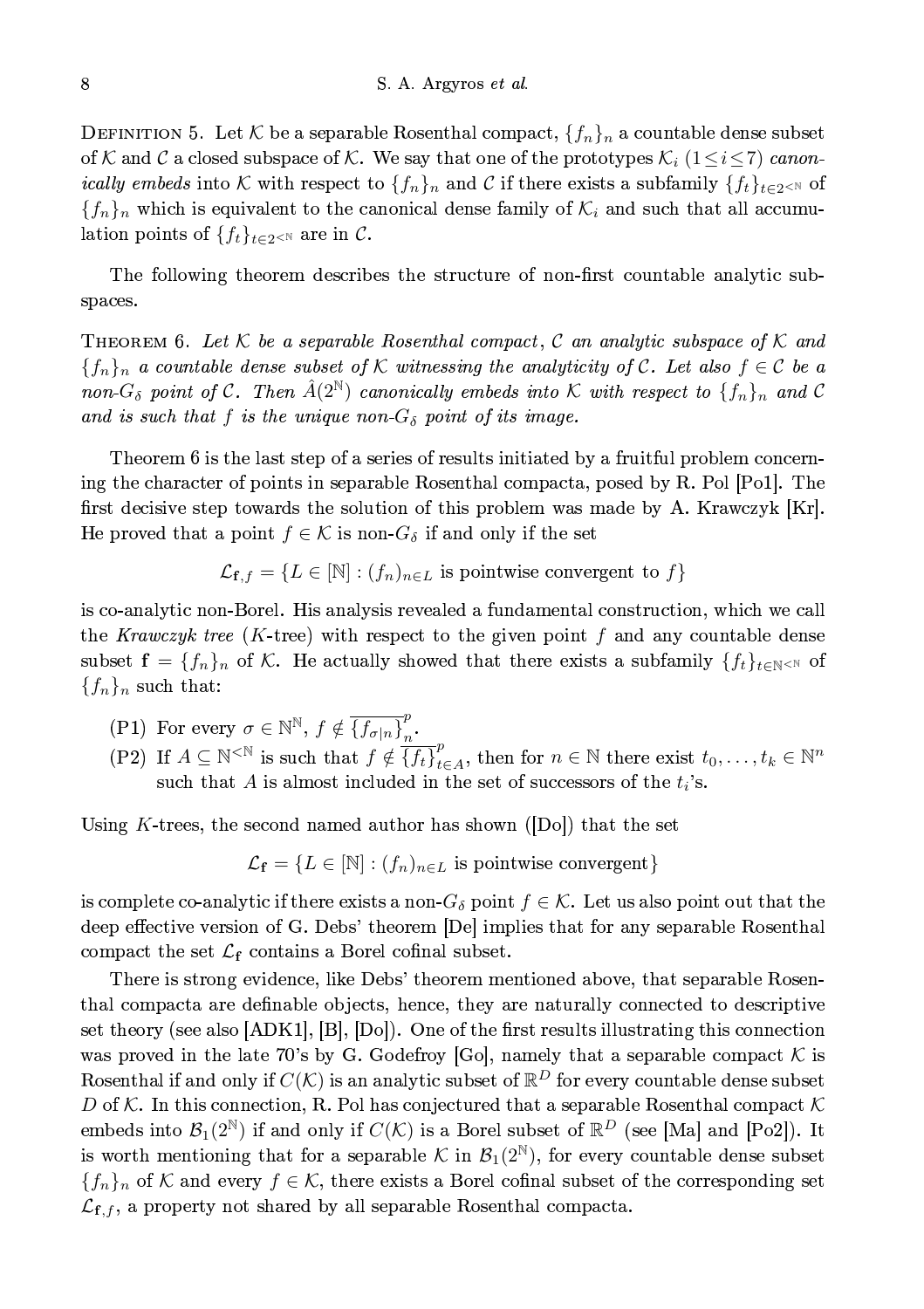**Definition 5.** Let $\mathcal{K}$ be a separable Rosenthal compact, $\{f_n\}_n$ a countable dense subset of $\mathcal{K}$ and $\mathcal{C}$ a closed subspace of $\mathcal{K}$. We say that one of the prototypes $\mathcal{K}_i$ $(1 \leq i \leq 7)$ *canonically embeds* into $\mathcal{K}$ with respect to $\{f_n\}_n$ and $\mathcal{C}$ if there exists a subfamily $\{f_t\}_{t \in 2^{<\mathbb{N}}}$ of $\{f_n\}_n$ which is equivalent to the canonical dense family of $\mathcal{K}_i$ and such that all accumulation points of $\{f_t\}_{t \in 2^{<\mathbb{N}}}$ are in $\mathcal{C}$.

The following theorem describes the structure of non-first countable analytic subspaces.

**Theorem 6.** *Let $\mathcal{K}$ be a separable Rosenthal compact, $\mathcal{C}$ an analytic subspace of $\mathcal{K}$ and $\{f_n\}_n$ a countable dense subset of $\mathcal{K}$ witnessing the analyticity of $\mathcal{C}$. Let also $f \in \mathcal{C}$ be a non-$G_\delta$ point of $\mathcal{C}$. Then $\hat{A}(2^{\mathbb{N}})$ canonically embeds into $\mathcal{K}$ with respect to $\{f_n\}_n$ and $\mathcal{C}$ and is such that $f$ is the unique non-$G_\delta$ point of its image.*

Theorem 6 is the last step of a series of results initiated by a fruitful problem concerning the character of points in separable Rosenthal compacta, posed by R. Pol [Po1]. The first decisive step towards the solution of this problem was made by A. Krawczyk [Kr]. He proved that a point $f \in \mathcal{K}$ is non-$G_\delta$ if and only if the set

$$\mathcal{L}_{\mathbf{f},f} = \{L \in [\mathbb{N}] : (f_n)_{n \in L} \text{ is pointwise convergent to } f\}$$

is co-analytic non-Borel. His analysis revealed a fundamental construction, which we call the *Krawczyk tree* ($K$-tree) with respect to the given point $f$ and any countable dense subset $\mathbf{f} = \{f_n\}_n$ of $\mathcal{K}$. He actually showed that there exists a subfamily $\{f_t\}_{t \in \mathbb{N}^{<\mathbb{N}}}$ of $\{f_n\}_n$ such that:

- (P1) For every $\sigma \in \mathbb{N}^{\mathbb{N}}$, $f \notin \overline{\{f_{\sigma|n}\}}_n^p$.
- (P2) If $A \subseteq \mathbb{N}^{<\mathbb{N}}$ is such that $f \notin \overline{\{f_t\}}_{t \in A}^p$, then for $n \in \mathbb{N}$ there exist $t_0, \dots, t_k \in \mathbb{N}^n$ such that $A$ is almost included in the set of successors of the $t_i$'s.

Using $K$-trees, the second named author has shown ([Do]) that the set

$$\mathcal{L}_{\mathbf{f}} = \{L \in [\mathbb{N}] : (f_n)_{n \in L} \text{ is pointwise convergent}\}$$

is complete co-analytic if there exists a non-$G_\delta$ point $f \in \mathcal{K}$. Let us also point out that the deep effective version of G. Debs' theorem [De] implies that for any separable Rosenthal compact the set $\mathcal{L}_{\mathbf{f}}$ contains a Borel cofinal subset.

There is strong evidence, like Debs' theorem mentioned above, that separable Rosenthal compacta are definable objects, hence, they are naturally connected to descriptive set theory (see also [ADK1], [B], [Do]). One of the first results illustrating this connection was proved in the late 70's by G. Godefroy [Go], namely that a separable compact $\mathcal{K}$ is Rosenthal if and only if $C(\mathcal{K})$ is an analytic subset of $\mathbb{R}^D$ for every countable dense subset $D$ of $\mathcal{K}$. In this connection, R. Pol has conjectured that a separable Rosenthal compact $\mathcal{K}$ embeds into $\mathcal{B}_1(2^{\mathbb{N}})$ if and only if $C(\mathcal{K})$ is a Borel subset of $\mathbb{R}^D$ (see [Ma] and [Po2]). It is worth mentioning that for a separable $\mathcal{K}$ in $\mathcal{B}_1(2^{\mathbb{N}})$, for every countable dense subset $\{f_n\}_n$ of $\mathcal{K}$ and every $f \in \mathcal{K}$, there exists a Borel cofinal subset of the corresponding set $\mathcal{L}_{\mathbf{f},f}$, a property not shared by all separable Rosenthal compacta.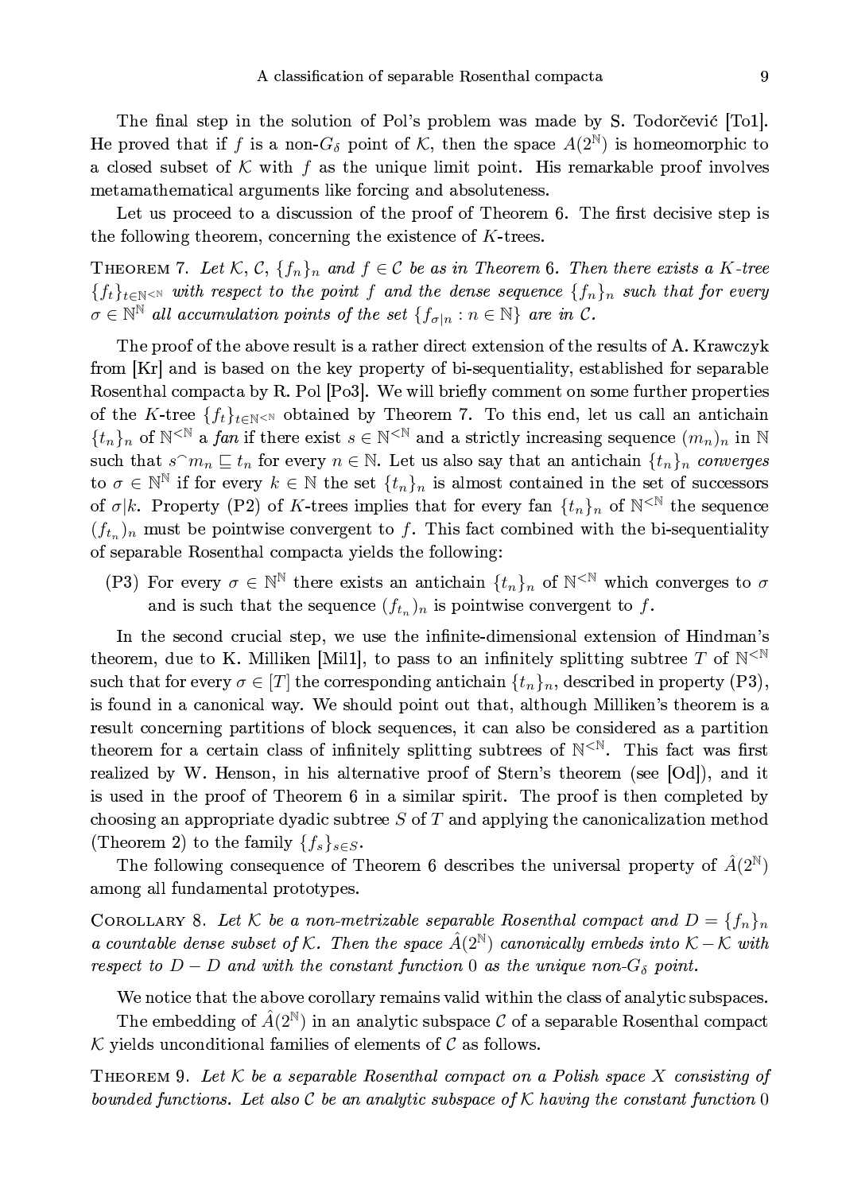The final step in the solution of Pol's problem was made by S. Todorčević [To1]. He proved that if $f$ is a non-$G_\delta$ point of $\mathcal{K}$, then the space $A(2^{\mathbb{N}})$ is homeomorphic to a closed subset of $\mathcal{K}$ with $f$ as the unique limit point. His remarkable proof involves metamathematical arguments like forcing and absoluteness.

Let us proceed to a discussion of the proof of Theorem 6. The first decisive step is the following theorem, concerning the existence of $K$-trees.

THEOREM 7. *Let $\mathcal{K}$, $\mathcal{C}$, $\{f_n\}_n$ and $f \in \mathcal{C}$ be as in Theorem 6. Then there exists a $K$-tree $\{f_t\}_{t\in\mathbb{N}^{<\mathbb{N}}}$ with respect to the point $f$ and the dense sequence $\{f_n\}_n$ such that for every $\sigma \in \mathbb{N}^{\mathbb{N}}$ all accumulation points of the set $\{f_{\sigma|n} : n \in \mathbb{N}\}$ are in $\mathcal{C}$.*

The proof of the above result is a rather direct extension of the results of A. Krawczyk from [Kr] and is based on the key property of bi-sequentiality, established for separable Rosenthal compacta by R. Pol [Po3]. We will briefly comment on some further properties of the $K$-tree $\{f_t\}_{t\in\mathbb{N}^{<\mathbb{N}}}$ obtained by Theorem 7. To this end, let us call an antichain $\{t_n\}_n$ of $\mathbb{N}^{<\mathbb{N}}$ a *fan* if there exist $s \in \mathbb{N}^{<\mathbb{N}}$ and a strictly increasing sequence $(m_n)_n$ in $\mathbb{N}$ such that $s^\frown m_n \sqsubseteq t_n$ for every $n \in \mathbb{N}$. Let us also say that an antichain $\{t_n\}_n$ *converges* to $\sigma \in \mathbb{N}^{\mathbb{N}}$ if for every $k \in \mathbb{N}$ the set $\{t_n\}_n$ is almost contained in the set of successors of $\sigma|k$. Property (P2) of $K$-trees implies that for every fan $\{t_n\}_n$ of $\mathbb{N}^{<\mathbb{N}}$ the sequence $(f_{t_n})_n$ must be pointwise convergent to $f$. This fact combined with the bi-sequentiality of separable Rosenthal compacta yields the following:

(P3) For every $\sigma \in \mathbb{N}^{\mathbb{N}}$ there exists an antichain $\{t_n\}_n$ of $\mathbb{N}^{<\mathbb{N}}$ which converges to $\sigma$ and is such that the sequence $(f_{t_n})_n$ is pointwise convergent to $f$.

In the second crucial step, we use the infinite-dimensional extension of Hindman's theorem, due to K. Milliken [Mil1], to pass to an infinitely splitting subtree $T$ of $\mathbb{N}^{<\mathbb{N}}$ such that for every $\sigma \in [T]$ the corresponding antichain $\{t_n\}_n$, described in property (P3), is found in a canonical way. We should point out that, although Milliken's theorem is a result concerning partitions of block sequences, it can also be considered as a partition theorem for a certain class of infinitely splitting subtrees of $\mathbb{N}^{<\mathbb{N}}$. This fact was first realized by W. Henson, in his alternative proof of Stern's theorem (see [Od]), and it is used in the proof of Theorem 6 in a similar spirit. The proof is then completed by choosing an appropriate dyadic subtree $S$ of $T$ and applying the canonicalization method (Theorem 2) to the family $\{f_s\}_{s\in S}$.

The following consequence of Theorem 6 describes the universal property of $\hat{A}(2^{\mathbb{N}})$ among all fundamental prototypes.

COROLLARY 8. *Let $\mathcal{K}$ be a non-metrizable separable Rosenthal compact and $D = \{f_n\}_n$ a countable dense subset of $\mathcal{K}$. Then the space $\hat{A}(2^{\mathbb{N}})$ canonically embeds into $\mathcal{K} - \mathcal{K}$ with respect to $D - D$ and with the constant function $0$ as the unique non-$G_\delta$ point.*

We notice that the above corollary remains valid within the class of analytic subspaces.

The embedding of $\hat{A}(2^{\mathbb{N}})$ in an analytic subspace $\mathcal{C}$ of a separable Rosenthal compact $\mathcal{K}$ yields unconditional families of elements of $\mathcal{C}$ as follows.

THEOREM 9. *Let $\mathcal{K}$ be a separable Rosenthal compact on a Polish space $X$ consisting of bounded functions. Let also $\mathcal{C}$ be an analytic subspace of $\mathcal{K}$ having the constant function $0$*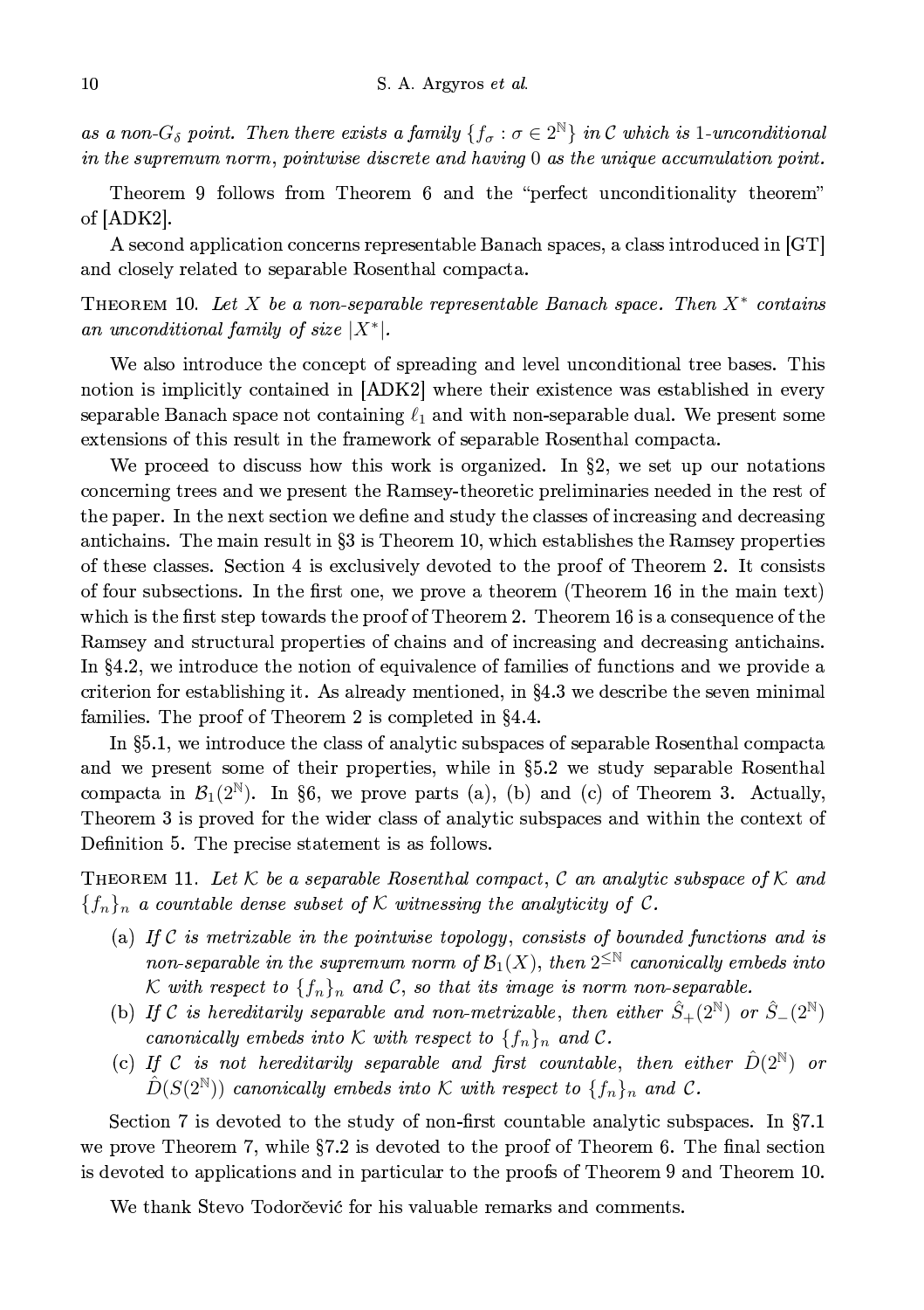*as a non-$G_\delta$ point. Then there exists a family $\{f_\sigma : \sigma \in 2^{\mathbb{N}}\}$ in $\mathcal{C}$ which is 1-unconditional in the supremum norm, pointwise discrete and having 0 as the unique accumulation point.*

Theorem 9 follows from Theorem 6 and the "perfect unconditionality theorem" of [ADK2].

A second application concerns representable Banach spaces, a class introduced in [GT] and closely related to separable Rosenthal compacta.

Theorem 10. *Let $X$ be a non-separable representable Banach space. Then $X^*$ contains an unconditional family of size $|X^*|$.*

We also introduce the concept of spreading and level unconditional tree bases. This notion is implicitly contained in [ADK2] where their existence was established in every separable Banach space not containing $\ell_1$ and with non-separable dual. We present some extensions of this result in the framework of separable Rosenthal compacta.

We proceed to discuss how this work is organized. In §2, we set up our notations concerning trees and we present the Ramsey-theoretic preliminaries needed in the rest of the paper. In the next section we define and study the classes of increasing and decreasing antichains. The main result in §3 is Theorem 10, which establishes the Ramsey properties of these classes. Section 4 is exclusively devoted to the proof of Theorem 2. It consists of four subsections. In the first one, we prove a theorem (Theorem 16 in the main text) which is the first step towards the proof of Theorem 2. Theorem 16 is a consequence of the Ramsey and structural properties of chains and of increasing and decreasing antichains. In §4.2, we introduce the notion of equivalence of families of functions and we provide a criterion for establishing it. As already mentioned, in §4.3 we describe the seven minimal families. The proof of Theorem 2 is completed in §4.4.

In §5.1, we introduce the class of analytic subspaces of separable Rosenthal compacta and we present some of their properties, while in §5.2 we study separable Rosenthal compacta in $\mathcal{B}_1(2^{\mathbb{N}})$. In §6, we prove parts (a), (b) and (c) of Theorem 3. Actually, Theorem 3 is proved for the wider class of analytic subspaces and within the context of Definition 5. The precise statement is as follows.

Theorem 11. *Let $\mathcal{K}$ be a separable Rosenthal compact, $\mathcal{C}$ an analytic subspace of $\mathcal{K}$ and $\{f_n\}_n$ a countable dense subset of $\mathcal{K}$ witnessing the analyticity of $\mathcal{C}$.*

- (a) *If $\mathcal{C}$ is metrizable in the pointwise topology, consists of bounded functions and is non-separable in the supremum norm of $\mathcal{B}_1(X)$, then $2^{\leq\mathbb{N}}$ canonically embeds into $\mathcal{K}$ with respect to $\{f_n\}_n$ and $\mathcal{C}$, so that its image is norm non-separable.*
- (b) *If $\mathcal{C}$ is hereditarily separable and non-metrizable, then either $\hat{S}_+(2^{\mathbb{N}})$ or $\hat{S}_-(2^{\mathbb{N}})$ canonically embeds into $\mathcal{K}$ with respect to $\{f_n\}_n$ and $\mathcal{C}$.*
- (c) *If $\mathcal{C}$ is not hereditarily separable and first countable, then either $\hat{D}(2^{\mathbb{N}})$ or $\hat{D}(S(2^{\mathbb{N}}))$ canonically embeds into $\mathcal{K}$ with respect to $\{f_n\}_n$ and $\mathcal{C}$.*

Section 7 is devoted to the study of non-first countable analytic subspaces. In §7.1 we prove Theorem 7, while §7.2 is devoted to the proof of Theorem 6. The final section is devoted to applications and in particular to the proofs of Theorem 9 and Theorem 10.

We thank Stevo Todorčević for his valuable remarks and comments.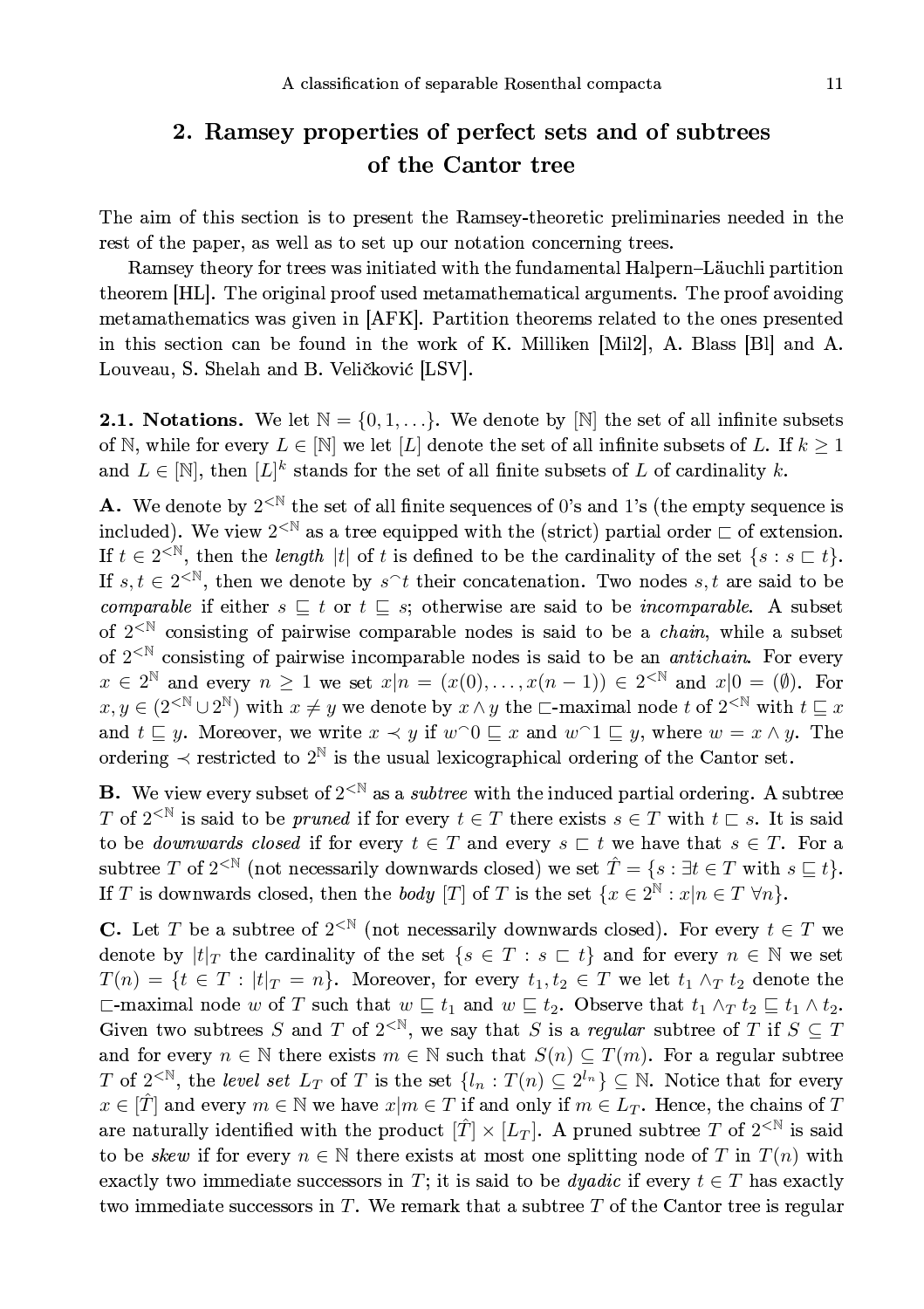## 2. Ramsey properties of perfect sets and of subtrees of the Cantor tree

The aim of this section is to present the Ramsey-theoretic preliminaries needed in the rest of the paper, as well as to set up our notation concerning trees.

Ramsey theory for trees was initiated with the fundamental Halpern–Läuchli partition theorem [HL]. The original proof used metamathematical arguments. The proof avoiding metamathematics was given in [AFK]. Partition theorems related to the ones presented in this section can be found in the work of K. Milliken [Mil2], A. Blass [Bl] and A. Louveau, S. Shelah and B. Veličković [LSV].

**2.1. Notations.** We let $\mathbb{N} = \{0, 1, \ldots\}$. We denote by $[\mathbb{N}]$ the set of all infinite subsets of $\mathbb{N}$, while for every $L \in [\mathbb{N}]$ we let $[L]$ denote the set of all infinite subsets of $L$. If $k \geq 1$ and $L \in [\mathbb{N}]$, then $[L]^k$ stands for the set of all finite subsets of $L$ of cardinality $k$.

**A.** We denote by $2^{<\mathbb{N}}$ the set of all finite sequences of 0's and 1's (the empty sequence is included). We view $2^{<\mathbb{N}}$ as a tree equipped with the (strict) partial order $\sqsubset$ of extension. If $t \in 2^{<\mathbb{N}}$, then the *length* $|t|$ of $t$ is defined to be the cardinality of the set $\{s : s \sqsubset t\}$. If $s, t \in 2^{<\mathbb{N}}$, then we denote by $s^\frown t$ their concatenation. Two nodes $s, t$ are said to be *comparable* if either $s \sqsubseteq t$ or $t \sqsubseteq s$; otherwise are said to be *incomparable*. A subset of $2^{<\mathbb{N}}$ consisting of pairwise comparable nodes is said to be a *chain*, while a subset of $2^{<\mathbb{N}}$ consisting of pairwise incomparable nodes is said to be an *antichain*. For every $x \in 2^{\mathbb{N}}$ and every $n \geq 1$ we set $x|n = (x(0), \ldots, x(n-1)) \in 2^{<\mathbb{N}}$ and $x|0 = (\emptyset)$. For $x, y \in (2^{<\mathbb{N}} \cup 2^{\mathbb{N}})$ with $x \neq y$ we denote by $x \wedge y$ the $\sqsubset$-maximal node $t$ of $2^{<\mathbb{N}}$ with $t \sqsubseteq x$ and $t \sqsubseteq y$. Moreover, we write $x \prec y$ if $w^\frown 0 \sqsubseteq x$ and $w^\frown 1 \sqsubseteq y$, where $w = x \wedge y$. The ordering $\prec$ restricted to $2^{\mathbb{N}}$ is the usual lexicographical ordering of the Cantor set.

**B.** We view every subset of $2^{<\mathbb{N}}$ as a *subtree* with the induced partial ordering. A subtree $T$ of $2^{<\mathbb{N}}$ is said to be *pruned* if for every $t \in T$ there exists $s \in T$ with $t \sqsubset s$. It is said to be *downwards closed* if for every $t \in T$ and every $s \sqsubset t$ we have that $s \in T$. For a subtree $T$ of $2^{<\mathbb{N}}$ (not necessarily downwards closed) we set $\hat{T} = \{s : \exists t \in T \text{ with } s \sqsubseteq t\}$. If $T$ is downwards closed, then the *body* $[T]$ of $T$ is the set $\{x \in 2^{\mathbb{N}} : x|n \in T \ \forall n\}$.

**C.** Let $T$ be a subtree of $2^{<\mathbb{N}}$ (not necessarily downwards closed). For every $t \in T$ we denote by $|t|_T$ the cardinality of the set $\{s \in T : s \sqsubset t\}$ and for every $n \in \mathbb{N}$ we set $T(n) = \{t \in T : |t|_T = n\}$. Moreover, for every $t_1, t_2 \in T$ we let $t_1 \wedge_T t_2$ denote the $\sqsubset$-maximal node $w$ of $T$ such that $w \sqsubseteq t_1$ and $w \sqsubseteq t_2$. Observe that $t_1 \wedge_T t_2 \sqsubseteq t_1 \wedge t_2$. Given two subtrees $S$ and $T$ of $2^{<\mathbb{N}}$, we say that $S$ is a *regular* subtree of $T$ if $S \subseteq T$ and for every $n \in \mathbb{N}$ there exists $m \in \mathbb{N}$ such that $S(n) \subseteq T(m)$. For a regular subtree $T$ of $2^{<\mathbb{N}}$, the *level set* $L_T$ of $T$ is the set $\{l_n : T(n) \subseteq 2^{l_n}\} \subseteq \mathbb{N}$. Notice that for every $x \in [\hat{T}]$ and every $m \in \mathbb{N}$ we have $x|m \in T$ if and only if $m \in L_T$. Hence, the chains of $T$ are naturally identified with the product $[\hat{T}] \times [L_T]$. A pruned subtree $T$ of $2^{<\mathbb{N}}$ is said to be *skew* if for every $n \in \mathbb{N}$ there exists at most one splitting node of $T$ in $T(n)$ with exactly two immediate successors in $T$; it is said to be *dyadic* if every $t \in T$ has exactly two immediate successors in $T$. We remark that a subtree $T$ of the Cantor tree is regular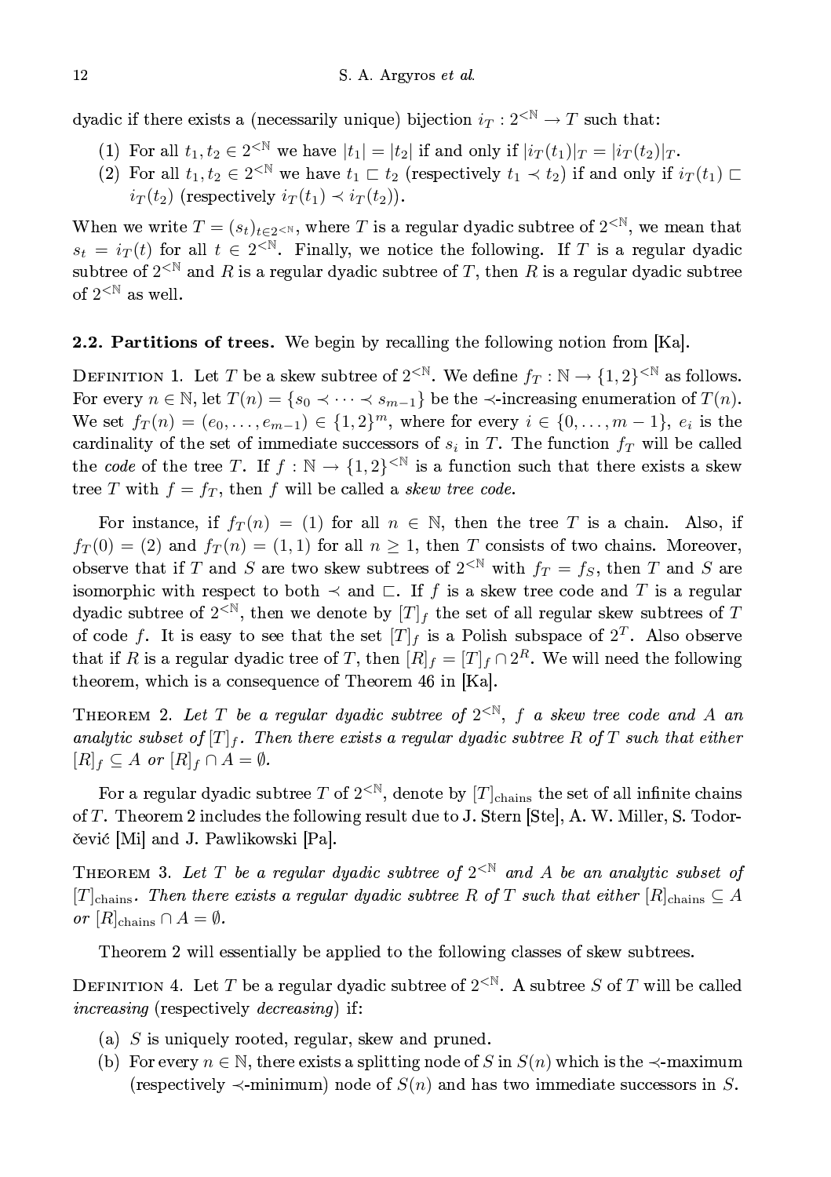dyadic if there exists a (necessarily unique) bijection $i_T : 2^{<\mathbb{N}} \to T$ such that:

(1) For all $t_1, t_2 \in 2^{<\mathbb{N}}$ we have $|t_1| = |t_2|$ if and only if $|i_T(t_1)|_T = |i_T(t_2)|_T$.
(2) For all $t_1, t_2 \in 2^{<\mathbb{N}}$ we have $t_1 \sqsubset t_2$ (respectively $t_1 \prec t_2$) if and only if $i_T(t_1) \sqsubset i_T(t_2)$ (respectively $i_T(t_1) \prec i_T(t_2)$).

When we write $T = (s_t)_{t \in 2^{<\mathbb{N}}}$, where $T$ is a regular dyadic subtree of $2^{<\mathbb{N}}$, we mean that $s_t = i_T(t)$ for all $t \in 2^{<\mathbb{N}}$. Finally, we notice the following. If $T$ is a regular dyadic subtree of $2^{<\mathbb{N}}$ and $R$ is a regular dyadic subtree of $T$, then $R$ is a regular dyadic subtree of $2^{<\mathbb{N}}$ as well.

### 2.2. Partitions of trees.

We begin by recalling the following notion from [Ka].

Definition 1. Let $T$ be a skew subtree of $2^{<\mathbb{N}}$. We define $f_T : \mathbb{N} \to \{1,2\}^{<\mathbb{N}}$ as follows. For every $n \in \mathbb{N}$, let $T(n) = \{s_0 \prec \dots \prec s_{m-1}\}$ be the $\prec$-increasing enumeration of $T(n)$. We set $f_T(n) = (e_0, \dots, e_{m-1}) \in \{1,2\}^m$, where for every $i \in \{0, \dots, m-1\}$, $e_i$ is the cardinality of the set of immediate successors of $s_i$ in $T$. The function $f_T$ will be called the *code* of the tree $T$. If $f : \mathbb{N} \to \{1,2\}^{<\mathbb{N}}$ is a function such that there exists a skew tree $T$ with $f = f_T$, then $f$ will be called a *skew tree code*.

For instance, if $f_T(n) = (1)$ for all $n \in \mathbb{N}$, then the tree $T$ is a chain. Also, if $f_T(0) = (2)$ and $f_T(n) = (1,1)$ for all $n \geq 1$, then $T$ consists of two chains. Moreover, observe that if $T$ and $S$ are two skew subtrees of $2^{<\mathbb{N}}$ with $f_T = f_S$, then $T$ and $S$ are isomorphic with respect to both $\prec$ and $\sqsubset$. If $f$ is a skew tree code and $T$ is a regular dyadic subtree of $2^{<\mathbb{N}}$, then we denote by $[T]_f$ the set of all regular skew subtrees of $T$ of code $f$. It is easy to see that the set $[T]_f$ is a Polish subspace of $2^T$. Also observe that if $R$ is a regular dyadic tree of $T$, then $[R]_f = [T]_f \cap 2^R$. We will need the following theorem, which is a consequence of Theorem 46 in [Ka].

Theorem 2. *Let $T$ be a regular dyadic subtree of $2^{<\mathbb{N}}$, $f$ a skew tree code and $A$ an analytic subset of $[T]_f$. Then there exists a regular dyadic subtree $R$ of $T$ such that either $[R]_f \subseteq A$ or $[R]_f \cap A = \emptyset$.*

For a regular dyadic subtree $T$ of $2^{<\mathbb{N}}$, denote by $[T]_{\mathrm{chains}}$ the set of all infinite chains of $T$. Theorem 2 includes the following result due to J. Stern [Ste], A. W. Miller, S. Todorčević [Mi] and J. Pawlikowski [Pa].

Theorem 3. *Let $T$ be a regular dyadic subtree of $2^{<\mathbb{N}}$ and $A$ be an analytic subset of $[T]_{\mathrm{chains}}$. Then there exists a regular dyadic subtree $R$ of $T$ such that either $[R]_{\mathrm{chains}} \subseteq A$ or $[R]_{\mathrm{chains}} \cap A = \emptyset$.*

Theorem 2 will essentially be applied to the following classes of skew subtrees.

Definition 4. Let $T$ be a regular dyadic subtree of $2^{<\mathbb{N}}$. A subtree $S$ of $T$ will be called *increasing* (respectively *decreasing*) if:

(a) $S$ is uniquely rooted, regular, skew and pruned.
(b) For every $n \in \mathbb{N}$, there exists a splitting node of $S$ in $S(n)$ which is the $\prec$-maximum (respectively $\prec$-minimum) node of $S(n)$ and has two immediate successors in $S$.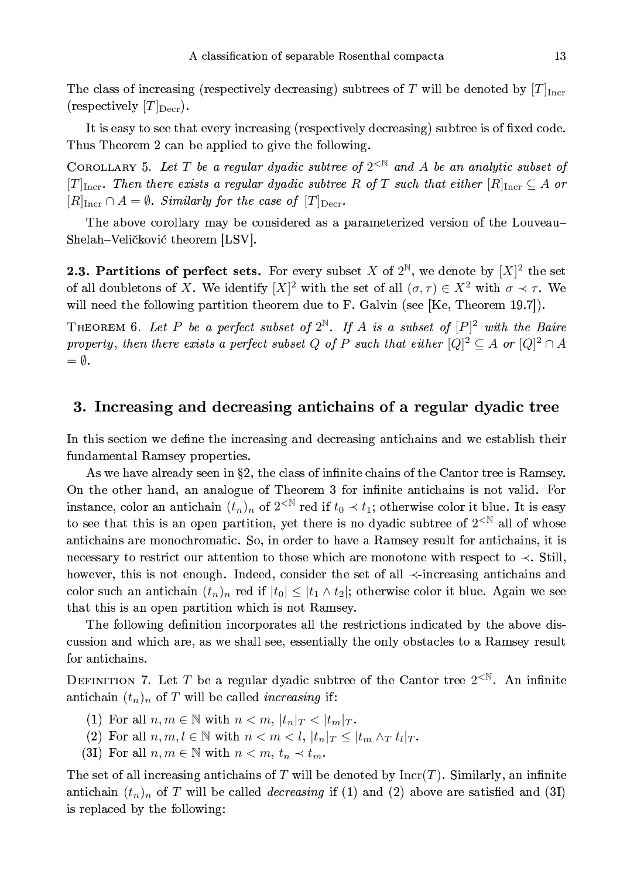The class of increasing (respectively decreasing) subtrees of $T$ will be denoted by $[T]_{\mathrm{Incr}}$ (respectively $[T]_{\mathrm{Decr}}$).

It is easy to see that every increasing (respectively decreasing) subtree is of fixed code. Thus Theorem 2 can be applied to give the following.

Corollary 5. *Let $T$ be a regular dyadic subtree of $2^{<\mathbb{N}}$ and $A$ be an analytic subset of $[T]_{\mathrm{Incr}}$. Then there exists a regular dyadic subtree $R$ of $T$ such that either $[R]_{\mathrm{Incr}} \subseteq A$ or $[R]_{\mathrm{Incr}} \cap A = \emptyset$. Similarly for the case of $[T]_{\mathrm{Decr}}$.*

The above corollary may be considered as a parameterized version of the Louveau–Shelah–Veličković theorem [LSV].

**2.3. Partitions of perfect sets.** For every subset $X$ of $2^{\mathbb{N}}$, we denote by $[X]^2$ the set of all doubletons of $X$. We identify $[X]^2$ with the set of all $(\sigma, \tau) \in X^2$ with $\sigma \prec \tau$. We will need the following partition theorem due to F. Galvin (see [Ke, Theorem 19.7]).

Theorem 6. *Let $P$ be a perfect subset of $2^{\mathbb{N}}$. If $A$ is a subset of $[P]^2$ with the Baire property, then there exists a perfect subset $Q$ of $P$ such that either $[Q]^2 \subseteq A$ or $[Q]^2 \cap A = \emptyset$.*

## 3. Increasing and decreasing antichains of a regular dyadic tree

In this section we define the increasing and decreasing antichains and we establish their fundamental Ramsey properties.

As we have already seen in §2, the class of infinite chains of the Cantor tree is Ramsey. On the other hand, an analogue of Theorem 3 for infinite antichains is not valid. For instance, color an antichain $(t_n)_n$ of $2^{<\mathbb{N}}$ red if $t_0 \prec t_1$; otherwise color it blue. It is easy to see that this is an open partition, yet there is no dyadic subtree of $2^{<\mathbb{N}}$ all of whose antichains are monochromatic. So, in order to have a Ramsey result for antichains, it is necessary to restrict our attention to those which are monotone with respect to $\prec$. Still, however, this is not enough. Indeed, consider the set of all $\prec$-increasing antichains and color such an antichain $(t_n)_n$ red if $|t_0| \leq |t_1 \wedge t_2|$; otherwise color it blue. Again we see that this is an open partition which is not Ramsey.

The following definition incorporates all the restrictions indicated by the above discussion and which are, as we shall see, essentially the only obstacles to a Ramsey result for antichains.

Definition 7. Let $T$ be a regular dyadic subtree of the Cantor tree $2^{<\mathbb{N}}$. An infinite antichain $(t_n)_n$ of $T$ will be called *increasing* if:

(1) For all $n, m \in \mathbb{N}$ with $n < m$, $|t_n|_T < |t_m|_T$.
(2) For all $n, m, l \in \mathbb{N}$ with $n < m < l$, $|t_n|_T \leq |t_m \wedge_T t_l|_T$.
(3I) For all $n, m \in \mathbb{N}$ with $n < m$, $t_n \prec t_m$.

The set of all increasing antichains of $T$ will be denoted by $\mathrm{Incr}(T)$. Similarly, an infinite antichain $(t_n)_n$ of $T$ will be called *decreasing* if (1) and (2) above are satisfied and (3I) is replaced by the following: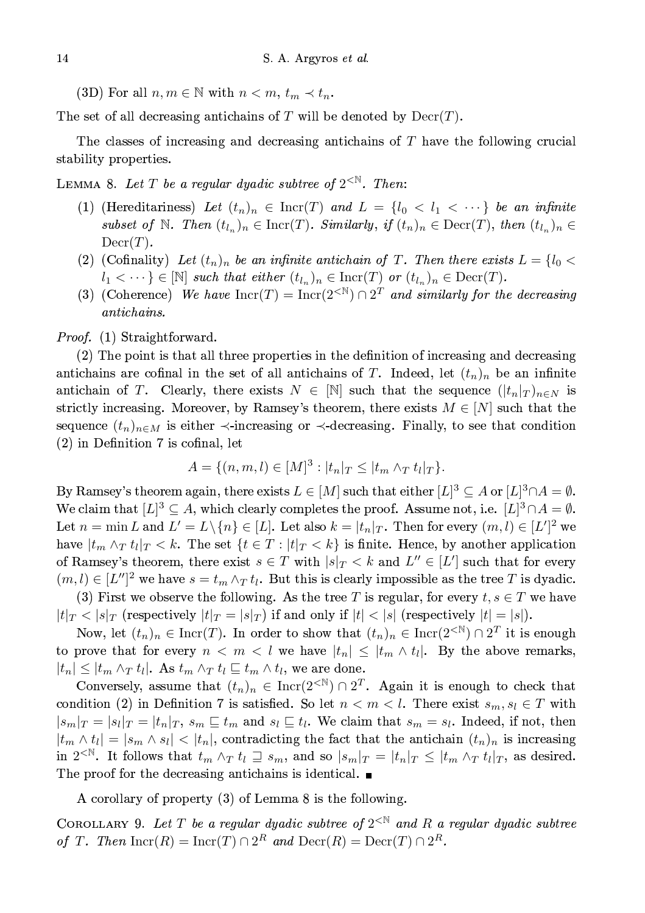(3D) For all $n, m \in \mathbb{N}$ with $n < m$, $t_m \prec t_n$.

The set of all decreasing antichains of $T$ will be denoted by $\mathrm{Decr}(T)$.

The classes of increasing and decreasing antichains of $T$ have the following crucial stability properties.

LEMMA 8. *Let $T$ be a regular dyadic subtree of $2^{<\mathbb{N}}$. Then:*

1. *(Hereditariness) Let $(t_n)_n \in \mathrm{Incr}(T)$ and $L = \{l_0 < l_1 < \cdots\}$ be an infinite subset of $\mathbb{N}$. Then $(t_{l_n})_n \in \mathrm{Incr}(T)$. Similarly, if $(t_n)_n \in \mathrm{Decr}(T)$, then $(t_{l_n})_n \in \mathrm{Decr}(T)$.*
2. *(Cofinality) Let $(t_n)_n$ be an infinite antichain of $T$. Then there exists $L = \{l_0 < l_1 < \cdots\} \in [\mathbb{N}]$ such that either $(t_{l_n})_n \in \mathrm{Incr}(T)$ or $(t_{l_n})_n \in \mathrm{Decr}(T)$.*
3. *(Coherence) We have $\mathrm{Incr}(T) = \mathrm{Incr}(2^{<\mathbb{N}}) \cap 2^T$ and similarly for the decreasing antichains.*

*Proof.* (1) Straightforward.

(2) The point is that all three properties in the definition of increasing and decreasing antichains are cofinal in the set of all antichains of $T$. Indeed, let $(t_n)_n$ be an infinite antichain of $T$. Clearly, there exists $N \in [\mathbb{N}]$ such that the sequence $(|t_n|_T)_{n \in N}$ is strictly increasing. Moreover, by Ramsey's theorem, there exists $M \in [N]$ such that the sequence $(t_n)_{n \in M}$ is either $\prec$-increasing or $\prec$-decreasing. Finally, to see that condition (2) in Definition 7 is cofinal, let

$$A = \{(n, m, l) \in [M]^3 : |t_n|_T \leq |t_m \wedge_T t_l|_T\}.$$

By Ramsey's theorem again, there exists $L \in [M]$ such that either $[L]^3 \subseteq A$ or $[L]^3 \cap A = \emptyset$. We claim that $[L]^3 \subseteq A$, which clearly completes the proof. Assume not, i.e. $[L]^3 \cap A = \emptyset$. Let $n = \min L$ and $L' = L \setminus \{n\} \in [L]$. Let also $k = |t_n|_T$. Then for every $(m, l) \in [L']^2$ we have $|t_m \wedge_T t_l|_T < k$. The set $\{t \in T : |t|_T < k\}$ is finite. Hence, by another application of Ramsey's theorem, there exist $s \in T$ with $|s|_T < k$ and $L'' \in [L']$ such that for every $(m, l) \in [L'']^2$ we have $s = t_m \wedge_T t_l$. But this is clearly impossible as the tree $T$ is dyadic.

(3) First we observe the following. As the tree $T$ is regular, for every $t, s \in T$ we have $|t|_T < |s|_T$ (respectively $|t|_T = |s|_T$) if and only if $|t| < |s|$ (respectively $|t| = |s|$).

Now, let $(t_n)_n \in \mathrm{Incr}(T)$. In order to show that $(t_n)_n \in \mathrm{Incr}(2^{<\mathbb{N}}) \cap 2^T$ it is enough to prove that for every $n < m < l$ we have $|t_n| \leq |t_m \wedge t_l|$. By the above remarks, $|t_n| \leq |t_m \wedge_T t_l|$. As $t_m \wedge_T t_l \sqsubseteq t_m \wedge t_l$, we are done.

Conversely, assume that $(t_n)_n \in \mathrm{Incr}(2^{<\mathbb{N}}) \cap 2^T$. Again it is enough to check that condition (2) in Definition 7 is satisfied. So let $n < m < l$. There exist $s_m, s_l \in T$ with $|s_m|_T = |s_l|_T = |t_n|_T$, $s_m \sqsubseteq t_m$ and $s_l \sqsubseteq t_l$. We claim that $s_m = s_l$. Indeed, if not, then $|t_m \wedge t_l| = |s_m \wedge s_l| < |t_n|$, contradicting the fact that the antichain $(t_n)_n$ is increasing in $2^{<\mathbb{N}}$. It follows that $t_m \wedge_T t_l \sqsupseteq s_m$, and so $|s_m|_T = |t_n|_T \leq |t_m \wedge_T t_l|_T$, as desired. The proof for the decreasing antichains is identical. ∎

A corollary of property (3) of Lemma 8 is the following.

COROLLARY 9. *Let $T$ be a regular dyadic subtree of $2^{<\mathbb{N}}$ and $R$ a regular dyadic subtree of $T$. Then $\mathrm{Incr}(R) = \mathrm{Incr}(T) \cap 2^R$ and $\mathrm{Decr}(R) = \mathrm{Decr}(T) \cap 2^R$.*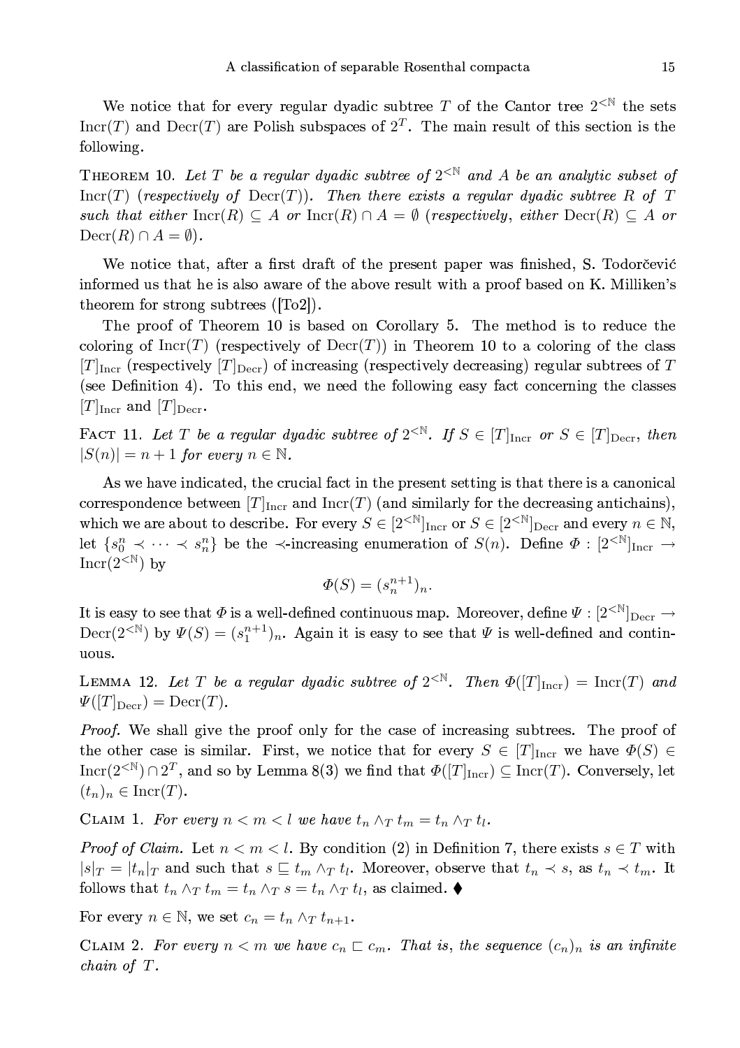We notice that for every regular dyadic subtree $T$ of the Cantor tree $2^{<\mathbb{N}}$ the sets $\mathrm{Incr}(T)$ and $\mathrm{Decr}(T)$ are Polish subspaces of $2^T$. The main result of this section is the following.

THEOREM 10. *Let $T$ be a regular dyadic subtree of $2^{<\mathbb{N}}$ and $A$ be an analytic subset of $\mathrm{Incr}(T)$ (respectively of $\mathrm{Decr}(T)$). Then there exists a regular dyadic subtree $R$ of $T$ such that either $\mathrm{Incr}(R) \subseteq A$ or $\mathrm{Incr}(R) \cap A = \emptyset$ (respectively, either $\mathrm{Decr}(R) \subseteq A$ or $\mathrm{Decr}(R) \cap A = \emptyset$).*

We notice that, after a first draft of the present paper was finished, S. Todorčević informed us that he is also aware of the above result with a proof based on K. Milliken's theorem for strong subtrees ([To2]).

The proof of Theorem 10 is based on Corollary 5. The method is to reduce the coloring of $\mathrm{Incr}(T)$ (respectively of $\mathrm{Decr}(T)$) in Theorem 10 to a coloring of the class $[T]_{\mathrm{Incr}}$ (respectively $[T]_{\mathrm{Decr}}$) of increasing (respectively decreasing) regular subtrees of $T$ (see Definition 4). To this end, we need the following easy fact concerning the classes $[T]_{\mathrm{Incr}}$ and $[T]_{\mathrm{Decr}}$.

FACT 11. *Let $T$ be a regular dyadic subtree of $2^{<\mathbb{N}}$. If $S \in [T]_{\mathrm{Incr}}$ or $S \in [T]_{\mathrm{Decr}}$, then $|S(n)| = n+1$ for every $n \in \mathbb{N}$.*

As we have indicated, the crucial fact in the present setting is that there is a canonical correspondence between $[T]_{\mathrm{Incr}}$ and $\mathrm{Incr}(T)$ (and similarly for the decreasing antichains), which we are about to describe. For every $S \in [2^{<\mathbb{N}}]_{\mathrm{Incr}}$ or $S \in [2^{<\mathbb{N}}]_{\mathrm{Decr}}$ and every $n \in \mathbb{N}$, let $\{s^n_0 \prec \cdots \prec s^n_n\}$ be the $\prec$-increasing enumeration of $S(n)$. Define $\Phi : [2^{<\mathbb{N}}]_{\mathrm{Incr}} \to \mathrm{Incr}(2^{<\mathbb{N}})$ by

$$\Phi(S) = (s^{n+1}_n)_n.$$

It is easy to see that $\Phi$ is a well-defined continuous map. Moreover, define $\Psi : [2^{<\mathbb{N}}]_{\mathrm{Decr}} \to \mathrm{Decr}(2^{<\mathbb{N}})$ by $\Psi(S) = (s^{n+1}_1)_n$. Again it is easy to see that $\Psi$ is well-defined and continuous.

LEMMA 12. *Let $T$ be a regular dyadic subtree of $2^{<\mathbb{N}}$. Then $\Phi([T]_{\mathrm{Incr}}) = \mathrm{Incr}(T)$ and $\Psi([T]_{\mathrm{Decr}}) = \mathrm{Decr}(T)$.*

*Proof.* We shall give the proof only for the case of increasing subtrees. The proof of the other case is similar. First, we notice that for every $S \in [T]_{\mathrm{Incr}}$ we have $\Phi(S) \in \mathrm{Incr}(2^{<\mathbb{N}}) \cap 2^T$, and so by Lemma 8(3) we find that $\Phi([T]_{\mathrm{Incr}}) \subseteq \mathrm{Incr}(T)$. Conversely, let $(t_n)_n \in \mathrm{Incr}(T)$.

CLAIM 1. *For every $n < m < l$ we have $t_n \wedge_T t_m = t_n \wedge_T t_l$.*

*Proof of Claim.* Let $n < m < l$. By condition (2) in Definition 7, there exists $s \in T$ with $|s|_T = |t_n|_T$ and such that $s \sqsubseteq t_m \wedge_T t_l$. Moreover, observe that $t_n \prec s$, as $t_n \prec t_m$. It follows that $t_n \wedge_T t_m = t_n \wedge_T s = t_n \wedge_T t_l$, as claimed. ♦

For every $n \in \mathbb{N}$, we set $c_n = t_n \wedge_T t_{n+1}$.

CLAIM 2. *For every $n < m$ we have $c_n \sqsubset c_m$. That is, the sequence $(c_n)_n$ is an infinite chain of $T$.*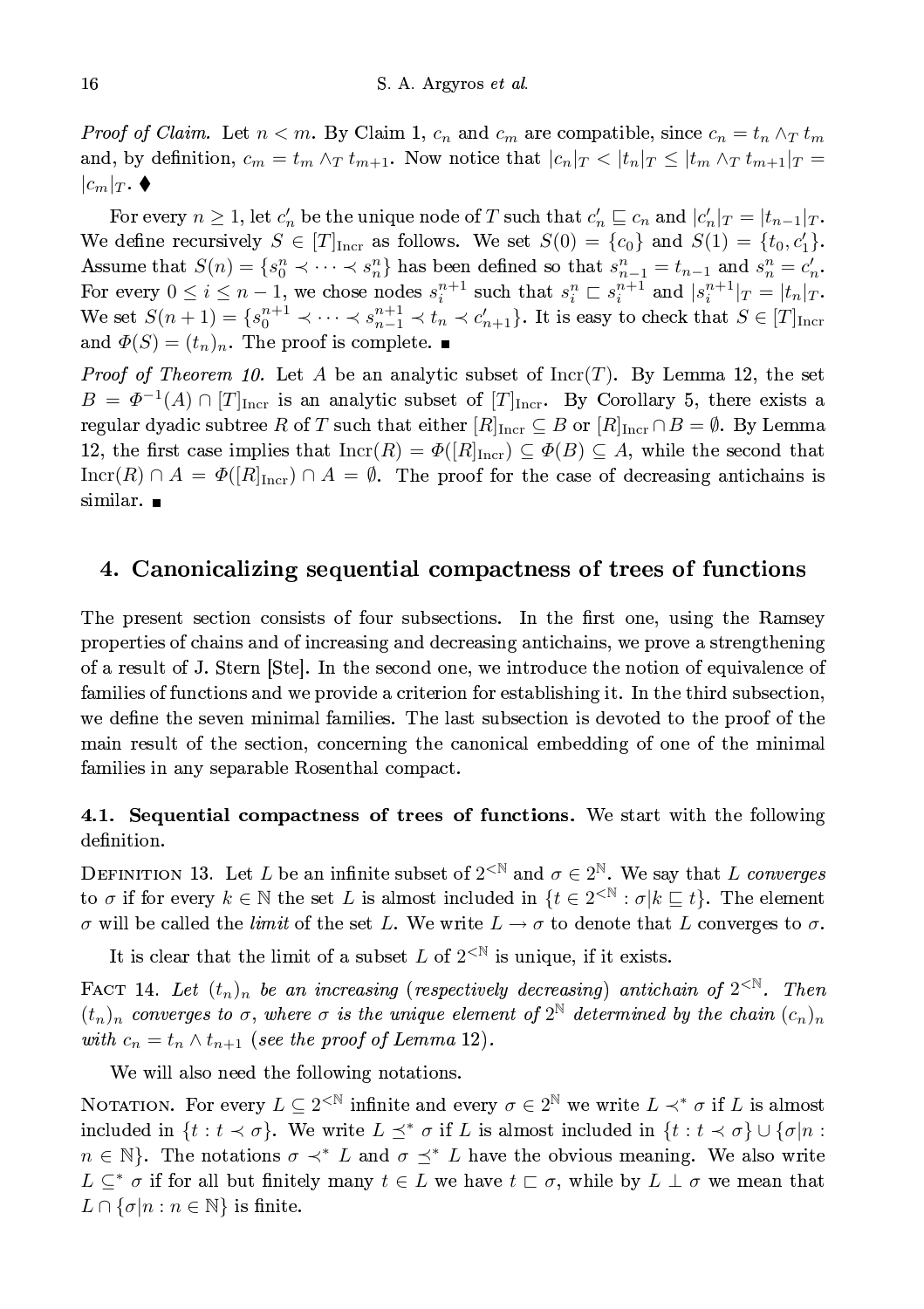*Proof of Claim.* Let $n < m$. By Claim 1, $c_n$ and $c_m$ are compatible, since $c_n = t_n \wedge_T t_m$ and, by definition, $c_m = t_m \wedge_T t_{m+1}$. Now notice that $|c_n|_T < |t_n|_T \leq |t_m \wedge_T t_{m+1}|_T = |c_m|_T$. ♦

For every $n \geq 1$, let $c'_n$ be the unique node of $T$ such that $c'_n \sqsubseteq c_n$ and $|c'_n|_T = |t_{n-1}|_T$. We define recursively $S \in [T]_{\mathrm{Incr}}$ as follows. We set $S(0) = \{c_0\}$ and $S(1) = \{t_0, c'_1\}$. Assume that $S(n) = \{s^n_0 \prec \cdots \prec s^n_n\}$ has been defined so that $s^n_{n-1} = t_{n-1}$ and $s^n_n = c'_n$. For every $0 \leq i \leq n-1$, we chose nodes $s^{n+1}_i$ such that $s^n_i \sqsubset s^{n+1}_i$ and $|s^{n+1}_i|_T = |t_n|_T$. We set $S(n+1) = \{s^{n+1}_0 \prec \cdots \prec s^{n+1}_{n-1} \prec t_n \prec c'_{n+1}\}$. It is easy to check that $S \in [T]_{\mathrm{Incr}}$ and $\Phi(S) = (t_n)_n$. The proof is complete. ∎

*Proof of Theorem 10.* Let $A$ be an analytic subset of $\mathrm{Incr}(T)$. By Lemma 12, the set $B = \Phi^{-1}(A) \cap [T]_{\mathrm{Incr}}$ is an analytic subset of $[T]_{\mathrm{Incr}}$. By Corollary 5, there exists a regular dyadic subtree $R$ of $T$ such that either $[R]_{\mathrm{Incr}} \subseteq B$ or $[R]_{\mathrm{Incr}} \cap B = \emptyset$. By Lemma 12, the first case implies that $\mathrm{Incr}(R) = \Phi([R]_{\mathrm{Incr}}) \subseteq \Phi(B) \subseteq A$, while the second that $\mathrm{Incr}(R) \cap A = \Phi([R]_{\mathrm{Incr}}) \cap A = \emptyset$. The proof for the case of decreasing antichains is similar. ∎

## 4. Canonicalizing sequential compactness of trees of functions

The present section consists of four subsections. In the first one, using the Ramsey properties of chains and of increasing and decreasing antichains, we prove a strengthening of a result of J. Stern [Ste]. In the second one, we introduce the notion of equivalence of families of functions and we provide a criterion for establishing it. In the third subsection, we define the seven minimal families. The last subsection is devoted to the proof of the main result of the section, concerning the canonical embedding of one of the minimal families in any separable Rosenthal compact.

### 4.1. Sequential compactness of trees of functions.

We start with the following definition.

Definition 13. Let $L$ be an infinite subset of $2^{<\mathbb{N}}$ and $\sigma \in 2^{\mathbb{N}}$. We say that $L$ *converges* to $\sigma$ if for every $k \in \mathbb{N}$ the set $L$ is almost included in $\{t \in 2^{<\mathbb{N}} : \sigma|k \sqsubseteq t\}$. The element $\sigma$ will be called the *limit* of the set $L$. We write $L \to \sigma$ to denote that $L$ converges to $\sigma$.

It is clear that the limit of a subset $L$ of $2^{<\mathbb{N}}$ is unique, if it exists.

Fact 14. *Let $(t_n)_n$ be an increasing (respectively decreasing) antichain of $2^{<\mathbb{N}}$. Then $(t_n)_n$ converges to $\sigma$, where $\sigma$ is the unique element of $2^{\mathbb{N}}$ determined by the chain $(c_n)_n$ with $c_n = t_n \wedge t_{n+1}$ (see the proof of Lemma 12).*

We will also need the following notations.

Notation. For every $L \subseteq 2^{<\mathbb{N}}$ infinite and every $\sigma \in 2^{\mathbb{N}}$ we write $L \prec^* \sigma$ if $L$ is almost included in $\{t : t \prec \sigma\}$. We write $L \preceq^* \sigma$ if $L$ is almost included in $\{t : t \prec \sigma\} \cup \{\sigma|n : n \in \mathbb{N}\}$. The notations $\sigma \prec^* L$ and $\sigma \preceq^* L$ have the obvious meaning. We also write $L \subseteq^* \sigma$ if for all but finitely many $t \in L$ we have $t \sqsubset \sigma$, while by $L \perp \sigma$ we mean that $L \cap \{\sigma|n : n \in \mathbb{N}\}$ is finite.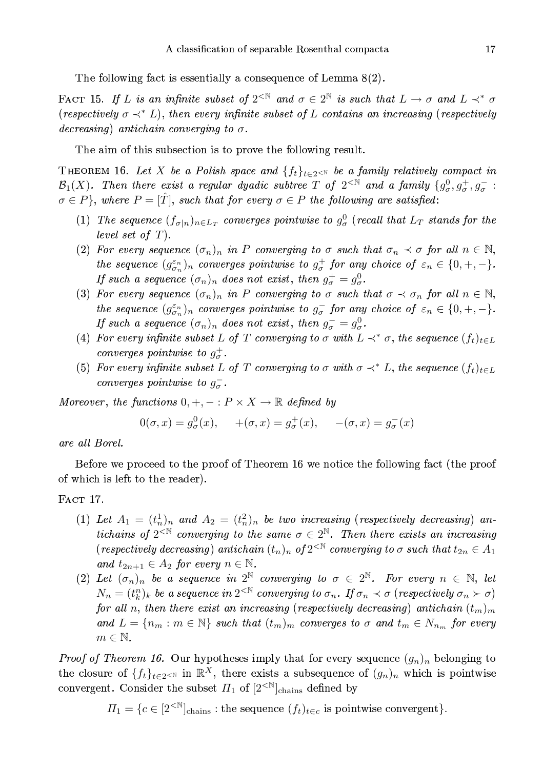The following fact is essentially a consequence of Lemma 8(2).

Fact 15. *If $L$ is an infinite subset of $2^{<\mathbb{N}}$ and $\sigma \in 2^{\mathbb{N}}$ is such that $L \to \sigma$ and $L \prec^* \sigma$ (respectively $\sigma \prec^* L$), then every infinite subset of $L$ contains an increasing (respectively decreasing) antichain converging to $\sigma$.*

The aim of this subsection is to prove the following result.

Theorem 16. *Let $X$ be a Polish space and $\{f_t\}_{t\in 2^{<\mathbb{N}}}$ be a family relatively compact in $\mathcal{B}_1(X)$. Then there exist a regular dyadic subtree $T$ of $2^{<\mathbb{N}}$ and a family $\{g^0_\sigma, g^+_\sigma, g^-_\sigma : \sigma \in P\}$, where $P = [\hat{T}]$, such that for every $\sigma \in P$ the following are satisfied:*

1. *The sequence $(f_{\sigma|n})_{n\in L_T}$ converges pointwise to $g^0_\sigma$ (recall that $L_T$ stands for the level set of $T$).*
2. *For every sequence $(\sigma_n)_n$ in $P$ converging to $\sigma$ such that $\sigma_n \prec \sigma$ for all $n \in \mathbb{N}$, the sequence $(g^{\varepsilon_n}_{\sigma_n})_n$ converges pointwise to $g^+_\sigma$ for any choice of $\varepsilon_n \in \{0,+,-\}$. If such a sequence $(\sigma_n)_n$ does not exist, then $g^+_\sigma = g^0_\sigma$.*
3. *For every sequence $(\sigma_n)_n$ in $P$ converging to $\sigma$ such that $\sigma \prec \sigma_n$ for all $n \in \mathbb{N}$, the sequence $(g^{\varepsilon_n}_{\sigma_n})_n$ converges pointwise to $g^-_\sigma$ for any choice of $\varepsilon_n \in \{0,+,-\}$. If such a sequence $(\sigma_n)_n$ does not exist, then $g^-_\sigma = g^0_\sigma$.*
4. *For every infinite subset $L$ of $T$ converging to $\sigma$ with $L \prec^* \sigma$, the sequence $(f_t)_{t\in L}$ converges pointwise to $g^+_\sigma$.*
5. *For every infinite subset $L$ of $T$ converging to $\sigma$ with $\sigma \prec^* L$, the sequence $(f_t)_{t\in L}$ converges pointwise to $g^-_\sigma$.*

*Moreover, the functions $0,+,- : P \times X \to \mathbb{R}$ defined by*

$$0(\sigma, x) = g^0_\sigma(x), \qquad +(\sigma, x) = g^+_\sigma(x), \qquad -(\sigma, x) = g^-_\sigma(x)$$

*are all Borel.*

Before we proceed to the proof of Theorem 16 we notice the following fact (the proof of which is left to the reader).

Fact 17.

1. *Let $A_1 = (t^1_n)_n$ and $A_2 = (t^2_n)_n$ be two increasing (respectively decreasing) antichains of $2^{<\mathbb{N}}$ converging to the same $\sigma \in 2^{\mathbb{N}}$. Then there exists an increasing (respectively decreasing) antichain $(t_n)_n$ of $2^{<\mathbb{N}}$ converging to $\sigma$ such that $t_{2n} \in A_1$ and $t_{2n+1} \in A_2$ for every $n \in \mathbb{N}$.*
2. *Let $(\sigma_n)_n$ be a sequence in $2^{\mathbb{N}}$ converging to $\sigma \in 2^{\mathbb{N}}$. For every $n \in \mathbb{N}$, let $N_n = (t^n_k)_k$ be a sequence in $2^{<\mathbb{N}}$ converging to $\sigma_n$. If $\sigma_n \prec \sigma$ (respectively $\sigma_n \succ \sigma$) for all $n$, then there exist an increasing (respectively decreasing) antichain $(t_m)_m$ and $L = \{n_m : m \in \mathbb{N}\}$ such that $(t_m)_m$ converges to $\sigma$ and $t_m \in N_{n_m}$ for every $m \in \mathbb{N}$.*

*Proof of Theorem 16.* Our hypotheses imply that for every sequence $(g_n)_n$ belonging to the closure of $\{f_t\}_{t\in 2^{<\mathbb{N}}}$ in $\mathbb{R}^X$, there exists a subsequence of $(g_n)_n$ which is pointwise convergent. Consider the subset $\Pi_1$ of $[2^{<\mathbb{N}}]_{\text{chains}}$ defined by

$$\Pi_1 = \{c \in [2^{<\mathbb{N}}]_{\text{chains}} : \text{the sequence } (f_t)_{t\in c} \text{ is pointwise convergent}\}.$$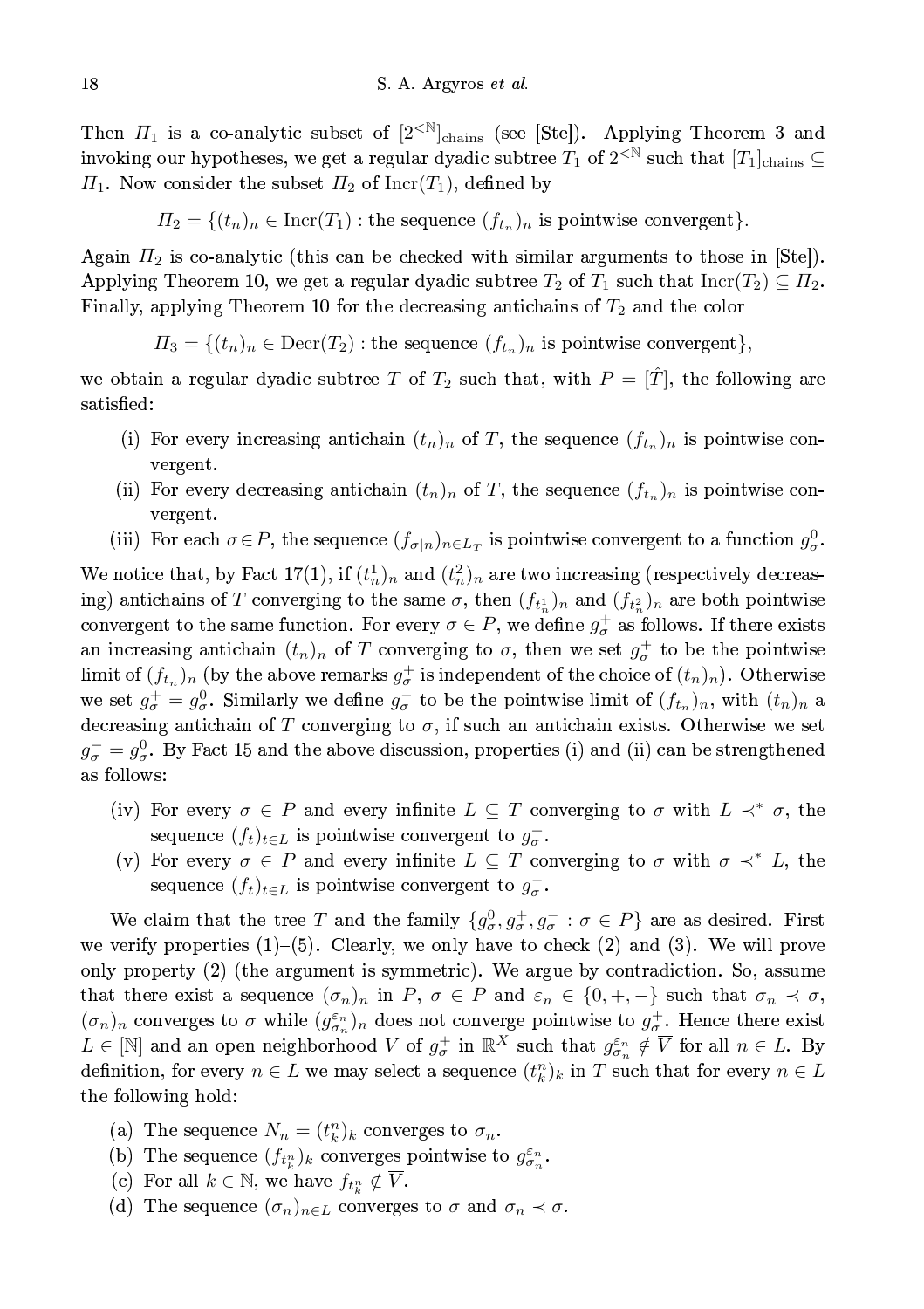Then $\Pi_1$ is a co-analytic subset of $[2^{<\mathbb{N}}]_{\text{chains}}$ (see [Ste]). Applying Theorem 3 and invoking our hypotheses, we get a regular dyadic subtree $T_1$ of $2^{<\mathbb{N}}$ such that $[T_1]_{\text{chains}} \subseteq \Pi_1$. Now consider the subset $\Pi_2$ of $\text{Incr}(T_1)$, defined by

$$\Pi_2 = \{(t_n)_n \in \text{Incr}(T_1) : \text{the sequence } (f_{t_n})_n \text{ is pointwise convergent}\}.$$

Again $\Pi_2$ is co-analytic (this can be checked with similar arguments to those in [Ste]). Applying Theorem 10, we get a regular dyadic subtree $T_2$ of $T_1$ such that $\text{Incr}(T_2) \subseteq \Pi_2$. Finally, applying Theorem 10 for the decreasing antichains of $T_2$ and the color

$$\Pi_3 = \{(t_n)_n \in \text{Decr}(T_2) : \text{the sequence } (f_{t_n})_n \text{ is pointwise convergent}\},$$

we obtain a regular dyadic subtree $T$ of $T_2$ such that, with $P = [\hat{T}]$, the following are satisfied:

(i) For every increasing antichain $(t_n)_n$ of $T$, the sequence $(f_{t_n})_n$ is pointwise convergent.

(ii) For every decreasing antichain $(t_n)_n$ of $T$, the sequence $(f_{t_n})_n$ is pointwise convergent.

(iii) For each $\sigma \in P$, the sequence $(f_{\sigma|n})_{n \in L_T}$ is pointwise convergent to a function $g^0_\sigma$.

We notice that, by Fact 17(1), if $(t^1_n)_n$ and $(t^2_n)_n$ are two increasing (respectively decreasing) antichains of $T$ converging to the same $\sigma$, then $(f_{t^1_n})_n$ and $(f_{t^2_n})_n$ are both pointwise convergent to the same function. For every $\sigma \in P$, we define $g^+_\sigma$ as follows. If there exists an increasing antichain $(t_n)_n$ of $T$ converging to $\sigma$, then we set $g^+_\sigma$ to be the pointwise limit of $(f_{t_n})_n$ (by the above remarks $g^+_\sigma$ is independent of the choice of $(t_n)_n$). Otherwise we set $g^+_\sigma = g^0_\sigma$. Similarly we define $g^-_\sigma$ to be the pointwise limit of $(f_{t_n})_n$, with $(t_n)_n$ a decreasing antichain of $T$ converging to $\sigma$, if such an antichain exists. Otherwise we set $g^-_\sigma = g^0_\sigma$. By Fact 15 and the above discussion, properties (i) and (ii) can be strengthened as follows:

(iv) For every $\sigma \in P$ and every infinite $L \subseteq T$ converging to $\sigma$ with $L \prec^* \sigma$, the sequence $(f_t)_{t \in L}$ is pointwise convergent to $g^+_\sigma$.

(v) For every $\sigma \in P$ and every infinite $L \subseteq T$ converging to $\sigma$ with $\sigma \prec^* L$, the sequence $(f_t)_{t \in L}$ is pointwise convergent to $g^-_\sigma$.

We claim that the tree $T$ and the family $\{g^0_\sigma, g^+_\sigma, g^-_\sigma : \sigma \in P\}$ are as desired. First we verify properties (1)–(5). Clearly, we only have to check (2) and (3). We will prove only property (2) (the argument is symmetric). We argue by contradiction. So, assume that there exist a sequence $(\sigma_n)_n$ in $P$, $\sigma \in P$ and $\varepsilon_n \in \{0, +, -\}$ such that $\sigma_n \prec \sigma$, $(\sigma_n)_n$ converges to $\sigma$ while $(g^{\varepsilon_n}_{\sigma_n})_n$ does not converge pointwise to $g^+_\sigma$. Hence there exist $L \in [\mathbb{N}]$ and an open neighborhood $V$ of $g^+_\sigma$ in $\mathbb{R}^X$ such that $g^{\varepsilon_n}_{\sigma_n} \notin \overline{V}$ for all $n \in L$. By definition, for every $n \in L$ we may select a sequence $(t^n_k)_k$ in $T$ such that for every $n \in L$ the following hold:

(a) The sequence $N_n = (t^n_k)_k$ converges to $\sigma_n$.

(b) The sequence $(f_{t^n_k})_k$ converges pointwise to $g^{\varepsilon_n}_{\sigma_n}$.

(c) For all $k \in \mathbb{N}$, we have $f_{t^n_k} \notin \overline{V}$.

(d) The sequence $(\sigma_n)_{n \in L}$ converges to $\sigma$ and $\sigma_n \prec \sigma$.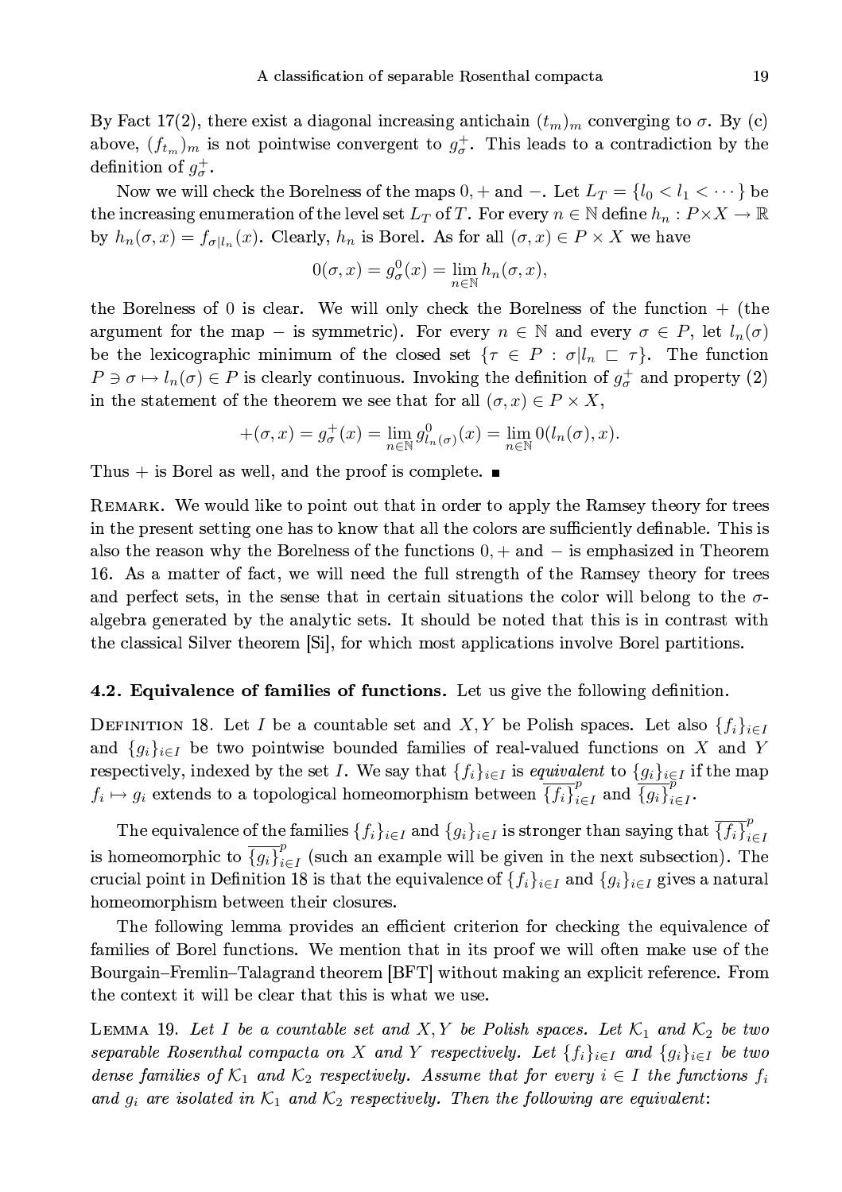By Fact 17(2), there exist a diagonal increasing antichain $(t_m)_m$ converging to $\sigma$. By (c) above, $(f_{t_m})_m$ is not pointwise convergent to $g^+_\sigma$. This leads to a contradiction by the definition of $g^+_\sigma$.

Now we will check the Borelness of the maps $0, +$ and $-$. Let $L_T = \{l_0 < l_1 < \cdots\}$ be the increasing enumeration of the level set $L_T$ of $T$. For every $n \in \mathbb{N}$ define $h_n : P \times X \to \mathbb{R}$ by $h_n(\sigma, x) = f_{\sigma|l_n}(x)$. Clearly, $h_n$ is Borel. As for all $(\sigma, x) \in P \times X$ we have

$$0(\sigma, x) = g^0_\sigma(x) = \lim_{n\in\mathbb{N}} h_n(\sigma, x),$$

the Borelness of $0$ is clear. We will only check the Borelness of the function $+$ (the argument for the map $-$ is symmetric). For every $n \in \mathbb{N}$ and every $\sigma \in P$, let $l_n(\sigma)$ be the lexicographic minimum of the closed set $\{\tau \in P : \sigma|l_n \sqsubset \tau\}$. The function $P \ni \sigma \mapsto l_n(\sigma) \in P$ is clearly continuous. Invoking the definition of $g^+_\sigma$ and property (2) in the statement of the theorem we see that for all $(\sigma, x) \in P \times X$,

$$+(\sigma, x) = g^+_\sigma(x) = \lim_{n\in\mathbb{N}} g^0_{l_n(\sigma)}(x) = \lim_{n\in\mathbb{N}} 0(l_n(\sigma), x).$$

Thus $+$ is Borel as well, and the proof is complete. ∎

Remark. We would like to point out that in order to apply the Ramsey theory for trees in the present setting one has to know that all the colors are sufficiently definable. This is also the reason why the Borelness of the functions $0, +$ and $-$ is emphasized in Theorem 16. As a matter of fact, we will need the full strength of the Ramsey theory for trees and perfect sets, in the sense that in certain situations the color will belong to the $\sigma$-algebra generated by the analytic sets. It should be noted that this is in contrast with the classical Silver theorem [Si], for which most applications involve Borel partitions.

### 4.2. Equivalence of families of functions.

Let us give the following definition.

Definition 18. Let $I$ be a countable set and $X, Y$ be Polish spaces. Let also $\{f_i\}_{i\in I}$ and $\{g_i\}_{i\in I}$ be two pointwise bounded families of real-valued functions on $X$ and $Y$ respectively, indexed by the set $I$. We say that $\{f_i\}_{i\in I}$ is *equivalent* to $\{g_i\}_{i\in I}$ if the map $f_i \mapsto g_i$ extends to a topological homeomorphism between $\overline{\{f_i\}}^p_{i\in I}$ and $\overline{\{g_i\}}^p_{i\in I}$.

The equivalence of the families $\{f_i\}_{i\in I}$ and $\{g_i\}_{i\in I}$ is stronger than saying that $\overline{\{f_i\}}^p_{i\in I}$ is homeomorphic to $\overline{\{g_i\}}^p_{i\in I}$ (such an example will be given in the next subsection). The crucial point in Definition 18 is that the equivalence of $\{f_i\}_{i\in I}$ and $\{g_i\}_{i\in I}$ gives a natural homeomorphism between their closures.

The following lemma provides an efficient criterion for checking the equivalence of families of Borel functions. We mention that in its proof we will often make use of the Bourgain–Fremlin–Talagrand theorem [BFT] without making an explicit reference. From the context it will be clear that this is what we use.

Lemma 19. *Let $I$ be a countable set and $X, Y$ be Polish spaces. Let $\mathcal{K}_1$ and $\mathcal{K}_2$ be two separable Rosenthal compacta on $X$ and $Y$ respectively. Let $\{f_i\}_{i\in I}$ and $\{g_i\}_{i\in I}$ be two dense families of $\mathcal{K}_1$ and $\mathcal{K}_2$ respectively. Assume that for every $i \in I$ the functions $f_i$ and $g_i$ are isolated in $\mathcal{K}_1$ and $\mathcal{K}_2$ respectively. Then the following are equivalent:*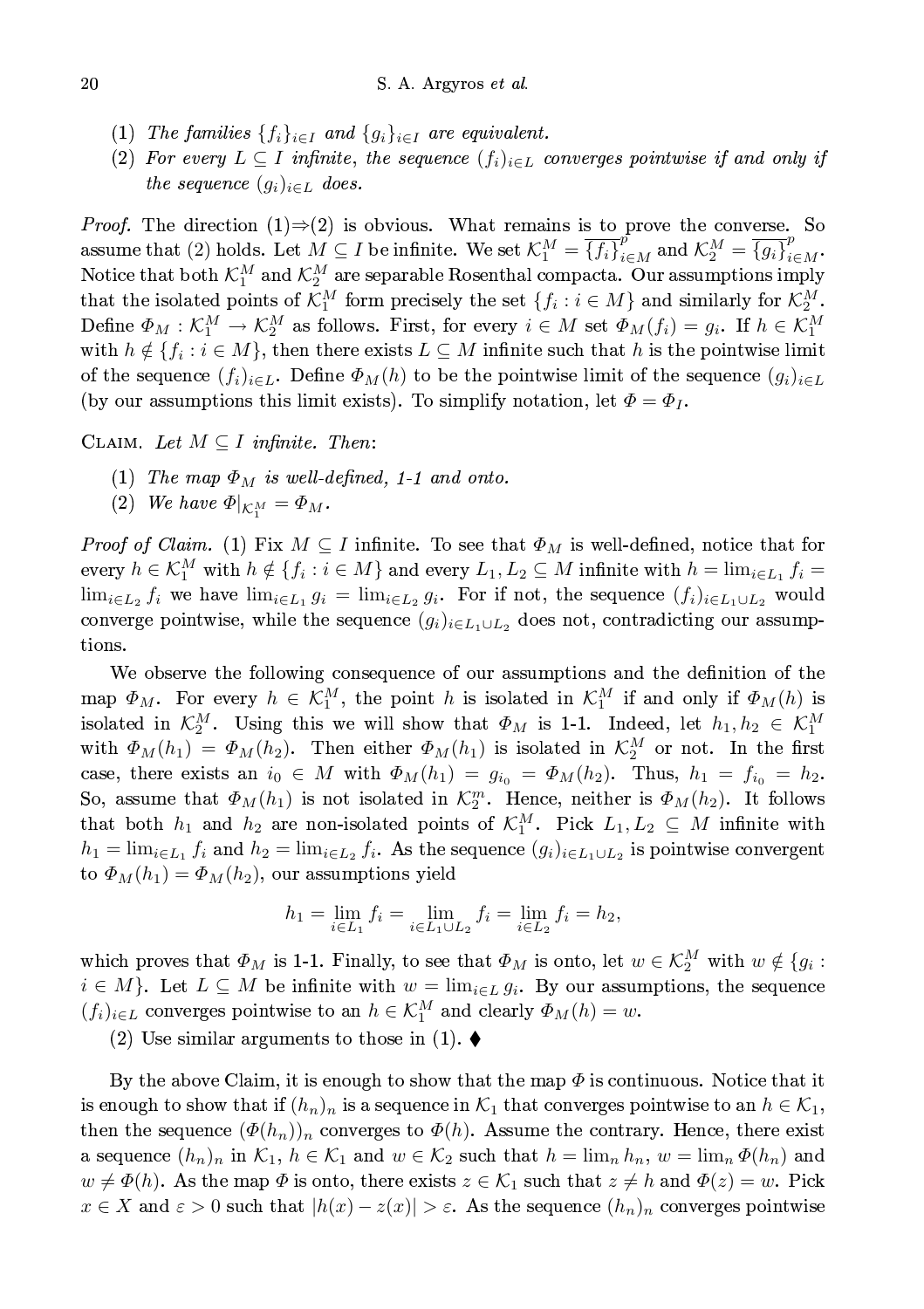(1) *The families* $\{f_i\}_{i\in I}$ *and* $\{g_i\}_{i\in I}$ *are equivalent.*

(2) *For every* $L \subseteq I$ *infinite, the sequence* $(f_i)_{i\in L}$ *converges pointwise if and only if the sequence* $(g_i)_{i\in L}$ *does.*

*Proof.* The direction (1)⇒(2) is obvious. What remains is to prove the converse. So assume that (2) holds. Let $M \subseteq I$ be infinite. We set $\mathcal{K}_1^M = \overline{\{f_i\}}^p_{i\in M}$ and $\mathcal{K}_2^M = \overline{\{g_i\}}^p_{i\in M}$. Notice that both $\mathcal{K}_1^M$ and $\mathcal{K}_2^M$ are separable Rosenthal compacta. Our assumptions imply that the isolated points of $\mathcal{K}_1^M$ form precisely the set $\{f_i : i \in M\}$ and similarly for $\mathcal{K}_2^M$. Define $\Phi_M : \mathcal{K}_1^M \to \mathcal{K}_2^M$ as follows. First, for every $i \in M$ set $\Phi_M(f_i) = g_i$. If $h \in \mathcal{K}_1^M$ with $h \notin \{f_i : i \in M\}$, then there exists $L \subseteq M$ infinite such that $h$ is the pointwise limit of the sequence $(f_i)_{i\in L}$. Define $\Phi_M(h)$ to be the pointwise limit of the sequence $(g_i)_{i\in L}$ (by our assumptions this limit exists). To simplify notation, let $\Phi = \Phi_I$.

Claim. *Let* $M \subseteq I$ *infinite. Then*:

(1) *The map* $\Phi_M$ *is well-defined, 1-1 and onto.*

(2) *We have* $\Phi|_{\mathcal{K}_1^M} = \Phi_M$.

*Proof of Claim.* (1) Fix $M \subseteq I$ infinite. To see that $\Phi_M$ is well-defined, notice that for every $h \in \mathcal{K}_1^M$ with $h \notin \{f_i : i \in M\}$ and every $L_1, L_2 \subseteq M$ infinite with $h = \lim_{i\in L_1} f_i = \lim_{i\in L_2} f_i$ we have $\lim_{i\in L_1} g_i = \lim_{i\in L_2} g_i$. For if not, the sequence $(f_i)_{i\in L_1\cup L_2}$ would converge pointwise, while the sequence $(g_i)_{i\in L_1\cup L_2}$ does not, contradicting our assumptions.

We observe the following consequence of our assumptions and the definition of the map $\Phi_M$. For every $h \in \mathcal{K}_1^M$, the point $h$ is isolated in $\mathcal{K}_1^M$ if and only if $\Phi_M(h)$ is isolated in $\mathcal{K}_2^M$. Using this we will show that $\Phi_M$ is 1-1. Indeed, let $h_1, h_2 \in \mathcal{K}_1^M$ with $\Phi_M(h_1) = \Phi_M(h_2)$. Then either $\Phi_M(h_1)$ is isolated in $\mathcal{K}_2^M$ or not. In the first case, there exists an $i_0 \in M$ with $\Phi_M(h_1) = g_{i_0} = \Phi_M(h_2)$. Thus, $h_1 = f_{i_0} = h_2$. So, assume that $\Phi_M(h_1)$ is not isolated in $\mathcal{K}_2^m$. Hence, neither is $\Phi_M(h_2)$. It follows that both $h_1$ and $h_2$ are non-isolated points of $\mathcal{K}_1^M$. Pick $L_1, L_2 \subseteq M$ infinite with $h_1 = \lim_{i\in L_1} f_i$ and $h_2 = \lim_{i\in L_2} f_i$. As the sequence $(g_i)_{i\in L_1\cup L_2}$ is pointwise convergent to $\Phi_M(h_1) = \Phi_M(h_2)$, our assumptions yield

$$h_1 = \lim_{i\in L_1} f_i = \lim_{i\in L_1\cup L_2} f_i = \lim_{i\in L_2} f_i = h_2,$$

which proves that $\Phi_M$ is 1-1. Finally, to see that $\Phi_M$ is onto, let $w \in \mathcal{K}_2^M$ with $w \notin \{g_i : i \in M\}$. Let $L \subseteq M$ be infinite with $w = \lim_{i\in L} g_i$. By our assumptions, the sequence $(f_i)_{i\in L}$ converges pointwise to an $h \in \mathcal{K}_1^M$ and clearly $\Phi_M(h) = w$.

(2) Use similar arguments to those in (1). ♦

By the above Claim, it is enough to show that the map $\Phi$ is continuous. Notice that it is enough to show that if $(h_n)_n$ is a sequence in $\mathcal{K}_1$ that converges pointwise to an $h \in \mathcal{K}_1$, then the sequence $(\Phi(h_n))_n$ converges to $\Phi(h)$. Assume the contrary. Hence, there exist a sequence $(h_n)_n$ in $\mathcal{K}_1$, $h \in \mathcal{K}_1$ and $w \in \mathcal{K}_2$ such that $h = \lim_n h_n$, $w = \lim_n \Phi(h_n)$ and $w \neq \Phi(h)$. As the map $\Phi$ is onto, there exists $z \in \mathcal{K}_1$ such that $z \neq h$ and $\Phi(z) = w$. Pick $x \in X$ and $\varepsilon > 0$ such that $|h(x) - z(x)| > \varepsilon$. As the sequence $(h_n)_n$ converges pointwise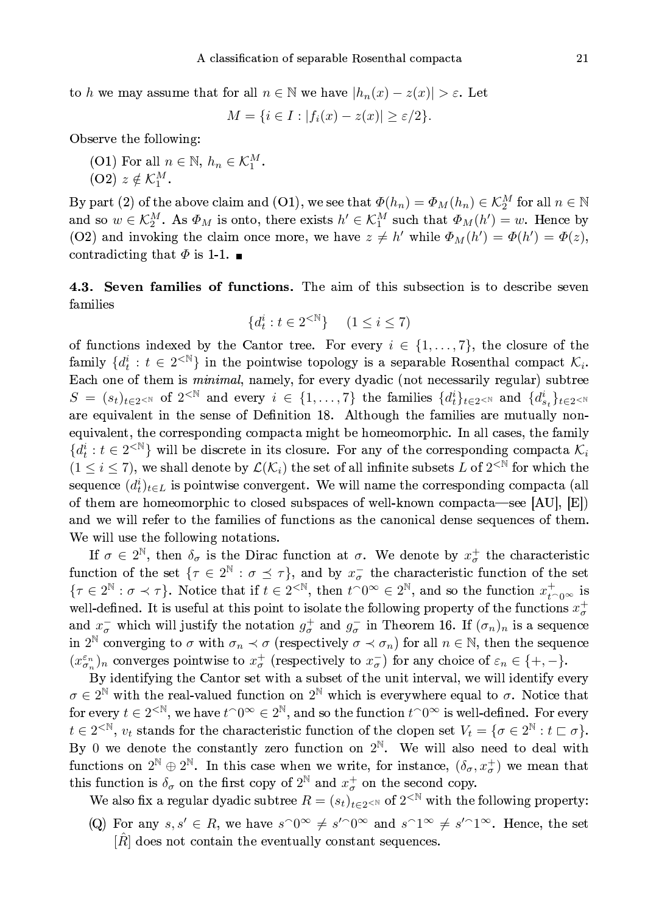to $h$ we may assume that for all $n \in \mathbb{N}$ we have $|h_n(x) - z(x)| > \varepsilon$. Let

$$M = \{i \in I : |f_i(x) - z(x)| \geq \varepsilon/2\}.$$

Observe the following:

(O1) For all $n \in \mathbb{N}$, $h_n \in \mathcal{K}_1^M$.

(O2) $z \notin \mathcal{K}_1^M$.

By part (2) of the above claim and (O1), we see that $\Phi(h_n) = \Phi_M(h_n) \in \mathcal{K}_2^M$ for all $n \in \mathbb{N}$ and so $w \in \mathcal{K}_2^M$. As $\Phi_M$ is onto, there exists $h' \in \mathcal{K}_1^M$ such that $\Phi_M(h') = w$. Hence by (O2) and invoking the claim once more, we have $z \neq h'$ while $\Phi_M(h') = \Phi(h') = \Phi(z)$, contradicting that $\Phi$ is 1-1. ∎

**4.3. Seven families of functions.** The aim of this subsection is to describe seven families

$$\{d_t^i : t \in 2^{<\mathbb{N}}\} \quad (1 \leq i \leq 7)$$

of functions indexed by the Cantor tree. For every $i \in \{1, \dots, 7\}$, the closure of the family $\{d_t^i : t \in 2^{<\mathbb{N}}\}$ in the pointwise topology is a separable Rosenthal compact $\mathcal{K}_i$. Each one of them is *minimal*, namely, for every dyadic (not necessarily regular) subtree $S = (s_t)_{t \in 2^{<\mathbb{N}}}$ of $2^{<\mathbb{N}}$ and every $i \in \{1, \dots, 7\}$ the families $\{d_t^i\}_{t \in 2^{<\mathbb{N}}}$ and $\{d_{s_t}^i\}_{t \in 2^{<\mathbb{N}}}$ are equivalent in the sense of Definition 18. Although the families are mutually non-equivalent, the corresponding compacta might be homeomorphic. In all cases, the family $\{d_t^i : t \in 2^{<\mathbb{N}}\}$ will be discrete in its closure. For any of the corresponding compacta $\mathcal{K}_i$ $(1 \leq i \leq 7)$, we shall denote by $\mathcal{L}(\mathcal{K}_i)$ the set of all infinite subsets $L$ of $2^{<\mathbb{N}}$ for which the sequence $(d_t^i)_{t \in L}$ is pointwise convergent. We will name the corresponding compacta (all of them are homeomorphic to closed subspaces of well-known compacta—see [AU], [E]) and we will refer to the families of functions as the canonical dense sequences of them. We will use the following notations.

If $\sigma \in 2^{\mathbb{N}}$, then $\delta_\sigma$ is the Dirac function at $\sigma$. We denote by $x_\sigma^+$ the characteristic function of the set $\{\tau \in 2^{\mathbb{N}} : \sigma \preceq \tau\}$, and by $x_\sigma^-$ the characteristic function of the set $\{\tau \in 2^{\mathbb{N}} : \sigma \prec \tau\}$. Notice that if $t \in 2^{<\mathbb{N}}$, then $t^\frown 0^\infty \in 2^{\mathbb{N}}$, and so the function $x_{t^\frown 0^\infty}^+$ is well-defined. It is useful at this point to isolate the following property of the functions $x_\sigma^+$ and $x_\sigma^-$ which will justify the notation $g_\sigma^+$ and $g_\sigma^-$ in Theorem 16. If $(\sigma_n)_n$ is a sequence in $2^{\mathbb{N}}$ converging to $\sigma$ with $\sigma_n \prec \sigma$ (respectively $\sigma \prec \sigma_n$) for all $n \in \mathbb{N}$, then the sequence $(x_{\sigma_n}^{\varepsilon_n})_n$ converges pointwise to $x_\sigma^+$ (respectively to $x_\sigma^-$) for any choice of $\varepsilon_n \in \{+, -\}$.

By identifying the Cantor set with a subset of the unit interval, we will identify every $\sigma \in 2^{\mathbb{N}}$ with the real-valued function on $2^{\mathbb{N}}$ which is everywhere equal to $\sigma$. Notice that for every $t \in 2^{<\mathbb{N}}$, we have $t^\frown 0^\infty \in 2^{\mathbb{N}}$, and so the function $t^\frown 0^\infty$ is well-defined. For every $t \in 2^{<\mathbb{N}}$, $v_t$ stands for the characteristic function of the clopen set $V_t = \{\sigma \in 2^{\mathbb{N}} : t \sqsubset \sigma\}$. By 0 we denote the constantly zero function on $2^{\mathbb{N}}$. We will also need to deal with functions on $2^{\mathbb{N}} \oplus 2^{\mathbb{N}}$. In this case when we write, for instance, $(\delta_\sigma, x_\sigma^+)$ we mean that this function is $\delta_\sigma$ on the first copy of $2^{\mathbb{N}}$ and $x_\sigma^+$ on the second copy.

We also fix a regular dyadic subtree $R = (s_t)_{t \in 2^{<\mathbb{N}}}$ of $2^{<\mathbb{N}}$ with the following property:

(Q) For any $s, s' \in R$, we have $s^\frown 0^\infty \neq s'^\frown 0^\infty$ and $s^\frown 1^\infty \neq s'^\frown 1^\infty$. Hence, the set $[\hat{R}]$ does not contain the eventually constant sequences.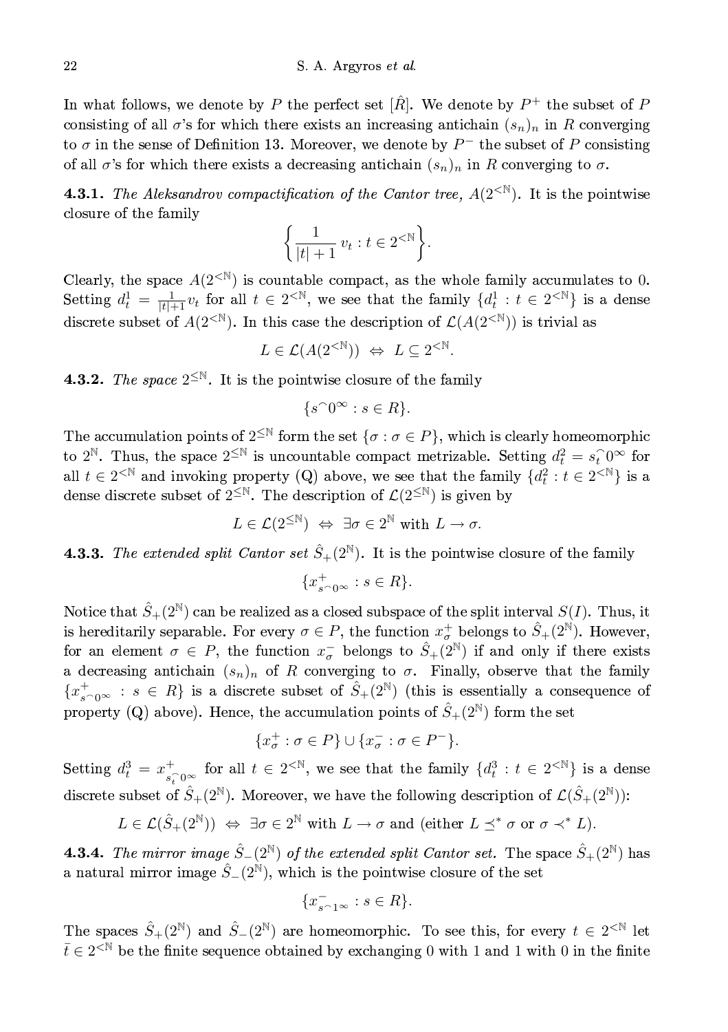In what follows, we denote by $P$ the perfect set $[\hat{R}]$. We denote by $P^+$ the subset of $P$ consisting of all $\sigma$'s for which there exists an increasing antichain $(s_n)_n$ in $R$ converging to $\sigma$ in the sense of Definition 13. Moreover, we denote by $P^-$ the subset of $P$ consisting of all $\sigma$'s for which there exists a decreasing antichain $(s_n)_n$ in $R$ converging to $\sigma$.

**4.3.1.** *The Aleksandrov compactification of the Cantor tree, $A(2^{<\mathbb{N}})$.* It is the pointwise closure of the family

$$\left\{ \frac{1}{|t|+1}\, v_t : t \in 2^{<\mathbb{N}} \right\}.$$

Clearly, the space $A(2^{<\mathbb{N}})$ is countable compact, as the whole family accumulates to 0. Setting $d_t^1 = \frac{1}{|t|+1} v_t$ for all $t \in 2^{<\mathbb{N}}$, we see that the family $\{d_t^1 : t \in 2^{<\mathbb{N}}\}$ is a dense discrete subset of $A(2^{<\mathbb{N}})$. In this case the description of $\mathcal{L}(A(2^{<\mathbb{N}}))$ is trivial as

$$L \in \mathcal{L}(A(2^{<\mathbb{N}})) \;\Leftrightarrow\; L \subseteq 2^{<\mathbb{N}}.$$

**4.3.2.** *The space $2^{\leq \mathbb{N}}$.* It is the pointwise closure of the family

$$\{ s^\frown 0^\infty : s \in R \}.$$

The accumulation points of $2^{\leq \mathbb{N}}$ form the set $\{\sigma : \sigma \in P\}$, which is clearly homeomorphic to $2^{\mathbb{N}}$. Thus, the space $2^{\leq \mathbb{N}}$ is uncountable compact metrizable. Setting $d_t^2 = s_t^\frown 0^\infty$ for all $t \in 2^{<\mathbb{N}}$ and invoking property (Q) above, we see that the family $\{d_t^2 : t \in 2^{<\mathbb{N}}\}$ is a dense discrete subset of $2^{\leq \mathbb{N}}$. The description of $\mathcal{L}(2^{\leq \mathbb{N}})$ is given by

$$L \in \mathcal{L}(2^{\leq \mathbb{N}}) \;\Leftrightarrow\; \exists \sigma \in 2^{\mathbb{N}} \text{ with } L \to \sigma.$$

**4.3.3.** *The extended split Cantor set $\hat{S}_+(2^{\mathbb{N}})$.* It is the pointwise closure of the family

$$\{ x^+_{s^\frown 0^\infty} : s \in R \}.$$

Notice that $\hat{S}_+(2^{\mathbb{N}})$ can be realized as a closed subspace of the split interval $S(I)$. Thus, it is hereditarily separable. For every $\sigma \in P$, the function $x_\sigma^+$ belongs to $\hat{S}_+(2^{\mathbb{N}})$. However, for an element $\sigma \in P$, the function $x_\sigma^-$ belongs to $\hat{S}_+(2^{\mathbb{N}})$ if and only if there exists a decreasing antichain $(s_n)_n$ of $R$ converging to $\sigma$. Finally, observe that the family $\{x^+_{s^\frown 0^\infty} : s \in R\}$ is a discrete subset of $\hat{S}_+(2^{\mathbb{N}})$ (this is essentially a consequence of property (Q) above). Hence, the accumulation points of $\hat{S}_+(2^{\mathbb{N}})$ form the set

$$\{x_\sigma^+ : \sigma \in P\} \cup \{x_\sigma^- : \sigma \in P^-\}.$$

Setting $d_t^3 = x^+_{s_t^\frown 0^\infty}$ for all $t \in 2^{<\mathbb{N}}$, we see that the family $\{d_t^3 : t \in 2^{<\mathbb{N}}\}$ is a dense discrete subset of $\hat{S}_+(2^{\mathbb{N}})$. Moreover, we have the following description of $\mathcal{L}(\hat{S}_+(2^{\mathbb{N}}))$:

$$L \in \mathcal{L}(\hat{S}_+(2^{\mathbb{N}})) \;\Leftrightarrow\; \exists \sigma \in 2^{\mathbb{N}} \text{ with } L \to \sigma \text{ and (either } L \preceq^* \sigma \text{ or } \sigma \prec^* L).$$

**4.3.4.** *The mirror image $\hat{S}_-(2^{\mathbb{N}})$ of the extended split Cantor set.* The space $\hat{S}_+(2^{\mathbb{N}})$ has a natural mirror image $\hat{S}_-(2^{\mathbb{N}})$, which is the pointwise closure of the set

$$\{ x^-_{s^\frown 1^\infty} : s \in R \}.$$

The spaces $\hat{S}_+(2^{\mathbb{N}})$ and $\hat{S}_-(2^{\mathbb{N}})$ are homeomorphic. To see this, for every $t \in 2^{<\mathbb{N}}$ let $\bar{t} \in 2^{<\mathbb{N}}$ be the finite sequence obtained by exchanging 0 with 1 and 1 with 0 in the finite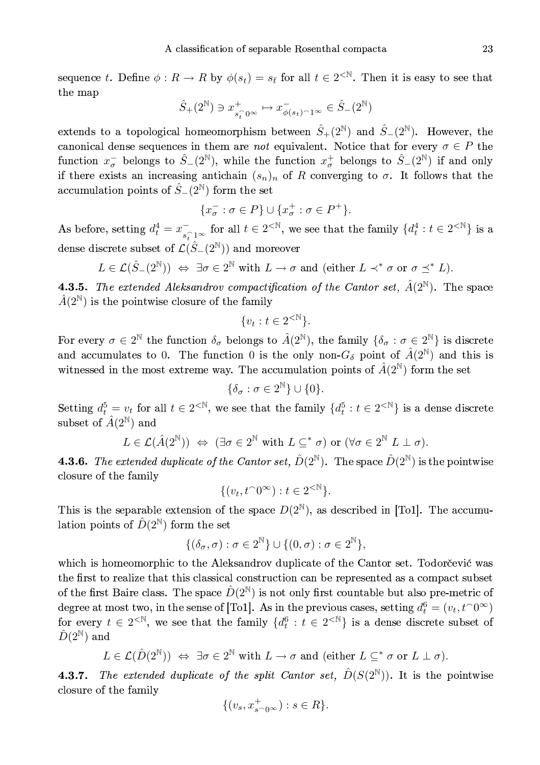sequence $t$. Define $\phi : R \to R$ by $\phi(s_t) = s_{\bar{t}}$ for all $t \in 2^{<\mathbb{N}}$. Then it is easy to see that the map

$$\hat{S}_+(2^{\mathbb{N}}) \ni x^+_{s_t^\frown 0^\infty} \mapsto x^-_{\phi(s_t)^\frown 1^\infty} \in \hat{S}_-(2^{\mathbb{N}})$$

extends to a topological homeomorphism between $\hat{S}_+(2^{\mathbb{N}})$ and $\hat{S}_-(2^{\mathbb{N}})$. However, the canonical dense sequences in them are *not* equivalent. Notice that for every $\sigma \in P$ the function $x^-_\sigma$ belongs to $\hat{S}_-(2^{\mathbb{N}})$, while the function $x^+_\sigma$ belongs to $\hat{S}_-(2^{\mathbb{N}})$ if and only if there exists an increasing antichain $(s_n)_n$ of $R$ converging to $\sigma$. It follows that the accumulation points of $\hat{S}_-(2^{\mathbb{N}})$ form the set

$$\{x^-_\sigma : \sigma \in P\} \cup \{x^+_\sigma : \sigma \in P^+\}.$$

As before, setting $d^4_t = x^-_{s_t^\frown 1^\infty}$ for all $t \in 2^{<\mathbb{N}}$, we see that the family $\{d^4_t : t \in 2^{<\mathbb{N}}\}$ is a dense discrete subset of $\mathcal{L}(\hat{S}_-(2^{\mathbb{N}}))$ and moreover

$$L \in \mathcal{L}(\hat{S}_-(2^{\mathbb{N}})) \;\Leftrightarrow\; \exists \sigma \in 2^{\mathbb{N}} \text{ with } L \to \sigma \text{ and (either } L \prec^* \sigma \text{ or } \sigma \preceq^* L).$$

**4.3.5.** *The extended Aleksandrov compactification of the Cantor set, $\hat{A}(2^{\mathbb{N}})$.* The space $\hat{A}(2^{\mathbb{N}})$ is the pointwise closure of the family

$$\{v_t : t \in 2^{<\mathbb{N}}\}.$$

For every $\sigma \in 2^{\mathbb{N}}$ the function $\delta_\sigma$ belongs to $\hat{A}(2^{\mathbb{N}})$, the family $\{\delta_\sigma : \sigma \in 2^{\mathbb{N}}\}$ is discrete and accumulates to 0. The function 0 is the only non-$G_\delta$ point of $\hat{A}(2^{\mathbb{N}})$ and this is witnessed in the most extreme way. The accumulation points of $\hat{A}(2^{\mathbb{N}})$ form the set

$$\{\delta_\sigma : \sigma \in 2^{\mathbb{N}}\} \cup \{0\}.$$

Setting $d^5_t = v_t$ for all $t \in 2^{<\mathbb{N}}$, we see that the family $\{d^5_t : t \in 2^{<\mathbb{N}}\}$ is a dense discrete subset of $\hat{A}(2^{\mathbb{N}})$ and

$$L \in \mathcal{L}(\hat{A}(2^{\mathbb{N}})) \;\Leftrightarrow\; (\exists \sigma \in 2^{\mathbb{N}} \text{ with } L \subseteq^* \sigma) \text{ or } (\forall \sigma \in 2^{\mathbb{N}} \; L \perp \sigma).$$

**4.3.6.** *The extended duplicate of the Cantor set, $\hat{D}(2^{\mathbb{N}})$.* The space $\hat{D}(2^{\mathbb{N}})$ is the pointwise closure of the family

$$\{(v_t, t^\frown 0^\infty) : t \in 2^{<\mathbb{N}}\}.$$

This is the separable extension of the space $D(2^{\mathbb{N}})$, as described in [To1]. The accumulation points of $\hat{D}(2^{\mathbb{N}})$ form the set

$$\{(\delta_\sigma, \sigma) : \sigma \in 2^{\mathbb{N}}\} \cup \{(0, \sigma) : \sigma \in 2^{\mathbb{N}}\},$$

which is homeomorphic to the Aleksandrov duplicate of the Cantor set. Todorčević was the first to realize that this classical construction can be represented as a compact subset of the first Baire class. The space $\hat{D}(2^{\mathbb{N}})$ is not only first countable but also pre-metric of degree at most two, in the sense of [To1]. As in the previous cases, setting $d^6_t = (v_t, t^\frown 0^\infty)$ for every $t \in 2^{<\mathbb{N}}$, we see that the family $\{d^6_t : t \in 2^{<\mathbb{N}}\}$ is a dense discrete subset of $\hat{D}(2^{\mathbb{N}})$ and

$$L \in \mathcal{L}(\hat{D}(2^{\mathbb{N}})) \;\Leftrightarrow\; \exists \sigma \in 2^{\mathbb{N}} \text{ with } L \to \sigma \text{ and (either } L \subseteq^* \sigma \text{ or } L \perp \sigma).$$

**4.3.7.** *The extended duplicate of the split Cantor set, $\hat{D}(S(2^{\mathbb{N}}))$.* It is the pointwise closure of the family

$$\{(v_s, x^+_{s^\frown 0^\infty}) : s \in R\}.$$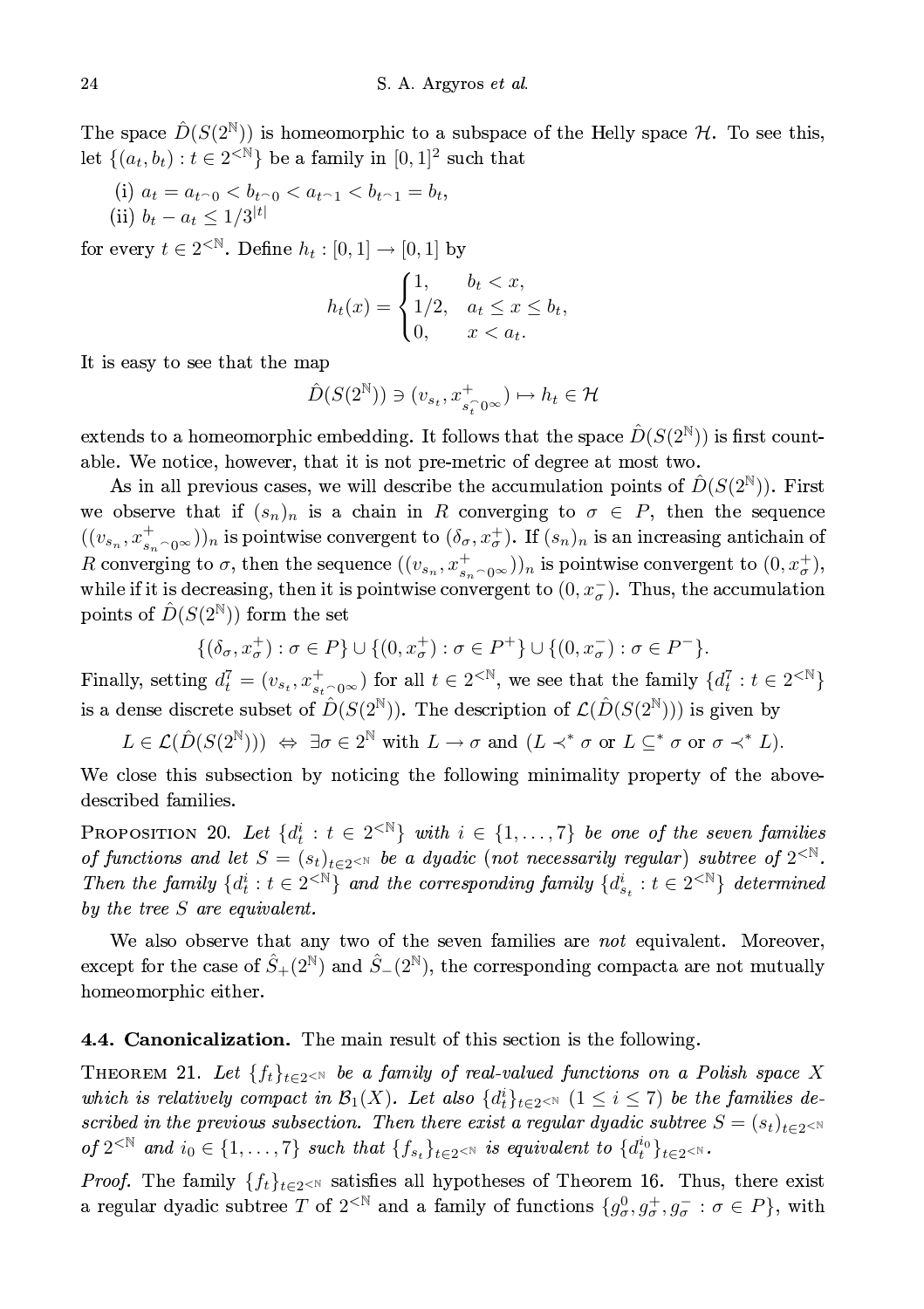The space $\hat{D}(S(2^{\mathbb{N}}))$ is homeomorphic to a subspace of the Helly space $\mathcal{H}$. To see this, let $\{(a_t, b_t) : t \in 2^{<\mathbb{N}}\}$ be a family in $[0,1]^2$ such that

(i) $a_t = a_{t^\frown 0} < b_{t^\frown 0} < a_{t^\frown 1} < b_{t^\frown 1} = b_t$,
(ii) $b_t - a_t \leq 1/3^{|t|}$

for every $t \in 2^{<\mathbb{N}}$. Define $h_t : [0,1] \to [0,1]$ by

$$h_t(x) = \begin{cases} 1, & b_t < x, \\ 1/2, & a_t \leq x \leq b_t, \\ 0, & x < a_t. \end{cases}$$

It is easy to see that the map

$$\hat{D}(S(2^{\mathbb{N}})) \ni (v_{s_t}, x^+_{s_t^\frown 0^\infty}) \mapsto h_t \in \mathcal{H}$$

extends to a homeomorphic embedding. It follows that the space $\hat{D}(S(2^{\mathbb{N}}))$ is first countable. We notice, however, that it is not pre-metric of degree at most two.

As in all previous cases, we will describe the accumulation points of $\hat{D}(S(2^{\mathbb{N}}))$. First we observe that if $(s_n)_n$ is a chain in $R$ converging to $\sigma \in P$, then the sequence $((v_{s_n}, x^+_{s_n^\frown 0^\infty}))_n$ is pointwise convergent to $(\delta_\sigma, x^+_\sigma)$. If $(s_n)_n$ is an increasing antichain of $R$ converging to $\sigma$, then the sequence $((v_{s_n}, x^+_{s_n^\frown 0^\infty}))_n$ is pointwise convergent to $(0, x^+_\sigma)$, while if it is decreasing, then it is pointwise convergent to $(0, x^-_\sigma)$. Thus, the accumulation points of $\hat{D}(S(2^{\mathbb{N}}))$ form the set

$$\{(\delta_\sigma, x^+_\sigma) : \sigma \in P\} \cup \{(0, x^+_\sigma) : \sigma \in P^+\} \cup \{(0, x^-_\sigma) : \sigma \in P^-\}.$$

Finally, setting $d^7_t = (v_{s_t}, x^+_{s_t^\frown 0^\infty})$ for all $t \in 2^{<\mathbb{N}}$, we see that the family $\{d^7_t : t \in 2^{<\mathbb{N}}\}$ is a dense discrete subset of $\hat{D}(S(2^{\mathbb{N}}))$. The description of $\mathcal{L}(\hat{D}(S(2^{\mathbb{N}})))$ is given by

$$L \in \mathcal{L}(\hat{D}(S(2^{\mathbb{N}}))) \Leftrightarrow \exists \sigma \in 2^{\mathbb{N}} \text{ with } L \to \sigma \text{ and } (L \prec^* \sigma \text{ or } L \subseteq^* \sigma \text{ or } \sigma \prec^* L).$$

We close this subsection by noticing the following minimality property of the above-described families.

Proposition 20. *Let $\{d^i_t : t \in 2^{<\mathbb{N}}\}$ with $i \in \{1, \ldots, 7\}$ be one of the seven families of functions and let $S = (s_t)_{t \in 2^{<\mathbb{N}}}$ be a dyadic (not necessarily regular) subtree of $2^{<\mathbb{N}}$. Then the family $\{d^i_t : t \in 2^{<\mathbb{N}}\}$ and the corresponding family $\{d^i_{s_t} : t \in 2^{<\mathbb{N}}\}$ determined by the tree $S$ are equivalent.*

We also observe that any two of the seven families are *not* equivalent. Moreover, except for the case of $\hat{S}_+(2^{\mathbb{N}})$ and $\hat{S}_-(2^{\mathbb{N}})$, the corresponding compacta are not mutually homeomorphic either.

### 4.4. Canonicalization.

The main result of this section is the following.

Theorem 21. *Let $\{f_t\}_{t \in 2^{<\mathbb{N}}}$ be a family of real-valued functions on a Polish space $X$ which is relatively compact in $\mathcal{B}_1(X)$. Let also $\{d^i_t\}_{t \in 2^{<\mathbb{N}}}$ $(1 \leq i \leq 7)$ be the families described in the previous subsection. Then there exist a regular dyadic subtree $S = (s_t)_{t \in 2^{<\mathbb{N}}}$ of $2^{<\mathbb{N}}$ and $i_0 \in \{1, \ldots, 7\}$ such that $\{f_{s_t}\}_{t \in 2^{<\mathbb{N}}}$ is equivalent to $\{d^{i_0}_t\}_{t \in 2^{<\mathbb{N}}}$.*

*Proof.* The family $\{f_t\}_{t \in 2^{<\mathbb{N}}}$ satisfies all hypotheses of Theorem 16. Thus, there exist a regular dyadic subtree $T$ of $2^{<\mathbb{N}}$ and a family of functions $\{g^0_\sigma, g^+_\sigma, g^-_\sigma : \sigma \in P\}$, with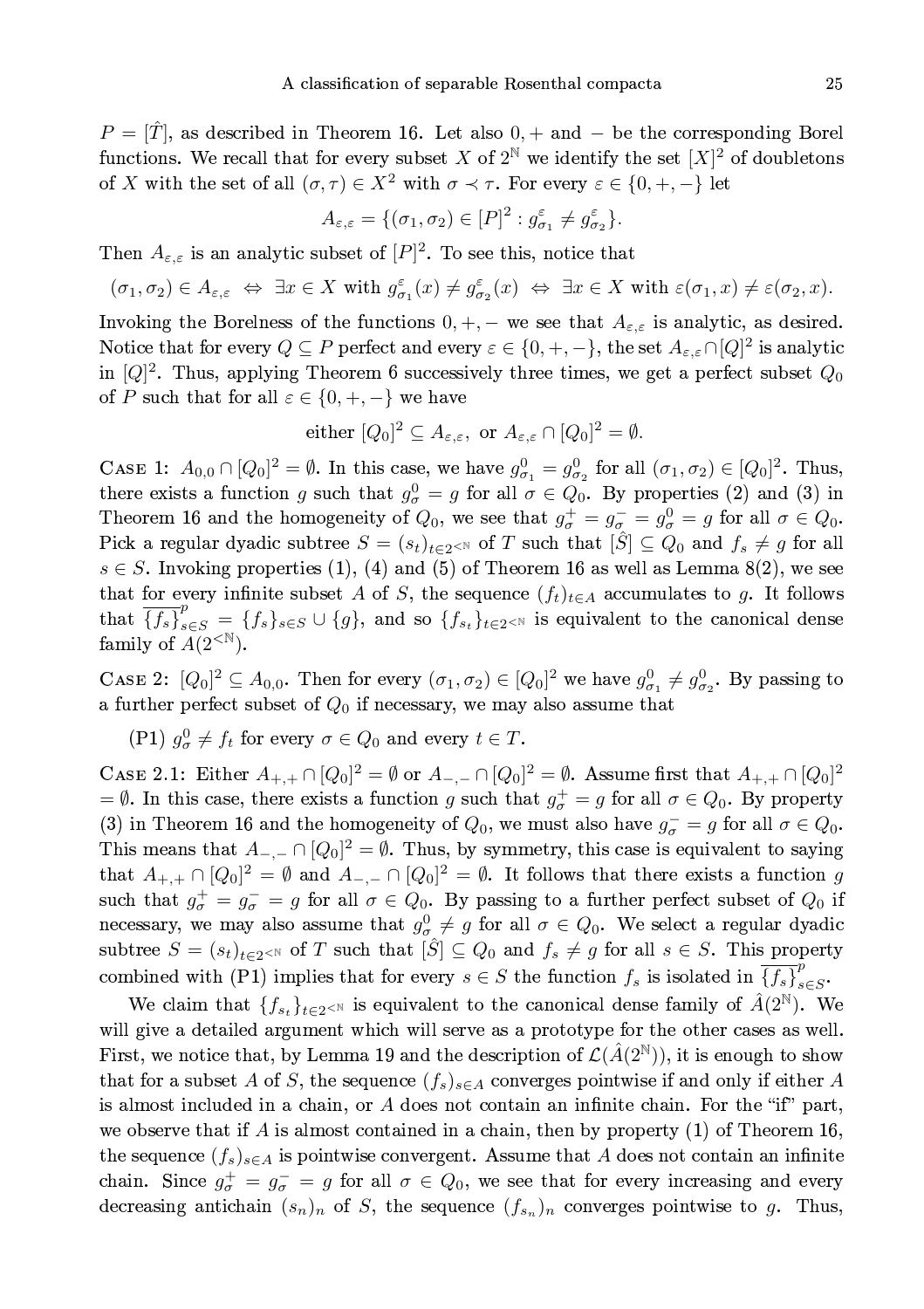$P = [\hat{T}]$, as described in Theorem 16. Let also $0, +$ and $-$ be the corresponding Borel functions. We recall that for every subset $X$ of $2^{\mathbb{N}}$ we identify the set $[X]^2$ of doubletons of $X$ with the set of all $(\sigma, \tau) \in X^2$ with $\sigma \prec \tau$. For every $\varepsilon \in \{0, +, -\}$ let

$$A_{\varepsilon,\varepsilon} = \{(\sigma_1, \sigma_2) \in [P]^2 : g^{\varepsilon}_{\sigma_1} \neq g^{\varepsilon}_{\sigma_2}\}.$$

Then $A_{\varepsilon,\varepsilon}$ is an analytic subset of $[P]^2$. To see this, notice that

$$(\sigma_1, \sigma_2) \in A_{\varepsilon,\varepsilon} \;\Leftrightarrow\; \exists x \in X \text{ with } g^{\varepsilon}_{\sigma_1}(x) \neq g^{\varepsilon}_{\sigma_2}(x) \;\Leftrightarrow\; \exists x \in X \text{ with } \varepsilon(\sigma_1, x) \neq \varepsilon(\sigma_2, x).$$

Invoking the Borelness of the functions $0, +, -$ we see that $A_{\varepsilon,\varepsilon}$ is analytic, as desired. Notice that for every $Q \subseteq P$ perfect and every $\varepsilon \in \{0, +, -\}$, the set $A_{\varepsilon,\varepsilon} \cap [Q]^2$ is analytic in $[Q]^2$. Thus, applying Theorem 6 successively three times, we get a perfect subset $Q_0$ of $P$ such that for all $\varepsilon \in \{0, +, -\}$ we have

$$\text{either } [Q_0]^2 \subseteq A_{\varepsilon,\varepsilon}, \text{ or } A_{\varepsilon,\varepsilon} \cap [Q_0]^2 = \emptyset.$$

Case 1: $A_{0,0} \cap [Q_0]^2 = \emptyset$. In this case, we have $g^0_{\sigma_1} = g^0_{\sigma_2}$ for all $(\sigma_1, \sigma_2) \in [Q_0]^2$. Thus, there exists a function $g$ such that $g^0_\sigma = g$ for all $\sigma \in Q_0$. By properties (2) and (3) in Theorem 16 and the homogeneity of $Q_0$, we see that $g^+_\sigma = g^-_\sigma = g^0_\sigma = g$ for all $\sigma \in Q_0$. Pick a regular dyadic subtree $S = (s_t)_{t \in 2^{<\mathbb{N}}}$ of $T$ such that $[\hat{S}] \subseteq Q_0$ and $f_s \neq g$ for all $s \in S$. Invoking properties (1), (4) and (5) of Theorem 16 as well as Lemma 8(2), we see that for every infinite subset $A$ of $S$, the sequence $(f_t)_{t \in A}$ accumulates to $g$. It follows that $\overline{\{f_s\}}^p_{s \in S} = \{f_s\}_{s \in S} \cup \{g\}$, and so $\{f_{s_t}\}_{t \in 2^{<\mathbb{N}}}$ is equivalent to the canonical dense family of $A(2^{<\mathbb{N}})$.

Case 2: $[Q_0]^2 \subseteq A_{0,0}$. Then for every $(\sigma_1, \sigma_2) \in [Q_0]^2$ we have $g^0_{\sigma_1} \neq g^0_{\sigma_2}$. By passing to a further perfect subset of $Q_0$ if necessary, we may also assume that

(P1) $g^0_\sigma \neq f_t$ for every $\sigma \in Q_0$ and every $t \in T$.

Case 2.1: Either $A_{+,+} \cap [Q_0]^2 = \emptyset$ or $A_{-,-} \cap [Q_0]^2 = \emptyset$. Assume first that $A_{+,+} \cap [Q_0]^2 = \emptyset$. In this case, there exists a function $g$ such that $g^+_\sigma = g$ for all $\sigma \in Q_0$. By property (3) in Theorem 16 and the homogeneity of $Q_0$, we must also have $g^-_\sigma = g$ for all $\sigma \in Q_0$. This means that $A_{-,-} \cap [Q_0]^2 = \emptyset$. Thus, by symmetry, this case is equivalent to saying that $A_{+,+} \cap [Q_0]^2 = \emptyset$ and $A_{-,-} \cap [Q_0]^2 = \emptyset$. It follows that there exists a function $g$ such that $g^+_\sigma = g^-_\sigma = g$ for all $\sigma \in Q_0$. By passing to a further perfect subset of $Q_0$ if necessary, we may also assume that $g^0_\sigma \neq g$ for all $\sigma \in Q_0$. We select a regular dyadic subtree $S = (s_t)_{t \in 2^{<\mathbb{N}}}$ of $T$ such that $[\hat{S}] \subseteq Q_0$ and $f_s \neq g$ for all $s \in S$. This property combined with (P1) implies that for every $s \in S$ the function $f_s$ is isolated in $\overline{\{f_s\}}^p_{s \in S}$.

We claim that $\{f_{s_t}\}_{t \in 2^{<\mathbb{N}}}$ is equivalent to the canonical dense family of $\hat{A}(2^{\mathbb{N}})$. We will give a detailed argument which will serve as a prototype for the other cases as well. First, we notice that, by Lemma 19 and the description of $\mathcal{L}(\hat{A}(2^{\mathbb{N}}))$, it is enough to show that for a subset $A$ of $S$, the sequence $(f_s)_{s \in A}$ converges pointwise if and only if either $A$ is almost included in a chain, or $A$ does not contain an infinite chain. For the "if" part, we observe that if $A$ is almost contained in a chain, then by property (1) of Theorem 16, the sequence $(f_s)_{s \in A}$ is pointwise convergent. Assume that $A$ does not contain an infinite chain. Since $g^+_\sigma = g^-_\sigma = g$ for all $\sigma \in Q_0$, we see that for every increasing and every decreasing antichain $(s_n)_n$ of $S$, the sequence $(f_{s_n})_n$ converges pointwise to $g$. Thus,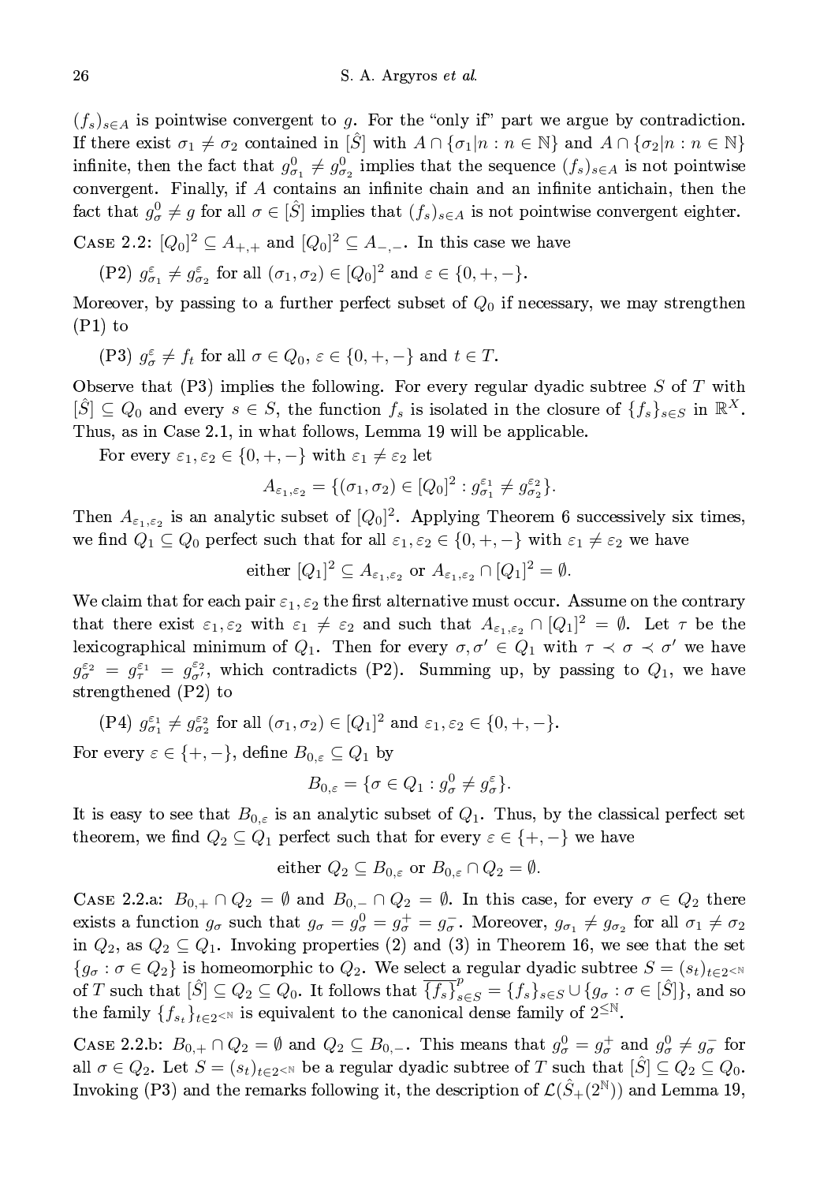$(f_s)_{s\in A}$ is pointwise convergent to $g$. For the "only if" part we argue by contradiction. If there exist $\sigma_1 \neq \sigma_2$ contained in $[\hat{S}]$ with $A \cap \{\sigma_1|n : n \in \mathbb{N}\}$ and $A \cap \{\sigma_2|n : n \in \mathbb{N}\}$ infinite, then the fact that $g^0_{\sigma_1} \neq g^0_{\sigma_2}$ implies that the sequence $(f_s)_{s\in A}$ is not pointwise convergent. Finally, if $A$ contains an infinite chain and an infinite antichain, then the fact that $g^0_\sigma \neq g$ for all $\sigma \in [\hat{S}]$ implies that $(f_s)_{s\in A}$ is not pointwise convergent eighter.

Case 2.2: $[Q_0]^2 \subseteq A_{+,+}$ and $[Q_0]^2 \subseteq A_{-,-}$. In this case we have

(P2) $g^\varepsilon_{\sigma_1} \neq g^\varepsilon_{\sigma_2}$ for all $(\sigma_1, \sigma_2) \in [Q_0]^2$ and $\varepsilon \in \{0, +, -\}$.

Moreover, by passing to a further perfect subset of $Q_0$ if necessary, we may strengthen (P1) to

(P3) $g^\varepsilon_\sigma \neq f_t$ for all $\sigma \in Q_0$, $\varepsilon \in \{0, +, -\}$ and $t \in T$.

Observe that (P3) implies the following. For every regular dyadic subtree $S$ of $T$ with $[\hat{S}] \subseteq Q_0$ and every $s \in S$, the function $f_s$ is isolated in the closure of $\{f_s\}_{s\in S}$ in $\mathbb{R}^X$. Thus, as in Case 2.1, in what follows, Lemma 19 will be applicable.

For every $\varepsilon_1, \varepsilon_2 \in \{0, +, -\}$ with $\varepsilon_1 \neq \varepsilon_2$ let

$$A_{\varepsilon_1,\varepsilon_2} = \{(\sigma_1, \sigma_2) \in [Q_0]^2 : g^{\varepsilon_1}_{\sigma_1} \neq g^{\varepsilon_2}_{\sigma_2}\}.$$

Then $A_{\varepsilon_1,\varepsilon_2}$ is an analytic subset of $[Q_0]^2$. Applying Theorem 6 successively six times, we find $Q_1 \subseteq Q_0$ perfect such that for all $\varepsilon_1, \varepsilon_2 \in \{0, +, -\}$ with $\varepsilon_1 \neq \varepsilon_2$ we have

$$\text{either } [Q_1]^2 \subseteq A_{\varepsilon_1,\varepsilon_2} \text{ or } A_{\varepsilon_1,\varepsilon_2} \cap [Q_1]^2 = \emptyset.$$

We claim that for each pair $\varepsilon_1, \varepsilon_2$ the first alternative must occur. Assume on the contrary that there exist $\varepsilon_1, \varepsilon_2$ with $\varepsilon_1 \neq \varepsilon_2$ and such that $A_{\varepsilon_1,\varepsilon_2} \cap [Q_1]^2 = \emptyset$. Let $\tau$ be the lexicographical minimum of $Q_1$. Then for every $\sigma, \sigma' \in Q_1$ with $\tau \prec \sigma \prec \sigma'$ we have $g^{\varepsilon_2}_{\sigma} = g^{\varepsilon_1}_{\tau} = g^{\varepsilon_2}_{\sigma'}$, which contradicts (P2). Summing up, by passing to $Q_1$, we have strengthened (P2) to

(P4) $g^{\varepsilon_1}_{\sigma_1} \neq g^{\varepsilon_2}_{\sigma_2}$ for all $(\sigma_1, \sigma_2) \in [Q_1]^2$ and $\varepsilon_1, \varepsilon_2 \in \{0, +, -\}$.

For every $\varepsilon \in \{+, -\}$, define $B_{0,\varepsilon} \subseteq Q_1$ by

$$B_{0,\varepsilon} = \{\sigma \in Q_1 : g^0_\sigma \neq g^\varepsilon_\sigma\}.$$

It is easy to see that $B_{0,\varepsilon}$ is an analytic subset of $Q_1$. Thus, by the classical perfect set theorem, we find $Q_2 \subseteq Q_1$ perfect such that for every $\varepsilon \in \{+, -\}$ we have

$$\text{either } Q_2 \subseteq B_{0,\varepsilon} \text{ or } B_{0,\varepsilon} \cap Q_2 = \emptyset.$$

Case 2.2.a: $B_{0,+} \cap Q_2 = \emptyset$ and $B_{0,-} \cap Q_2 = \emptyset$. In this case, for every $\sigma \in Q_2$ there exists a function $g_\sigma$ such that $g_\sigma = g^0_\sigma = g^+_\sigma = g^-_\sigma$. Moreover, $g_{\sigma_1} \neq g_{\sigma_2}$ for all $\sigma_1 \neq \sigma_2$ in $Q_2$, as $Q_2 \subseteq Q_1$. Invoking properties (2) and (3) in Theorem 16, we see that the set $\{g_\sigma : \sigma \in Q_2\}$ is homeomorphic to $Q_2$. We select a regular dyadic subtree $S = (s_t)_{t\in 2^{<\mathbb{N}}}$ of $T$ such that $[\hat{S}] \subseteq Q_2 \subseteq Q_0$. It follows that $\overline{\{f_s\}}^p_{s\in S} = \{f_s\}_{s\in S} \cup \{g_\sigma : \sigma \in [\hat{S}]\}$, and so the family $\{f_{s_t}\}_{t\in 2^{<\mathbb{N}}}$ is equivalent to the canonical dense family of $2^{\leq \mathbb{N}}$.

Case 2.2.b: $B_{0,+} \cap Q_2 = \emptyset$ and $Q_2 \subseteq B_{0,-}$. This means that $g^0_\sigma = g^+_\sigma$ and $g^0_\sigma \neq g^-_\sigma$ for all $\sigma \in Q_2$. Let $S = (s_t)_{t\in 2^{<\mathbb{N}}}$ be a regular dyadic subtree of $T$ such that $[\hat{S}] \subseteq Q_2 \subseteq Q_0$. Invoking (P3) and the remarks following it, the description of $\mathcal{L}(\hat{S}_+(2^{\mathbb{N}}))$ and Lemma 19,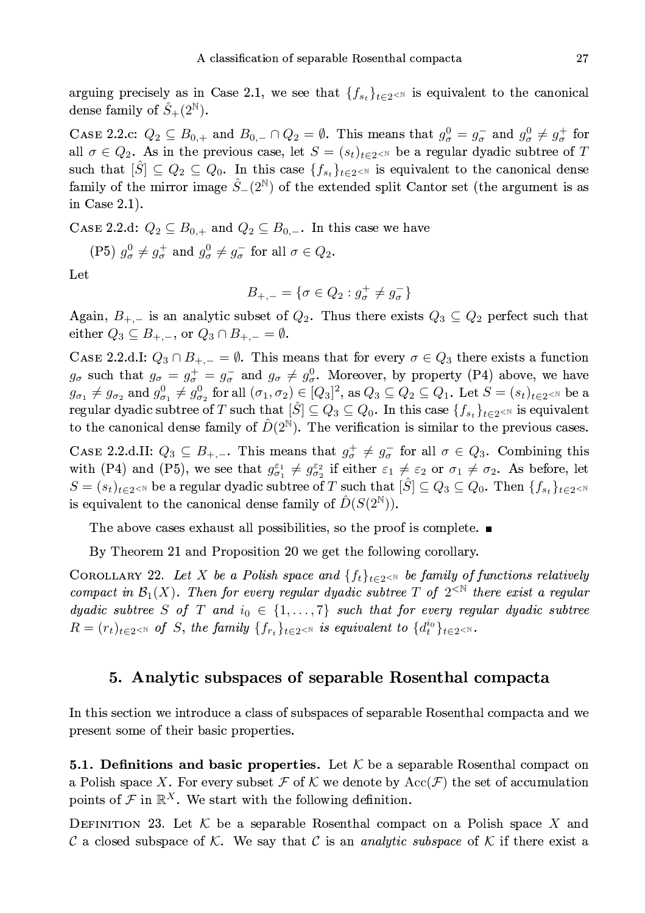arguing precisely as in Case 2.1, we see that $\{f_{s_t}\}_{t\in 2^{<\mathbb{N}}}$ is equivalent to the canonical dense family of $\hat{S}_+(2^{\mathbb{N}})$.

Case 2.2.c: $Q_2 \subseteq B_{0,+}$ and $B_{0,-}\cap Q_2 = \emptyset$. This means that $g^0_\sigma = g^-_\sigma$ and $g^0_\sigma \neq g^+_\sigma$ for all $\sigma \in Q_2$. As in the previous case, let $S = (s_t)_{t\in 2^{<\mathbb{N}}}$ be a regular dyadic subtree of $T$ such that $[\hat{S}] \subseteq Q_2 \subseteq Q_0$. In this case $\{f_{s_t}\}_{t\in 2^{<\mathbb{N}}}$ is equivalent to the canonical dense family of the mirror image $\hat{S}_-(2^{\mathbb{N}})$ of the extended split Cantor set (the argument is as in Case 2.1).

Case 2.2.d: $Q_2 \subseteq B_{0,+}$ and $Q_2 \subseteq B_{0,-}$. In this case we have

(P5) $g^0_\sigma \neq g^+_\sigma$ and $g^0_\sigma \neq g^-_\sigma$ for all $\sigma \in Q_2$.

Let

$$B_{+,-} = \{\sigma \in Q_2 : g^+_\sigma \neq g^-_\sigma\}$$

Again, $B_{+,-}$ is an analytic subset of $Q_2$. Thus there exists $Q_3 \subseteq Q_2$ perfect such that either $Q_3 \subseteq B_{+,-}$, or $Q_3 \cap B_{+,-} = \emptyset$.

Case 2.2.d.I: $Q_3 \cap B_{+,-} = \emptyset$. This means that for every $\sigma \in Q_3$ there exists a function $g_\sigma$ such that $g_\sigma = g^+_\sigma = g^-_\sigma$ and $g_\sigma \neq g^0_\sigma$. Moreover, by property (P4) above, we have $g_{\sigma_1} \neq g_{\sigma_2}$ and $g^0_{\sigma_1} \neq g^0_{\sigma_2}$ for all $(\sigma_1,\sigma_2) \in [Q_3]^2$, as $Q_3 \subseteq Q_2 \subseteq Q_1$. Let $S = (s_t)_{t\in 2^{<\mathbb{N}}}$ be a regular dyadic subtree of $T$ such that $[\hat{S}] \subseteq Q_3 \subseteq Q_0$. In this case $\{f_{s_t}\}_{t\in 2^{<\mathbb{N}}}$ is equivalent to the canonical dense family of $\hat{D}(2^{\mathbb{N}})$. The verification is similar to the previous cases.

Case 2.2.d.II: $Q_3 \subseteq B_{+,-}$. This means that $g^+_\sigma \neq g^-_\sigma$ for all $\sigma \in Q_3$. Combining this with (P4) and (P5), we see that $g^{\varepsilon_1}_{\sigma_1} \neq g^{\varepsilon_2}_{\sigma_2}$ if either $\varepsilon_1 \neq \varepsilon_2$ or $\sigma_1 \neq \sigma_2$. As before, let $S = (s_t)_{t\in 2^{<\mathbb{N}}}$ be a regular dyadic subtree of $T$ such that $[\hat{S}] \subseteq Q_3 \subseteq Q_0$. Then $\{f_{s_t}\}_{t\in 2^{<\mathbb{N}}}$ is equivalent to the canonical dense family of $\hat{D}(S(2^{\mathbb{N}}))$.

The above cases exhaust all possibilities, so the proof is complete. ∎

By Theorem 21 and Proposition 20 we get the following corollary.

Corollary 22. *Let $X$ be a Polish space and $\{f_t\}_{t\in 2^{<\mathbb{N}}}$ be family of functions relatively compact in $\mathcal{B}_1(X)$. Then for every regular dyadic subtree $T$ of $2^{<\mathbb{N}}$ there exist a regular dyadic subtree $S$ of $T$ and $i_0 \in \{1,\dots,7\}$ such that for every regular dyadic subtree $R = (r_t)_{t\in 2^{<\mathbb{N}}}$ of $S$, the family $\{f_{r_t}\}_{t\in 2^{<\mathbb{N}}}$ is equivalent to $\{d^{i_0}_t\}_{t\in 2^{<\mathbb{N}}}$.*

## 5. Analytic subspaces of separable Rosenthal compacta

In this section we introduce a class of subspaces of separable Rosenthal compacta and we present some of their basic properties.

**5.1. Definitions and basic properties.** Let $\mathcal{K}$ be a separable Rosenthal compact on a Polish space $X$. For every subset $\mathcal{F}$ of $\mathcal{K}$ we denote by $\mathrm{Acc}(\mathcal{F})$ the set of accumulation points of $\mathcal{F}$ in $\mathbb{R}^X$. We start with the following definition.

Definition 23. Let $\mathcal{K}$ be a separable Rosenthal compact on a Polish space $X$ and $\mathcal{C}$ a closed subspace of $\mathcal{K}$. We say that $\mathcal{C}$ is an *analytic subspace* of $\mathcal{K}$ if there exist a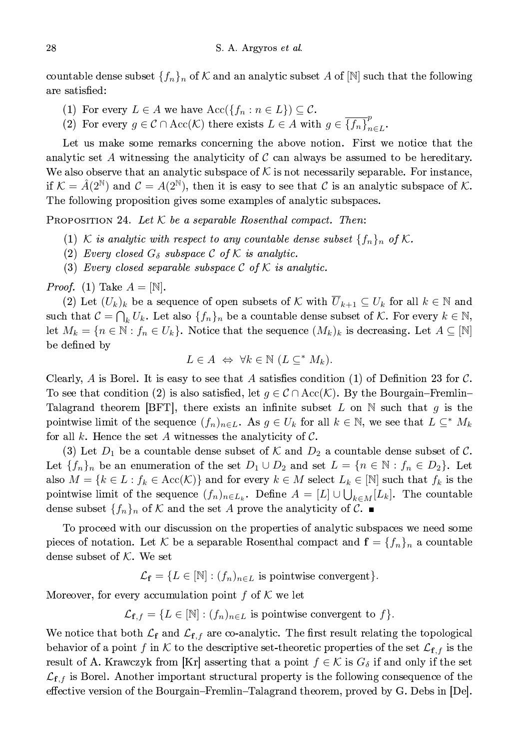countable dense subset $\{f_n\}_n$ of $\mathcal{K}$ and an analytic subset $A$ of $[\mathbb{N}]$ such that the following are satisfied:

(1) For every $L \in A$ we have $\mathrm{Acc}(\{f_n : n \in L\}) \subseteq \mathcal{C}$.

(2) For every $g \in \mathcal{C} \cap \mathrm{Acc}(\mathcal{K})$ there exists $L \in A$ with $g \in \overline{\{f_n\}}^p_{n\in L}$.

Let us make some remarks concerning the above notion. First we notice that the analytic set $A$ witnessing the analyticity of $\mathcal{C}$ can always be assumed to be hereditary. We also observe that an analytic subspace of $\mathcal{K}$ is not necessarily separable. For instance, if $\mathcal{K} = \hat{A}(2^{\mathbb{N}})$ and $\mathcal{C} = A(2^{\mathbb{N}})$, then it is easy to see that $\mathcal{C}$ is an analytic subspace of $\mathcal{K}$. The following proposition gives some examples of analytic subspaces.

Proposition 24. *Let $\mathcal{K}$ be a separable Rosenthal compact. Then*:

(1) *$\mathcal{K}$ is analytic with respect to any countable dense subset $\{f_n\}_n$ of $\mathcal{K}$.*

(2) *Every closed $G_\delta$ subspace $\mathcal{C}$ of $\mathcal{K}$ is analytic.*

(3) *Every closed separable subspace $\mathcal{C}$ of $\mathcal{K}$ is analytic.*

*Proof.* (1) Take $A = [\mathbb{N}]$.

(2) Let $(U_k)_k$ be a sequence of open subsets of $\mathcal{K}$ with $\overline{U}_{k+1} \subseteq U_k$ for all $k \in \mathbb{N}$ and such that $\mathcal{C} = \bigcap_k U_k$. Let also $\{f_n\}_n$ be a countable dense subset of $\mathcal{K}$. For every $k \in \mathbb{N}$, let $M_k = \{n \in \mathbb{N} : f_n \in U_k\}$. Notice that the sequence $(M_k)_k$ is decreasing. Let $A \subseteq [\mathbb{N}]$ be defined by

$$L \in A \ \Leftrightarrow \ \forall k \in \mathbb{N} \ (L \subseteq^* M_k).$$

Clearly, $A$ is Borel. It is easy to see that $A$ satisfies condition (1) of Definition 23 for $\mathcal{C}$. To see that condition (2) is also satisfied, let $g \in \mathcal{C} \cap \mathrm{Acc}(\mathcal{K})$. By the Bourgain–Fremlin–Talagrand theorem [BFT], there exists an infinite subset $L$ on $\mathbb{N}$ such that $g$ is the pointwise limit of the sequence $(f_n)_{n\in L}$. As $g \in U_k$ for all $k \in \mathbb{N}$, we see that $L \subseteq^* M_k$ for all $k$. Hence the set $A$ witnesses the analyticity of $\mathcal{C}$.

(3) Let $D_1$ be a countable dense subset of $\mathcal{K}$ and $D_2$ a countable dense subset of $\mathcal{C}$. Let $\{f_n\}_n$ be an enumeration of the set $D_1 \cup D_2$ and set $L = \{n \in \mathbb{N} : f_n \in D_2\}$. Let also $M = \{k \in L : f_k \in \mathrm{Acc}(\mathcal{K})\}$ and for every $k \in M$ select $L_k \in [\mathbb{N}]$ such that $f_k$ is the pointwise limit of the sequence $(f_n)_{n\in L_k}$. Define $A = [L] \cup \bigcup_{k\in M}[L_k]$. The countable dense subset $\{f_n\}_n$ of $\mathcal{K}$ and the set $A$ prove the analyticity of $\mathcal{C}$. ∎

To proceed with our discussion on the properties of analytic subspaces we need some pieces of notation. Let $\mathcal{K}$ be a separable Rosenthal compact and $\mathbf{f} = \{f_n\}_n$ a countable dense subset of $\mathcal{K}$. We set

$$\mathcal{L}_{\mathbf{f}} = \{L \in [\mathbb{N}] : (f_n)_{n\in L} \text{ is pointwise convergent}\}.$$

Moreover, for every accumulation point $f$ of $\mathcal{K}$ we let

$$\mathcal{L}_{\mathbf{f},f} = \{L \in [\mathbb{N}] : (f_n)_{n\in L} \text{ is pointwise convergent to } f\}.$$

We notice that both $\mathcal{L}_{\mathbf{f}}$ and $\mathcal{L}_{\mathbf{f},f}$ are co-analytic. The first result relating the topological behavior of a point $f$ in $\mathcal{K}$ to the descriptive set-theoretic properties of the set $\mathcal{L}_{\mathbf{f},f}$ is the result of A. Krawczyk from [Kr] asserting that a point $f \in \mathcal{K}$ is $G_\delta$ if and only if the set $\mathcal{L}_{\mathbf{f},f}$ is Borel. Another important structural property is the following consequence of the effective version of the Bourgain–Fremlin–Talagrand theorem, proved by G. Debs in [De].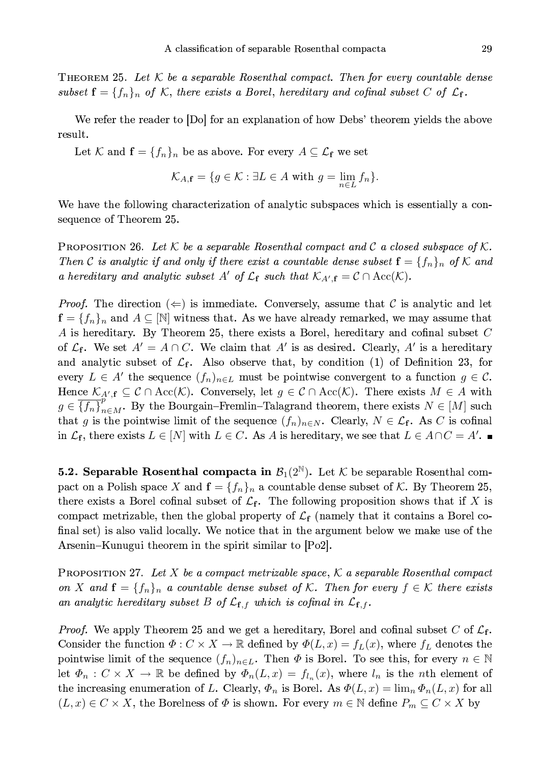THEOREM 25. *Let $\mathcal{K}$ be a separable Rosenthal compact. Then for every countable dense subset $\mathbf{f} = \{f_n\}_n$ of $\mathcal{K}$, there exists a Borel, hereditary and cofinal subset $C$ of $\mathcal{L}_{\mathbf{f}}$.*

We refer the reader to [Do] for an explanation of how Debs' theorem yields the above result.

Let $\mathcal{K}$ and $\mathbf{f} = \{f_n\}_n$ be as above. For every $A \subseteq \mathcal{L}_{\mathbf{f}}$ we set

$$\mathcal{K}_{A,\mathbf{f}} = \{g \in \mathcal{K} : \exists L \in A \text{ with } g = \lim_{n \in L} f_n\}.$$

We have the following characterization of analytic subspaces which is essentially a consequence of Theorem 25.

PROPOSITION 26. *Let $\mathcal{K}$ be a separable Rosenthal compact and $\mathcal{C}$ a closed subspace of $\mathcal{K}$. Then $\mathcal{C}$ is analytic if and only if there exist a countable dense subset $\mathbf{f} = \{f_n\}_n$ of $\mathcal{K}$ and a hereditary and analytic subset $A'$ of $\mathcal{L}_{\mathbf{f}}$ such that $\mathcal{K}_{A',\mathbf{f}} = \mathcal{C} \cap \mathrm{Acc}(\mathcal{K})$.*

*Proof.* The direction ($\Leftarrow$) is immediate. Conversely, assume that $\mathcal{C}$ is analytic and let $\mathbf{f} = \{f_n\}_n$ and $A \subseteq [\mathbb{N}]$ witness that. As we have already remarked, we may assume that $A$ is hereditary. By Theorem 25, there exists a Borel, hereditary and cofinal subset $C$ of $\mathcal{L}_{\mathbf{f}}$. We set $A' = A \cap C$. We claim that $A'$ is as desired. Clearly, $A'$ is a hereditary and analytic subset of $\mathcal{L}_{\mathbf{f}}$. Also observe that, by condition (1) of Definition 23, for every $L \in A'$ the sequence $(f_n)_{n \in L}$ must be pointwise convergent to a function $g \in \mathcal{C}$. Hence $\mathcal{K}_{A',\mathbf{f}} \subseteq \mathcal{C} \cap \mathrm{Acc}(\mathcal{K})$. Conversely, let $g \in \mathcal{C} \cap \mathrm{Acc}(\mathcal{K})$. There exists $M \in A$ with $g \in \overline{\{f_n\}}^p_{n \in M}$. By the Bourgain–Fremlin–Talagrand theorem, there exists $N \in [M]$ such that $g$ is the pointwise limit of the sequence $(f_n)_{n \in N}$. Clearly, $N \in \mathcal{L}_{\mathbf{f}}$. As $C$ is cofinal in $\mathcal{L}_{\mathbf{f}}$, there exists $L \in [N]$ with $L \in C$. As $A$ is hereditary, we see that $L \in A \cap C = A'$. ∎

**5.2. Separable Rosenthal compacta in $\mathcal{B}_1(2^{\mathbb{N}})$.** Let $\mathcal{K}$ be separable Rosenthal compact on a Polish space $X$ and $\mathbf{f} = \{f_n\}_n$ a countable dense subset of $\mathcal{K}$. By Theorem 25, there exists a Borel cofinal subset of $\mathcal{L}_{\mathbf{f}}$. The following proposition shows that if $X$ is compact metrizable, then the global property of $\mathcal{L}_{\mathbf{f}}$ (namely that it contains a Borel cofinal set) is also valid locally. We notice that in the argument below we make use of the Arsenin–Kunugui theorem in the spirit similar to [Po2].

PROPOSITION 27. *Let $X$ be a compact metrizable space, $\mathcal{K}$ a separable Rosenthal compact on $X$ and $\mathbf{f} = \{f_n\}_n$ a countable dense subset of $\mathcal{K}$. Then for every $f \in \mathcal{K}$ there exists an analytic hereditary subset $B$ of $\mathcal{L}_{\mathbf{f},f}$ which is cofinal in $\mathcal{L}_{\mathbf{f},f}$.*

*Proof.* We apply Theorem 25 and we get a hereditary, Borel and cofinal subset $C$ of $\mathcal{L}_{\mathbf{f}}$. Consider the function $\Phi : C \times X \to \mathbb{R}$ defined by $\Phi(L, x) = f_L(x)$, where $f_L$ denotes the pointwise limit of the sequence $(f_n)_{n \in L}$. Then $\Phi$ is Borel. To see this, for every $n \in \mathbb{N}$ let $\Phi_n : C \times X \to \mathbb{R}$ be defined by $\Phi_n(L, x) = f_{l_n}(x)$, where $l_n$ is the $n$th element of the increasing enumeration of $L$. Clearly, $\Phi_n$ is Borel. As $\Phi(L, x) = \lim_n \Phi_n(L, x)$ for all $(L, x) \in C \times X$, the Borelness of $\Phi$ is shown. For every $m \in \mathbb{N}$ define $P_m \subseteq C \times X$ by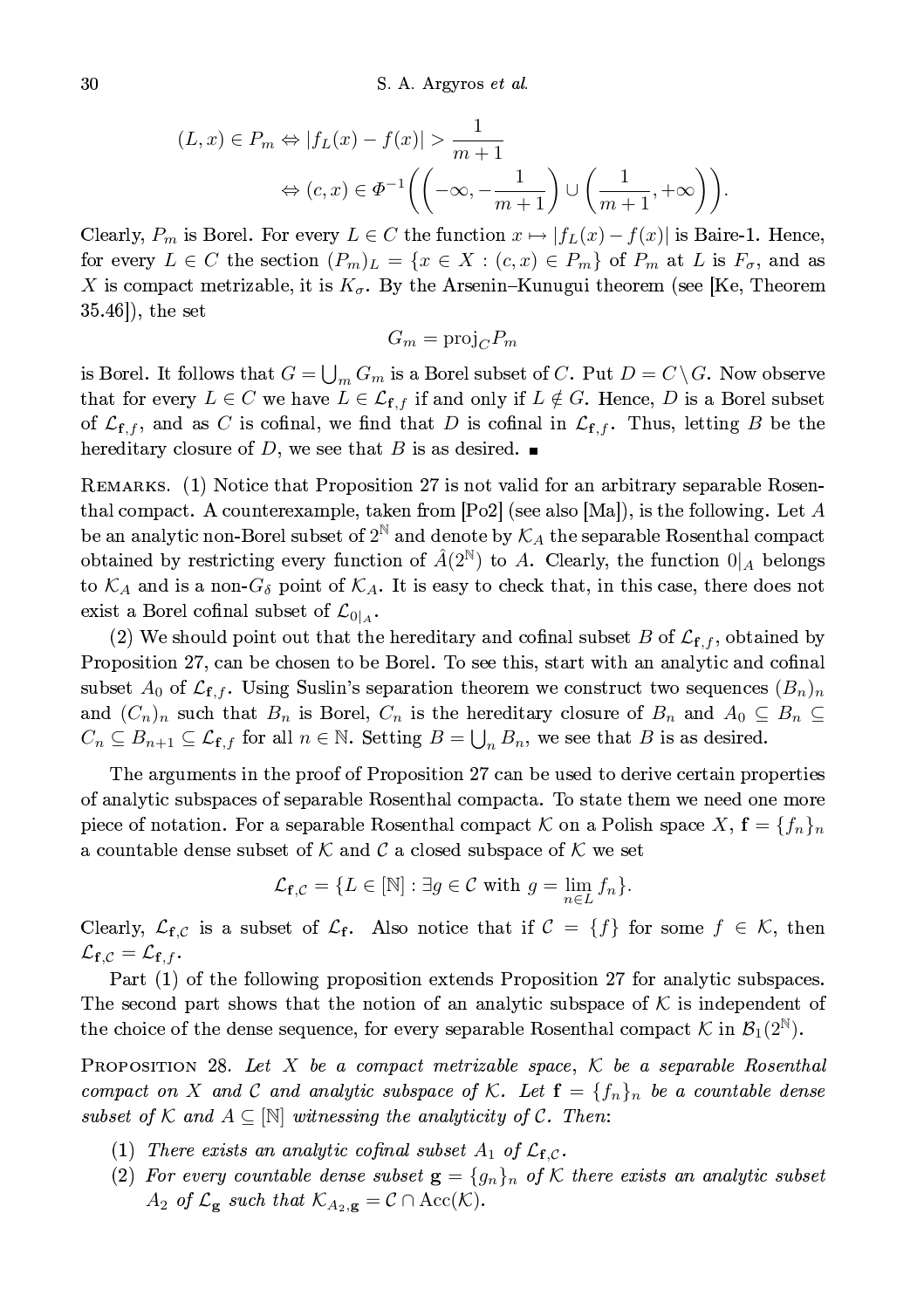$$(L, x) \in P_m \Leftrightarrow |f_L(x) - f(x)| > \frac{1}{m+1}$$
$$\Leftrightarrow (c, x) \in \Phi^{-1}\Big(\Big(-\infty, -\frac{1}{m+1}\Big) \cup \Big(\frac{1}{m+1}, +\infty\Big)\Big).$$

Clearly, $P_m$ is Borel. For every $L \in C$ the function $x \mapsto |f_L(x) - f(x)|$ is Baire-1. Hence, for every $L \in C$ the section $(P_m)_L = \{x \in X : (c, x) \in P_m\}$ of $P_m$ at $L$ is $F_\sigma$, and as $X$ is compact metrizable, it is $K_\sigma$. By the Arsenin–Kunugui theorem (see [Ke, Theorem 35.46]), the set

$$G_m = \mathrm{proj}_C P_m$$

is Borel. It follows that $G = \bigcup_m G_m$ is a Borel subset of $C$. Put $D = C \setminus G$. Now observe that for every $L \in C$ we have $L \in \mathcal{L}_{\mathbf{f},f}$ if and only if $L \notin G$. Hence, $D$ is a Borel subset of $\mathcal{L}_{\mathbf{f},f}$, and as $C$ is cofinal, we find that $D$ is cofinal in $\mathcal{L}_{\mathbf{f},f}$. Thus, letting $B$ be the hereditary closure of $D$, we see that $B$ is as desired. ■

REMARKS. (1) Notice that Proposition 27 is not valid for an arbitrary separable Rosenthal compact. A counterexample, taken from [Po2] (see also [Ma]), is the following. Let $A$ be an analytic non-Borel subset of $2^{\mathbb{N}}$ and denote by $\mathcal{K}_A$ the separable Rosenthal compact obtained by restricting every function of $\hat{A}(2^{\mathbb{N}})$ to $A$. Clearly, the function $0|_A$ belongs to $\mathcal{K}_A$ and is a non-$G_\delta$ point of $\mathcal{K}_A$. It is easy to check that, in this case, there does not exist a Borel cofinal subset of $\mathcal{L}_{0|_A}$.

(2) We should point out that the hereditary and cofinal subset $B$ of $\mathcal{L}_{\mathbf{f},f}$, obtained by Proposition 27, can be chosen to be Borel. To see this, start with an analytic and cofinal subset $A_0$ of $\mathcal{L}_{\mathbf{f},f}$. Using Suslin's separation theorem we construct two sequences $(B_n)_n$ and $(C_n)_n$ such that $B_n$ is Borel, $C_n$ is the hereditary closure of $B_n$ and $A_0 \subseteq B_n \subseteq C_n \subseteq B_{n+1} \subseteq \mathcal{L}_{\mathbf{f},f}$ for all $n \in \mathbb{N}$. Setting $B = \bigcup_n B_n$, we see that $B$ is as desired.

The arguments in the proof of Proposition 27 can be used to derive certain properties of analytic subspaces of separable Rosenthal compacta. To state them we need one more piece of notation. For a separable Rosenthal compact $\mathcal{K}$ on a Polish space $X$, $\mathbf{f} = \{f_n\}_n$ a countable dense subset of $\mathcal{K}$ and $\mathcal{C}$ a closed subspace of $\mathcal{K}$ we set

$$\mathcal{L}_{\mathbf{f},\mathcal{C}} = \{L \in [\mathbb{N}] : \exists g \in \mathcal{C} \text{ with } g = \lim_{n \in L} f_n\}.$$

Clearly, $\mathcal{L}_{\mathbf{f},\mathcal{C}}$ is a subset of $\mathcal{L}_{\mathbf{f}}$. Also notice that if $\mathcal{C} = \{f\}$ for some $f \in \mathcal{K}$, then $\mathcal{L}_{\mathbf{f},\mathcal{C}} = \mathcal{L}_{\mathbf{f},f}$.

Part (1) of the following proposition extends Proposition 27 for analytic subspaces. The second part shows that the notion of an analytic subspace of $\mathcal{K}$ is independent of the choice of the dense sequence, for every separable Rosenthal compact $\mathcal{K}$ in $\mathcal{B}_1(2^{\mathbb{N}})$.

PROPOSITION 28. *Let $X$ be a compact metrizable space, $\mathcal{K}$ be a separable Rosenthal compact on $X$ and $\mathcal{C}$ and analytic subspace of $\mathcal{K}$. Let $\mathbf{f} = \{f_n\}_n$ be a countable dense subset of $\mathcal{K}$ and $A \subseteq [\mathbb{N}]$ witnessing the analyticity of $\mathcal{C}$. Then:*

1. *There exists an analytic cofinal subset $A_1$ of $\mathcal{L}_{\mathbf{f},\mathcal{C}}$.*
2. *For every countable dense subset $\mathbf{g} = \{g_n\}_n$ of $\mathcal{K}$ there exists an analytic subset $A_2$ of $\mathcal{L}_{\mathbf{g}}$ such that $\mathcal{K}_{A_2,\mathbf{g}} = \mathcal{C} \cap \mathrm{Acc}(\mathcal{K})$.*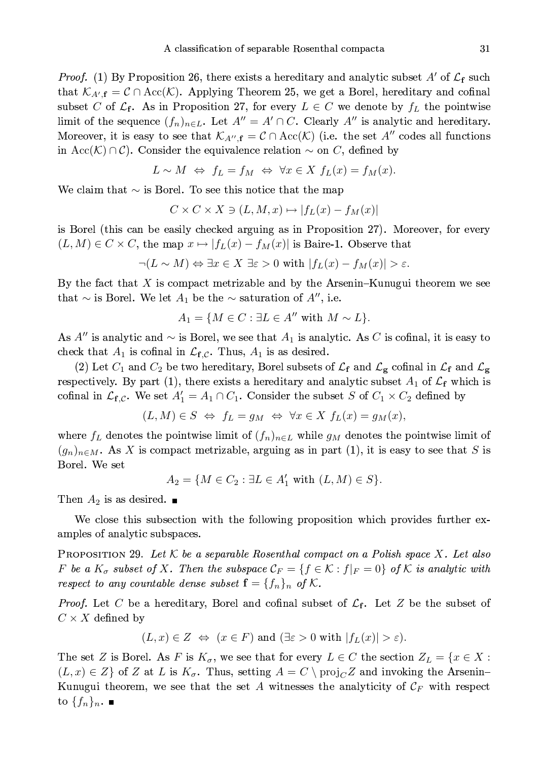*Proof.* (1) By Proposition 26, there exists a hereditary and analytic subset $A'$ of $\mathcal{L}_{\mathbf{f}}$ such that $\mathcal{K}_{A',\mathbf{f}} = \mathcal{C} \cap \mathrm{Acc}(\mathcal{K})$. Applying Theorem 25, we get a Borel, hereditary and cofinal subset $C$ of $\mathcal{L}_{\mathbf{f}}$. As in Proposition 27, for every $L \in C$ we denote by $f_L$ the pointwise limit of the sequence $(f_n)_{n\in L}$. Let $A'' = A' \cap C$. Clearly $A''$ is analytic and hereditary. Moreover, it is easy to see that $\mathcal{K}_{A'',\mathbf{f}} = \mathcal{C} \cap \mathrm{Acc}(\mathcal{K})$ (i.e. the set $A''$ codes all functions in $\mathrm{Acc}(\mathcal{K}) \cap \mathcal{C}$). Consider the equivalence relation $\sim$ on $C$, defined by

$$L \sim M \;\Leftrightarrow\; f_L = f_M \;\Leftrightarrow\; \forall x \in X \; f_L(x) = f_M(x).$$

We claim that $\sim$ is Borel. To see this notice that the map

$$C \times C \times X \ni (L, M, x) \mapsto |f_L(x) - f_M(x)|$$

is Borel (this can be easily checked arguing as in Proposition 27). Moreover, for every $(L, M) \in C \times C$, the map $x \mapsto |f_L(x) - f_M(x)|$ is Baire-1. Observe that

$$\neg(L \sim M) \Leftrightarrow \exists x \in X \; \exists \varepsilon > 0 \text{ with } |f_L(x) - f_M(x)| > \varepsilon.$$

By the fact that $X$ is compact metrizable and by the Arsenin–Kunugui theorem we see that $\sim$ is Borel. We let $A_1$ be the $\sim$ saturation of $A''$, i.e.

$$A_1 = \{M \in C : \exists L \in A'' \text{ with } M \sim L\}.$$

As $A''$ is analytic and $\sim$ is Borel, we see that $A_1$ is analytic. As $C$ is cofinal, it is easy to check that $A_1$ is cofinal in $\mathcal{L}_{\mathbf{f},\mathcal{C}}$. Thus, $A_1$ is as desired.

(2) Let $C_1$ and $C_2$ be two hereditary, Borel subsets of $\mathcal{L}_{\mathbf{f}}$ and $\mathcal{L}_{\mathbf{g}}$ cofinal in $\mathcal{L}_{\mathbf{f}}$ and $\mathcal{L}_{\mathbf{g}}$ respectively. By part (1), there exists a hereditary and analytic subset $A_1$ of $\mathcal{L}_{\mathbf{f}}$ which is cofinal in $\mathcal{L}_{\mathbf{f},\mathcal{C}}$. We set $A'_1 = A_1 \cap C_1$. Consider the subset $S$ of $C_1 \times C_2$ defined by

$$(L, M) \in S \;\Leftrightarrow\; f_L = g_M \;\Leftrightarrow\; \forall x \in X \; f_L(x) = g_M(x),$$

where $f_L$ denotes the pointwise limit of $(f_n)_{n\in L}$ while $g_M$ denotes the pointwise limit of $(g_n)_{n\in M}$. As $X$ is compact metrizable, arguing as in part (1), it is easy to see that $S$ is Borel. We set

$$A_2 = \{M \in C_2 : \exists L \in A'_1 \text{ with } (L, M) \in S\}.$$

Then $A_2$ is as desired. ∎

We close this subsection with the following proposition which provides further examples of analytic subspaces.

Proposition 29. *Let $\mathcal{K}$ be a separable Rosenthal compact on a Polish space $X$. Let also $F$ be a $K_\sigma$ subset of $X$. Then the subspace $\mathcal{C}_F = \{f \in \mathcal{K} : f|_F = 0\}$ of $\mathcal{K}$ is analytic with respect to any countable dense subset $\mathbf{f} = \{f_n\}_n$ of $\mathcal{K}$.*

*Proof.* Let $C$ be a hereditary, Borel and cofinal subset of $\mathcal{L}_{\mathbf{f}}$. Let $Z$ be the subset of $C \times X$ defined by

$$(L, x) \in Z \;\Leftrightarrow\; (x \in F) \text{ and } (\exists \varepsilon > 0 \text{ with } |f_L(x)| > \varepsilon).$$

The set $Z$ is Borel. As $F$ is $K_\sigma$, we see that for every $L \in C$ the section $Z_L = \{x \in X : (L, x) \in Z\}$ of $Z$ at $L$ is $K_\sigma$. Thus, setting $A = C \setminus \mathrm{proj}_C Z$ and invoking the Arsenin–Kunugui theorem, we see that the set $A$ witnesses the analyticity of $\mathcal{C}_F$ with respect to $\{f_n\}_n$. ∎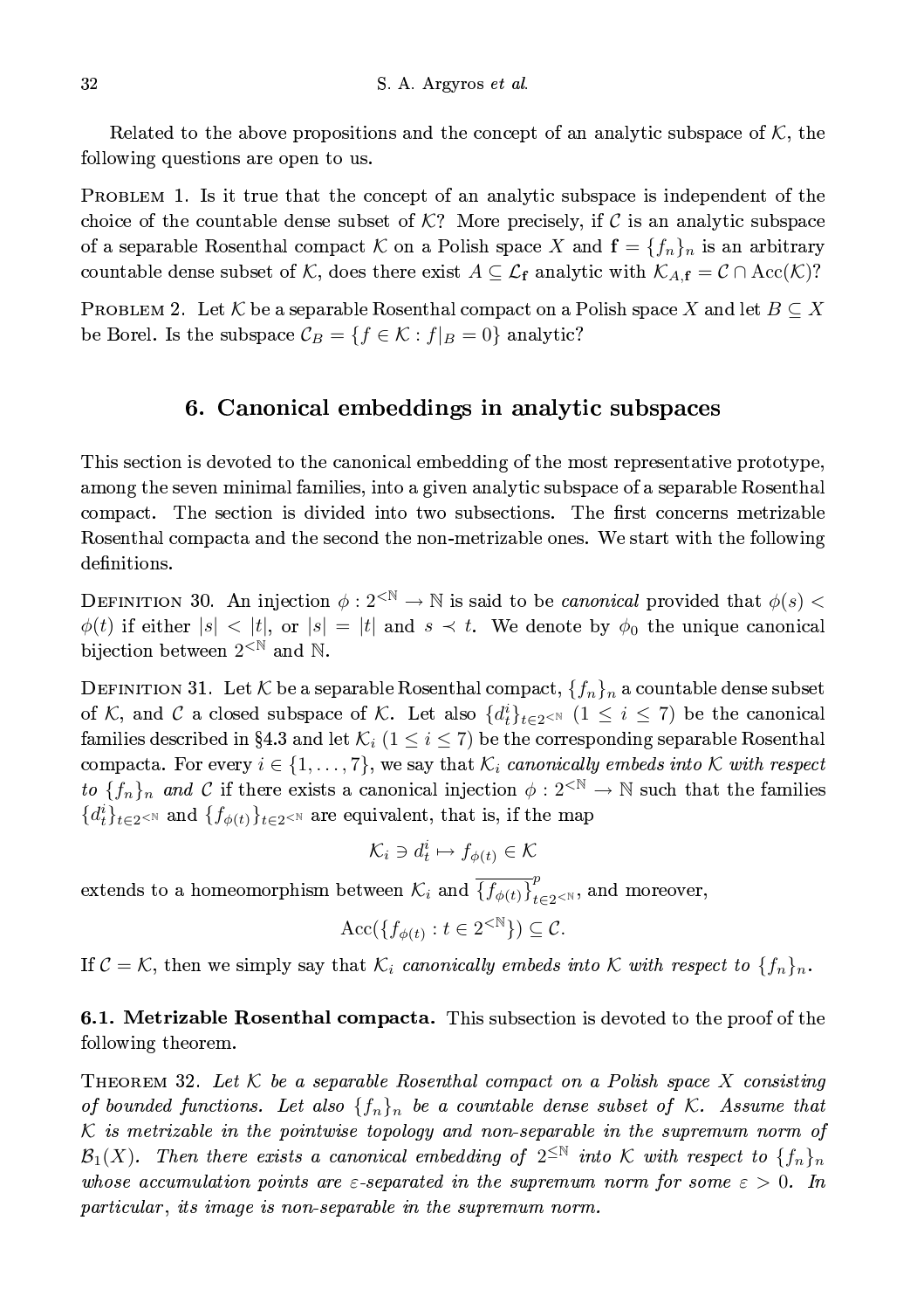Related to the above propositions and the concept of an analytic subspace of $\mathcal{K}$, the following questions are open to us.

PROBLEM 1. Is it true that the concept of an analytic subspace is independent of the choice of the countable dense subset of $\mathcal{K}$? More precisely, if $\mathcal{C}$ is an analytic subspace of a separable Rosenthal compact $\mathcal{K}$ on a Polish space $X$ and $\mathbf{f} = \{f_n\}_n$ is an arbitrary countable dense subset of $\mathcal{K}$, does there exist $A \subseteq \mathcal{L}_{\mathbf{f}}$ analytic with $\mathcal{K}_{A,\mathbf{f}} = \mathcal{C} \cap \mathrm{Acc}(\mathcal{K})$?

PROBLEM 2. Let $\mathcal{K}$ be a separable Rosenthal compact on a Polish space $X$ and let $B \subseteq X$ be Borel. Is the subspace $\mathcal{C}_B = \{f \in \mathcal{K} : f|_B = 0\}$ analytic?

## 6. Canonical embeddings in analytic subspaces

This section is devoted to the canonical embedding of the most representative prototype, among the seven minimal families, into a given analytic subspace of a separable Rosenthal compact. The section is divided into two subsections. The first concerns metrizable Rosenthal compacta and the second the non-metrizable ones. We start with the following definitions.

DEFINITION 30. An injection $\phi : 2^{<\mathbb{N}} \to \mathbb{N}$ is said to be *canonical* provided that $\phi(s) < \phi(t)$ if either $|s| < |t|$, or $|s| = |t|$ and $s \prec t$. We denote by $\phi_0$ the unique canonical bijection between $2^{<\mathbb{N}}$ and $\mathbb{N}$.

DEFINITION 31. Let $\mathcal{K}$ be a separable Rosenthal compact, $\{f_n\}_n$ a countable dense subset of $\mathcal{K}$, and $\mathcal{C}$ a closed subspace of $\mathcal{K}$. Let also $\{d^i_t\}_{t\in 2^{<\mathbb{N}}}$ $(1 \leq i \leq 7)$ be the canonical families described in §4.3 and let $\mathcal{K}_i$ $(1 \leq i \leq 7)$ be the corresponding separable Rosenthal compacta. For every $i \in \{1, \dots, 7\}$, we say that $\mathcal{K}_i$ *canonically embeds into* $\mathcal{K}$ *with respect to* $\{f_n\}_n$ *and* $\mathcal{C}$ if there exists a canonical injection $\phi : 2^{<\mathbb{N}} \to \mathbb{N}$ such that the families $\{d^i_t\}_{t\in 2^{<\mathbb{N}}}$ and $\{f_{\phi(t)}\}_{t\in 2^{<\mathbb{N}}}$ are equivalent, that is, if the map

$$\mathcal{K}_i \ni d^i_t \mapsto f_{\phi(t)} \in \mathcal{K}$$

extends to a homeomorphism between $\mathcal{K}_i$ and $\overline{\{f_{\phi(t)}\}}^p_{t\in 2^{<\mathbb{N}}}$, and moreover,

$$\mathrm{Acc}(\{f_{\phi(t)} : t \in 2^{<\mathbb{N}}\}) \subseteq \mathcal{C}.$$

If $\mathcal{C} = \mathcal{K}$, then we simply say that $\mathcal{K}_i$ *canonically embeds into* $\mathcal{K}$ *with respect to* $\{f_n\}_n$.

**6.1. Metrizable Rosenthal compacta.** This subsection is devoted to the proof of the following theorem.

THEOREM 32. *Let $\mathcal{K}$ be a separable Rosenthal compact on a Polish space $X$ consisting of bounded functions. Let also $\{f_n\}_n$ be a countable dense subset of $\mathcal{K}$. Assume that $\mathcal{K}$ is metrizable in the pointwise topology and non-separable in the supremum norm of $\mathcal{B}_1(X)$. Then there exists a canonical embedding of $2^{\leq\mathbb{N}}$ into $\mathcal{K}$ with respect to $\{f_n\}_n$ whose accumulation points are $\varepsilon$-separated in the supremum norm for some $\varepsilon > 0$. In particular, its image is non-separable in the supremum norm.*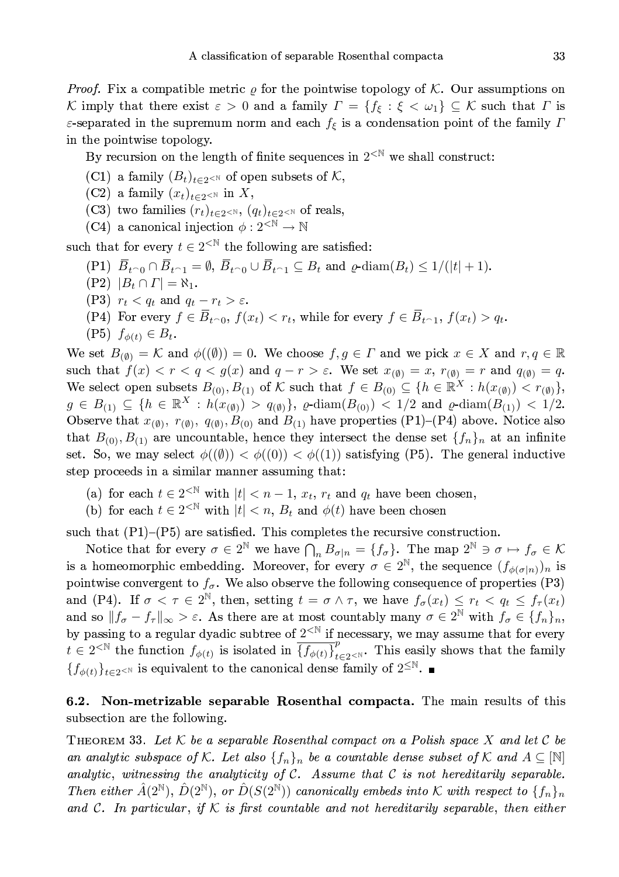*Proof.* Fix a compatible metric $\varrho$ for the pointwise topology of $\mathcal{K}$. Our assumptions on $\mathcal{K}$ imply that there exist $\varepsilon > 0$ and a family $\Gamma = \{f_\xi : \xi < \omega_1\} \subseteq \mathcal{K}$ such that $\Gamma$ is $\varepsilon$-separated in the supremum norm and each $f_\xi$ is a condensation point of the family $\Gamma$ in the pointwise topology.

By recursion on the length of finite sequences in $2^{<\mathbb{N}}$ we shall construct:

(C1) a family $(B_t)_{t\in 2^{<\mathbb{N}}}$ of open subsets of $\mathcal{K}$,

(C2) a family $(x_t)_{t\in 2^{<\mathbb{N}}}$ in $X$,

(C3) two families $(r_t)_{t\in 2^{<\mathbb{N}}}$, $(q_t)_{t\in 2^{<\mathbb{N}}}$ of reals,

(C4) a canonical injection $\phi : 2^{<\mathbb{N}} \to \mathbb{N}$

such that for every $t \in 2^{<\mathbb{N}}$ the following are satisfied:

(P1) $\overline{B}_{t^\frown 0} \cap \overline{B}_{t^\frown 1} = \emptyset$, $\overline{B}_{t^\frown 0} \cup \overline{B}_{t^\frown 1} \subseteq B_t$ and $\varrho$-$\mathrm{diam}(B_t) \leq 1/(|t|+1)$.

(P2) $|B_t \cap \Gamma| = \aleph_1$.

(P3) $r_t < q_t$ and $q_t - r_t > \varepsilon$.

(P4) For every $f \in \overline{B}_{t^\frown 0}$, $f(x_t) < r_t$, while for every $f \in \overline{B}_{t^\frown 1}$, $f(x_t) > q_t$.

(P5) $f_{\phi(t)} \in B_t$.

We set $B_{(\emptyset)} = \mathcal{K}$ and $\phi((\emptyset)) = 0$. We choose $f, g \in \Gamma$ and we pick $x \in X$ and $r, q \in \mathbb{R}$ such that $f(x) < r < q < g(x)$ and $q - r > \varepsilon$. We set $x_{(\emptyset)} = x$, $r_{(\emptyset)} = r$ and $q_{(\emptyset)} = q$. We select open subsets $B_{(0)}, B_{(1)}$ of $\mathcal{K}$ such that $f \in B_{(0)} \subseteq \{h \in \mathbb{R}^X : h(x_{(\emptyset)}) < r_{(\emptyset)}\}$, $g \in B_{(1)} \subseteq \{h \in \mathbb{R}^X : h(x_{(\emptyset)}) > q_{(\emptyset)}\}$, $\varrho$-$\mathrm{diam}(B_{(0)}) < 1/2$ and $\varrho$-$\mathrm{diam}(B_{(1)}) < 1/2$. Observe that $x_{(\emptyset)}$, $r_{(\emptyset)}$, $q_{(\emptyset)}$, $B_{(0)}$ and $B_{(1)}$ have properties (P1)–(P4) above. Notice also that $B_{(0)}, B_{(1)}$ are uncountable, hence they intersect the dense set $\{f_n\}_n$ at an infinite set. So, we may select $\phi((\emptyset)) < \phi((0)) < \phi((1))$ satisfying (P5). The general inductive step proceeds in a similar manner assuming that:

(a) for each $t \in 2^{<\mathbb{N}}$ with $|t| < n-1$, $x_t$, $r_t$ and $q_t$ have been chosen,

(b) for each $t \in 2^{<\mathbb{N}}$ with $|t| < n$, $B_t$ and $\phi(t)$ have been chosen

such that (P1)–(P5) are satisfied. This completes the recursive construction.

Notice that for every $\sigma \in 2^{\mathbb{N}}$ we have $\bigcap_n B_{\sigma|n} = \{f_\sigma\}$. The map $2^{\mathbb{N}} \ni \sigma \mapsto f_\sigma \in \mathcal{K}$ is a homeomorphic embedding. Moreover, for every $\sigma \in 2^{\mathbb{N}}$, the sequence $(f_{\phi(\sigma|n)})_n$ is pointwise convergent to $f_\sigma$. We also observe the following consequence of properties (P3) and (P4). If $\sigma < \tau \in 2^{\mathbb{N}}$, then, setting $t = \sigma \wedge \tau$, we have $f_\sigma(x_t) \leq r_t < q_t \leq f_\tau(x_t)$ and so $\|f_\sigma - f_\tau\|_\infty > \varepsilon$. As there are at most countably many $\sigma \in 2^{\mathbb{N}}$ with $f_\sigma \in \{f_n\}_n$, by passing to a regular dyadic subtree of $2^{<\mathbb{N}}$ if necessary, we may assume that for every $t \in 2^{<\mathbb{N}}$ the function $f_{\phi(t)}$ is isolated in $\overline{\{f_{\phi(t)}\}}^p_{t\in 2^{<\mathbb{N}}}$. This easily shows that the family $\{f_{\phi(t)}\}_{t\in 2^{<\mathbb{N}}}$ is equivalent to the canonical dense family of $2^{\leq\mathbb{N}}$. ∎

## 6.2. Non-metrizable separable Rosenthal compacta.

The main results of this subsection are the following.

THEOREM 33. *Let $\mathcal{K}$ be a separable Rosenthal compact on a Polish space $X$ and let $\mathcal{C}$ be an analytic subspace of $\mathcal{K}$. Let also $\{f_n\}_n$ be a countable dense subset of $\mathcal{K}$ and $A \subseteq [\mathbb{N}]$ analytic, witnessing the analyticity of $\mathcal{C}$. Assume that $\mathcal{C}$ is not hereditarily separable. Then either $\hat{A}(2^{\mathbb{N}})$, $\hat{D}(2^{\mathbb{N}})$, or $\hat{D}(S(2^{\mathbb{N}}))$ canonically embeds into $\mathcal{K}$ with respect to $\{f_n\}_n$ and $\mathcal{C}$. In particular, if $\mathcal{K}$ is first countable and not hereditarily separable, then either*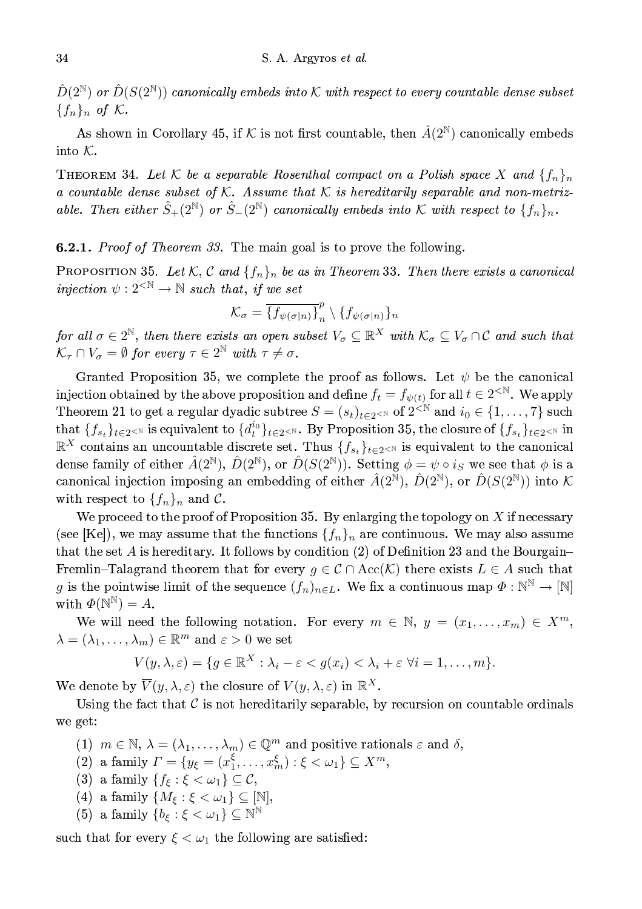$\hat{D}(2^{\mathbb{N}})$ or $\hat{D}(S(2^{\mathbb{N}}))$ *canonically embeds into* $\mathcal{K}$ *with respect to every countable dense subset* $\{f_n\}_n$ *of* $\mathcal{K}$.

As shown in Corollary 45, if $\mathcal{K}$ is not first countable, then $\hat{A}(2^{\mathbb{N}})$ canonically embeds into $\mathcal{K}$.

THEOREM 34. *Let* $\mathcal{K}$ *be a separable Rosenthal compact on a Polish space* $X$ *and* $\{f_n\}_n$ *a countable dense subset of* $\mathcal{K}$. *Assume that* $\mathcal{K}$ *is hereditarily separable and non-metrizable. Then either* $\hat{S}_+(2^{\mathbb{N}})$ *or* $\hat{S}_-(2^{\mathbb{N}})$ *canonically embeds into* $\mathcal{K}$ *with respect to* $\{f_n\}_n$.

**6.2.1.** *Proof of Theorem 33.* The main goal is to prove the following.

PROPOSITION 35. *Let* $\mathcal{K}, \mathcal{C}$ *and* $\{f_n\}_n$ *be as in Theorem 33. Then there exists a canonical injection* $\psi : 2^{<\mathbb{N}} \to \mathbb{N}$ *such that, if we set*

$$\mathcal{K}_\sigma = \overline{\{f_{\psi(\sigma|n)}\}_n}^p \setminus \{f_{\psi(\sigma|n)}\}_n$$

*for all* $\sigma \in 2^{\mathbb{N}}$, *then there exists an open subset* $V_\sigma \subseteq \mathbb{R}^X$ *with* $\mathcal{K}_\sigma \subseteq V_\sigma \cap \mathcal{C}$ *and such that* $\mathcal{K}_\tau \cap V_\sigma = \emptyset$ *for every* $\tau \in 2^{\mathbb{N}}$ *with* $\tau \neq \sigma$.

Granted Proposition 35, we complete the proof as follows. Let $\psi$ be the canonical injection obtained by the above proposition and define $f_t = f_{\psi(t)}$ for all $t \in 2^{<\mathbb{N}}$. We apply Theorem 21 to get a regular dyadic subtree $S = (s_t)_{t\in 2^{<\mathbb{N}}}$ of $2^{<\mathbb{N}}$ and $i_0 \in \{1, \dots, 7\}$ such that $\{f_{s_t}\}_{t\in 2^{<\mathbb{N}}}$ is equivalent to $\{d_t^{i_0}\}_{t\in 2^{<\mathbb{N}}}$. By Proposition 35, the closure of $\{f_{s_t}\}_{t\in 2^{<\mathbb{N}}}$ in $\mathbb{R}^X$ contains an uncountable discrete set. Thus $\{f_{s_t}\}_{t\in 2^{<\mathbb{N}}}$ is equivalent to the canonical dense family of either $\hat{A}(2^{\mathbb{N}})$, $\hat{D}(2^{\mathbb{N}})$, or $\hat{D}(S(2^{\mathbb{N}}))$. Setting $\phi = \psi \circ i_S$ we see that $\phi$ is a canonical injection imposing an embedding of either $\hat{A}(2^{\mathbb{N}})$, $\hat{D}(2^{\mathbb{N}})$, or $\hat{D}(S(2^{\mathbb{N}}))$ into $\mathcal{K}$ with respect to $\{f_n\}_n$ and $\mathcal{C}$.

We proceed to the proof of Proposition 35. By enlarging the topology on $X$ if necessary (see [Ke]), we may assume that the functions $\{f_n\}_n$ are continuous. We may also assume that the set $A$ is hereditary. It follows by condition (2) of Definition 23 and the Bourgain–Fremlin–Talagrand theorem that for every $g \in \mathcal{C} \cap \mathrm{Acc}(\mathcal{K})$ there exists $L \in A$ such that $g$ is the pointwise limit of the sequence $(f_n)_{n\in L}$. We fix a continuous map $\Phi : \mathbb{N}^{\mathbb{N}} \to [\mathbb{N}]$ with $\Phi(\mathbb{N}^{\mathbb{N}}) = A$.

We will need the following notation. For every $m \in \mathbb{N}$, $y = (x_1, \dots, x_m) \in X^m$, $\lambda = (\lambda_1, \dots, \lambda_m) \in \mathbb{R}^m$ and $\varepsilon > 0$ we set

$$V(y, \lambda, \varepsilon) = \{g \in \mathbb{R}^X : \lambda_i - \varepsilon < g(x_i) < \lambda_i + \varepsilon \ \forall i = 1, \dots, m\}.$$

We denote by $\overline{V}(y, \lambda, \varepsilon)$ the closure of $V(y, \lambda, \varepsilon)$ in $\mathbb{R}^X$.

Using the fact that $\mathcal{C}$ is not hereditarily separable, by recursion on countable ordinals we get:

1. $m \in \mathbb{N}$, $\lambda = (\lambda_1, \dots, \lambda_m) \in \mathbb{Q}^m$ and positive rationals $\varepsilon$ and $\delta$,
2. a family $\Gamma = \{y_\xi = (x_1^\xi, \dots, x_m^\xi) : \xi < \omega_1\} \subseteq X^m$,
3. a family $\{f_\xi : \xi < \omega_1\} \subseteq \mathcal{C}$,
4. a family $\{M_\xi : \xi < \omega_1\} \subseteq [\mathbb{N}]$,
5. a family $\{b_\xi : \xi < \omega_1\} \subseteq \mathbb{N}^{\mathbb{N}}$

such that for every $\xi < \omega_1$ the following are satisfied: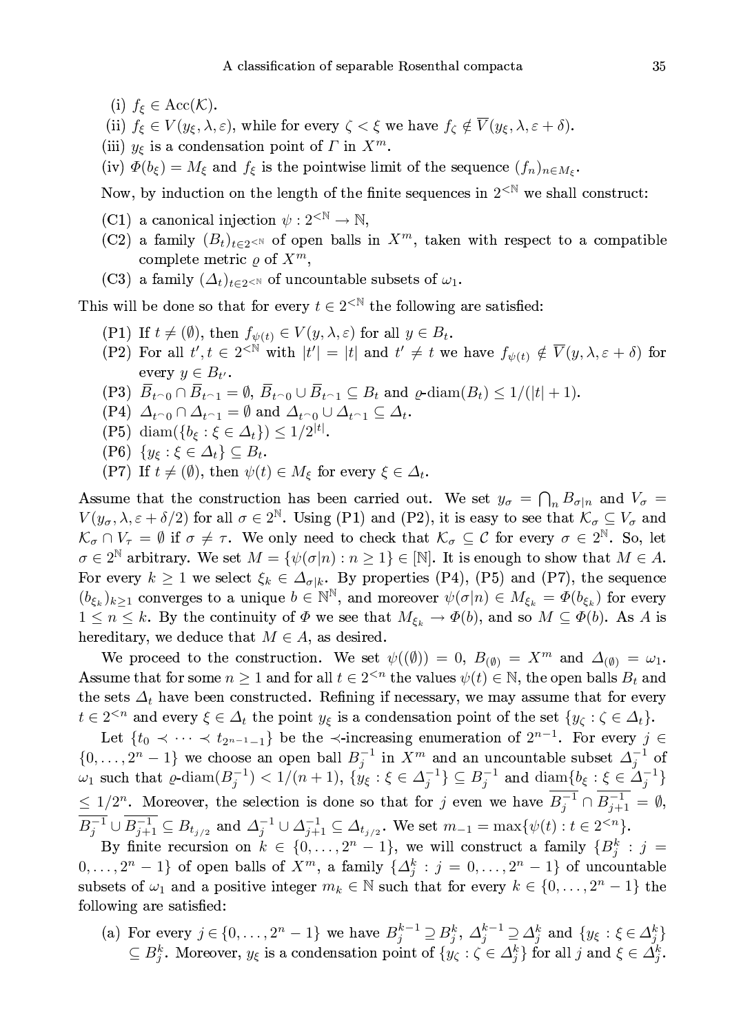(i) $f_\xi \in \mathrm{Acc}(\mathcal{K})$.

(ii) $f_\xi \in V(y_\xi, \lambda, \varepsilon)$, while for every $\zeta < \xi$ we have $f_\zeta \notin \overline{V}(y_\xi, \lambda, \varepsilon + \delta)$.

(iii) $y_\xi$ is a condensation point of $\Gamma$ in $X^m$.

(iv) $\Phi(b_\xi) = M_\xi$ and $f_\xi$ is the pointwise limit of the sequence $(f_n)_{n \in M_\xi}$.

Now, by induction on the length of the finite sequences in $2^{<\mathbb{N}}$ we shall construct:

**(C1)** a canonical injection $\psi : 2^{<\mathbb{N}} \to \mathbb{N}$,

**(C2)** a family $(B_t)_{t \in 2^{<\mathbb{N}}}$ of open balls in $X^m$, taken with respect to a compatible complete metric $\varrho$ of $X^m$,

**(C3)** a family $(\Delta_t)_{t \in 2^{<\mathbb{N}}}$ of uncountable subsets of $\omega_1$.

This will be done so that for every $t \in 2^{<\mathbb{N}}$ the following are satisfied:

**(P1)** If $t \neq (\emptyset)$, then $f_{\psi(t)} \in V(y, \lambda, \varepsilon)$ for all $y \in B_t$.

**(P2)** For all $t', t \in 2^{<\mathbb{N}}$ with $|t'| = |t|$ and $t' \neq t$ we have $f_{\psi(t)} \notin \overline{V}(y, \lambda, \varepsilon + \delta)$ for every $y \in B_{t'}$.

**(P3)** $\overline{B}_{t^\frown 0} \cap \overline{B}_{t^\frown 1} = \emptyset$, $\overline{B}_{t^\frown 0} \cup \overline{B}_{t^\frown 1} \subseteq B_t$ and $\varrho\text{-diam}(B_t) \leq 1/(|t|+1)$.

**(P4)** $\Delta_{t^\frown 0} \cap \Delta_{t^\frown 1} = \emptyset$ and $\Delta_{t^\frown 0} \cup \Delta_{t^\frown 1} \subseteq \Delta_t$.

**(P5)** $\mathrm{diam}(\{b_\xi : \xi \in \Delta_t\}) \leq 1/2^{|t|}$.

**(P6)** $\{y_\xi : \xi \in \Delta_t\} \subseteq B_t$.

**(P7)** If $t \neq (\emptyset)$, then $\psi(t) \in M_\xi$ for every $\xi \in \Delta_t$.

Assume that the construction has been carried out. We set $y_\sigma = \bigcap_n B_{\sigma|n}$ and $V_\sigma = V(y_\sigma, \lambda, \varepsilon + \delta/2)$ for all $\sigma \in 2^{\mathbb{N}}$. Using (P1) and (P2), it is easy to see that $\mathcal{K}_\sigma \subseteq V_\sigma$ and $\mathcal{K}_\sigma \cap V_\tau = \emptyset$ if $\sigma \neq \tau$. We only need to check that $\mathcal{K}_\sigma \subseteq \mathcal{C}$ for every $\sigma \in 2^{\mathbb{N}}$. So, let $\sigma \in 2^{\mathbb{N}}$ arbitrary. We set $M = \{\psi(\sigma|n) : n \geq 1\} \in [\mathbb{N}]$. It is enough to show that $M \in A$. For every $k \geq 1$ we select $\xi_k \in \Delta_{\sigma|k}$. By properties (P4), (P5) and (P7), the sequence $(b_{\xi_k})_{k \geq 1}$ converges to a unique $b \in \mathbb{N}^{\mathbb{N}}$, and moreover $\psi(\sigma|n) \in M_{\xi_k} = \Phi(b_{\xi_k})$ for every $1 \leq n \leq k$. By the continuity of $\Phi$ we see that $M_{\xi_k} \to \Phi(b)$, and so $M \subseteq \Phi(b)$. As $A$ is hereditary, we deduce that $M \in A$, as desired.

We proceed to the construction. We set $\psi((\emptyset)) = 0$, $B_{(\emptyset)} = X^m$ and $\Delta_{(\emptyset)} = \omega_1$. Assume that for some $n \geq 1$ and for all $t \in 2^{<n}$ the values $\psi(t) \in \mathbb{N}$, the open balls $B_t$ and the sets $\Delta_t$ have been constructed. Refining if necessary, we may assume that for every $t \in 2^{<n}$ and every $\xi \in \Delta_t$ the point $y_\xi$ is a condensation point of the set $\{y_\zeta : \zeta \in \Delta_t\}$.

Let $\{t_0 \prec \dots \prec t_{2^{n-1}-1}\}$ be the $\prec$-increasing enumeration of $2^{n-1}$. For every $j \in \{0, \dots, 2^n - 1\}$ we choose an open ball $B_j^{-1}$ in $X^m$ and an uncountable subset $\Delta_j^{-1}$ of $\omega_1$ such that $\varrho\text{-diam}(B_j^{-1}) < 1/(n+1)$, $\{y_\xi : \xi \in \Delta_j^{-1}\} \subseteq B_j^{-1}$ and $\mathrm{diam}\{b_\xi : \xi \in \Delta_j^{-1}\} \leq 1/2^n$. Moreover, the selection is done so that for $j$ even we have $\overline{B_j^{-1}} \cap \overline{B_{j+1}^{-1}} = \emptyset$, $\overline{B_j^{-1}} \cup \overline{B_{j+1}^{-1}} \subseteq B_{t_{j/2}}$ and $\Delta_j^{-1} \cup \Delta_{j+1}^{-1} \subseteq \Delta_{t_{j/2}}$. We set $m_{-1} = \max\{\psi(t) : t \in 2^{<n}\}$.

By finite recursion on $k \in \{0, \dots, 2^n - 1\}$, we will construct a family $\{B_j^k : j = 0, \dots, 2^n - 1\}$ of open balls of $X^m$, a family $\{\Delta_j^k : j = 0, \dots, 2^n - 1\}$ of uncountable subsets of $\omega_1$ and a positive integer $m_k \in \mathbb{N}$ such that for every $k \in \{0, \dots, 2^n - 1\}$ the following are satisfied:

(a) For every $j \in \{0, \dots, 2^n - 1\}$ we have $B_j^{k-1} \supseteq B_j^k$, $\Delta_j^{k-1} \supseteq \Delta_j^k$ and $\{y_\xi : \xi \in \Delta_j^k\} \subseteq B_j^k$. Moreover, $y_\xi$ is a condensation point of $\{y_\zeta : \zeta \in \Delta_j^k\}$ for all $j$ and $\xi \in \Delta_j^k$.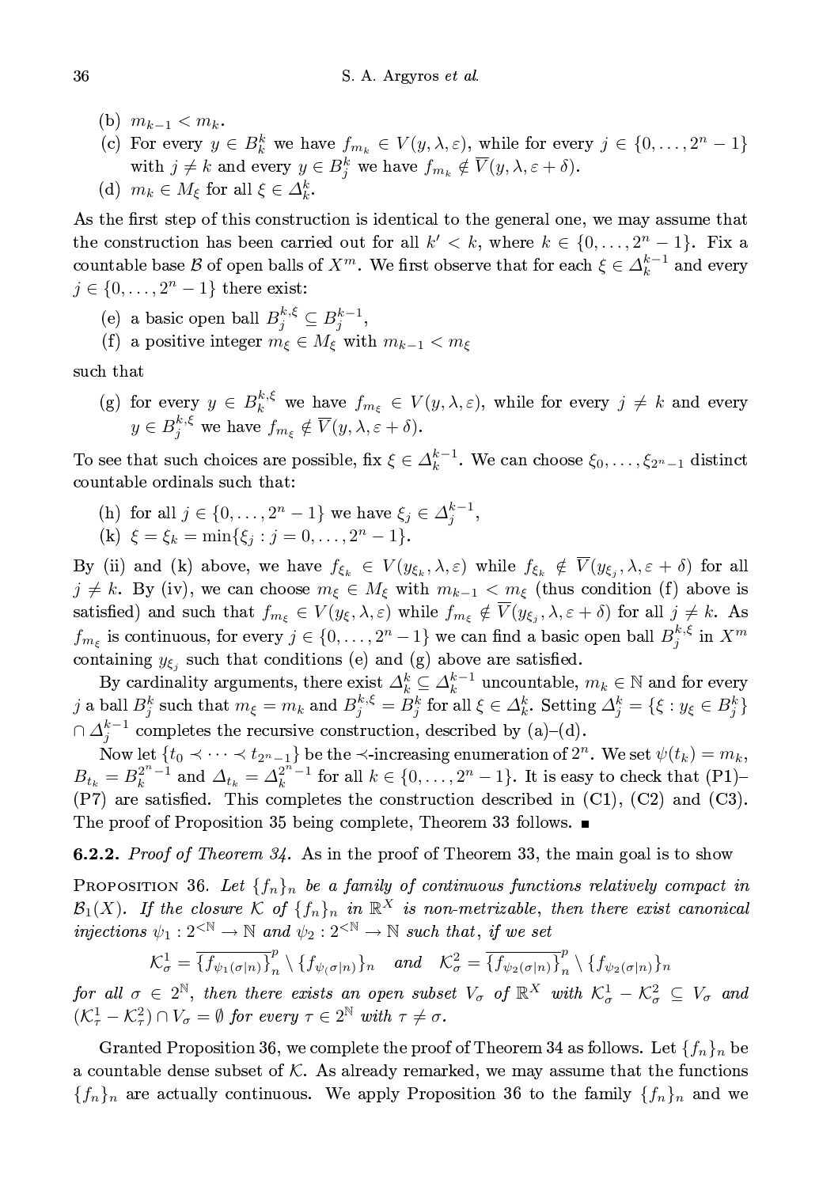(b) $m_{k-1} < m_k$.

(c) For every $y \in B_k^k$ we have $f_{m_k} \in V(y, \lambda, \varepsilon)$, while for every $j \in \{0, \ldots, 2^n - 1\}$ with $j \neq k$ and every $y \in B_j^k$ we have $f_{m_k} \notin \overline{V}(y, \lambda, \varepsilon + \delta)$.

(d) $m_k \in M_\xi$ for all $\xi \in \Delta_k^k$.

As the first step of this construction is identical to the general one, we may assume that the construction has been carried out for all $k' < k$, where $k \in \{0, \ldots, 2^n - 1\}$. Fix a countable base $\mathcal{B}$ of open balls of $X^m$. We first observe that for each $\xi \in \Delta_k^{k-1}$ and every $j \in \{0, \ldots, 2^n - 1\}$ there exist:

(e) a basic open ball $B_j^{k,\xi} \subseteq B_j^{k-1}$,

(f) a positive integer $m_\xi \in M_\xi$ with $m_{k-1} < m_\xi$

such that

(g) for every $y \in B_k^{k,\xi}$ we have $f_{m_\xi} \in V(y, \lambda, \varepsilon)$, while for every $j \neq k$ and every $y \in B_j^{k,\xi}$ we have $f_{m_\xi} \notin \overline{V}(y, \lambda, \varepsilon + \delta)$.

To see that such choices are possible, fix $\xi \in \Delta_k^{k-1}$. We can choose $\xi_0, \ldots, \xi_{2^n-1}$ distinct countable ordinals such that:

(h) for all $j \in \{0, \ldots, 2^n - 1\}$ we have $\xi_j \in \Delta_j^{k-1}$,

(k) $\xi = \xi_k = \min\{\xi_j : j = 0, \ldots, 2^n - 1\}$.

By (ii) and (k) above, we have $f_{\xi_k} \in V(y_{\xi_k}, \lambda, \varepsilon)$ while $f_{\xi_k} \notin \overline{V}(y_{\xi_j}, \lambda, \varepsilon + \delta)$ for all $j \neq k$. By (iv), we can choose $m_\xi \in M_\xi$ with $m_{k-1} < m_\xi$ (thus condition (f) above is satisfied) and such that $f_{m_\xi} \in V(y_\xi, \lambda, \varepsilon)$ while $f_{m_\xi} \notin \overline{V}(y_{\xi_j}, \lambda, \varepsilon + \delta)$ for all $j \neq k$. As $f_{m_\xi}$ is continuous, for every $j \in \{0, \ldots, 2^n - 1\}$ we can find a basic open ball $B_j^{k,\xi}$ in $X^m$ containing $y_{\xi_j}$ such that conditions (e) and (g) above are satisfied.

By cardinality arguments, there exist $\Delta_k^k \subseteq \Delta_k^{k-1}$ uncountable, $m_k \in \mathbb{N}$ and for every $j$ a ball $B_j^k$ such that $m_\xi = m_k$ and $B_j^{k,\xi} = B_j^k$ for all $\xi \in \Delta_k^k$. Setting $\Delta_j^k = \{\xi : y_\xi \in B_j^k\} \cap \Delta_j^{k-1}$ completes the recursive construction, described by (a)–(d).

Now let $\{t_0 \prec \cdots \prec t_{2^n-1}\}$ be the $\prec$-increasing enumeration of $2^n$. We set $\psi(t_k) = m_k$, $B_{t_k} = B_k^{2^n-1}$ and $\Delta_{t_k} = \Delta_k^{2^n-1}$ for all $k \in \{0, \ldots, 2^n - 1\}$. It is easy to check that (P1)–(P7) are satisfied. This completes the construction described in (C1), (C2) and (C3). The proof of Proposition 35 being complete, Theorem 33 follows. ∎

**6.2.2.** *Proof of Theorem 34.* As in the proof of Theorem 33, the main goal is to show

PROPOSITION 36. *Let $\{f_n\}_n$ be a family of continuous functions relatively compact in $\mathcal{B}_1(X)$. If the closure $\mathcal{K}$ of $\{f_n\}_n$ in $\mathbb{R}^X$ is non-metrizable, then there exist canonical injections $\psi_1 : 2^{<\mathbb{N}} \to \mathbb{N}$ and $\psi_2 : 2^{<\mathbb{N}} \to \mathbb{N}$ such that, if we set*

$$\mathcal{K}_\sigma^1 = \overline{\{f_{\psi_1(\sigma|n)}\}_n}^p \setminus \{f_{\psi(\sigma|n)}\}_n \quad \text{and} \quad \mathcal{K}_\sigma^2 = \overline{\{f_{\psi_2(\sigma|n)}\}_n}^p \setminus \{f_{\psi_2(\sigma|n)}\}_n$$

*for all $\sigma \in 2^{\mathbb{N}}$, then there exists an open subset $V_\sigma$ of $\mathbb{R}^X$ with $\mathcal{K}_\sigma^1 - \mathcal{K}_\sigma^2 \subseteq V_\sigma$ and $(\mathcal{K}_\tau^1 - \mathcal{K}_\tau^2) \cap V_\sigma = \emptyset$ for every $\tau \in 2^{\mathbb{N}}$ with $\tau \neq \sigma$.*

Granted Proposition 36, we complete the proof of Theorem 34 as follows. Let $\{f_n\}_n$ be a countable dense subset of $\mathcal{K}$. As already remarked, we may assume that the functions $\{f_n\}_n$ are actually continuous. We apply Proposition 36 to the family $\{f_n\}_n$ and we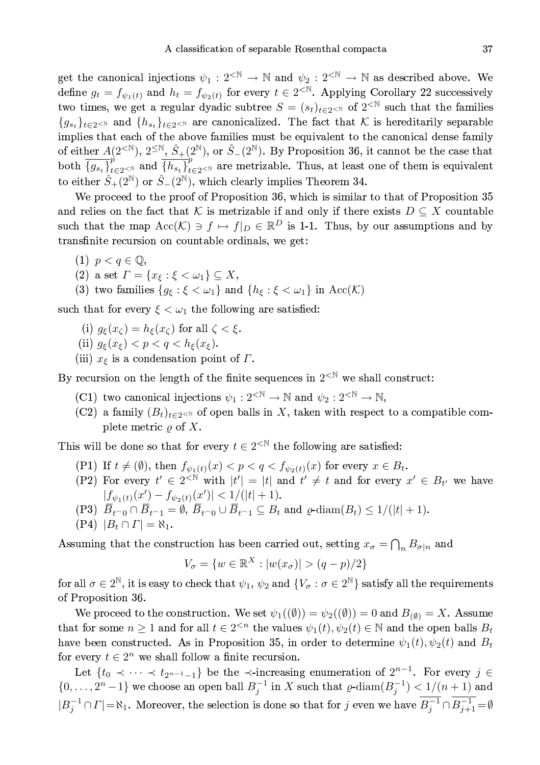get the canonical injections $\psi_1 : 2^{<\mathbb{N}} \to \mathbb{N}$ and $\psi_2 : 2^{<\mathbb{N}} \to \mathbb{N}$ as described above. We define $g_t = f_{\psi_1(t)}$ and $h_t = f_{\psi_2(t)}$ for every $t \in 2^{<\mathbb{N}}$. Applying Corollary 22 successively two times, we get a regular dyadic subtree $S = (s_t)_{t\in 2^{<\mathbb{N}}}$ of $2^{<\mathbb{N}}$ such that the families $\{g_{s_t}\}_{t\in 2^{<\mathbb{N}}}$ and $\{h_{s_t}\}_{t\in 2^{<\mathbb{N}}}$ are canonicalized. The fact that $\mathcal{K}$ is hereditarily separable implies that each of the above families must be equivalent to the canonical dense family of either $A(2^{<\mathbb{N}})$, $2^{\leq\mathbb{N}}$, $\hat{S}_+(2^{\mathbb{N}})$, or $\hat{S}_-(2^{\mathbb{N}})$. By Proposition 36, it cannot be the case that both $\overline{\{g_{s_t}\}}^p_{t\in 2^{<\mathbb{N}}}$ and $\overline{\{h_{s_t}\}}^p_{t\in 2^{<\mathbb{N}}}$ are metrizable. Thus, at least one of them is equivalent to either $\hat{S}_+(2^{\mathbb{N}})$ or $\hat{S}_-(2^{\mathbb{N}})$, which clearly implies Theorem 34.

We proceed to the proof of Proposition 36, which is similar to that of Proposition 35 and relies on the fact that $\mathcal{K}$ is metrizable if and only if there exists $D \subseteq X$ countable such that the map $\mathrm{Acc}(\mathcal{K}) \ni f \mapsto f|_D \in \mathbb{R}^D$ is 1-1. Thus, by our assumptions and by transfinite recursion on countable ordinals, we get:

(1) $p < q \in \mathbb{Q}$,
(2) a set $\Gamma = \{x_\xi : \xi < \omega_1\} \subseteq X$,
(3) two families $\{g_\xi : \xi < \omega_1\}$ and $\{h_\xi : \xi < \omega_1\}$ in $\mathrm{Acc}(\mathcal{K})$

such that for every $\xi < \omega_1$ the following are satisfied:

(i) $g_\xi(x_\zeta) = h_\xi(x_\zeta)$ for all $\zeta < \xi$.
(ii) $g_\xi(x_\xi) < p < q < h_\xi(x_\xi)$.
(iii) $x_\xi$ is a condensation point of $\Gamma$.

By recursion on the length of the finite sequences in $2^{<\mathbb{N}}$ we shall construct:

(C1) two canonical injections $\psi_1 : 2^{<\mathbb{N}} \to \mathbb{N}$ and $\psi_2 : 2^{<\mathbb{N}} \to \mathbb{N}$,
(C2) a family $(B_t)_{t\in 2^{<\mathbb{N}}}$ of open balls in $X$, taken with respect to a compatible complete metric $\varrho$ of $X$.

This will be done so that for every $t \in 2^{<\mathbb{N}}$ the following are satisfied:

(P1) If $t \neq (\emptyset)$, then $f_{\psi_1(t)}(x) < p < q < f_{\psi_2(t)}(x)$ for every $x \in B_t$.
(P2) For every $t' \in 2^{<\mathbb{N}}$ with $|t'| = |t|$ and $t' \neq t$ and for every $x' \in B_{t'}$ we have $|f_{\psi_1(t)}(x') - f_{\psi_2(t)}(x')| < 1/(|t|+1)$.
(P3) $\overline{B}_{t^\frown 0} \cap \overline{B}_{t^\frown 1} = \emptyset$, $\overline{B}_{t^\frown 0} \cup \overline{B}_{t^\frown 1} \subseteq B_t$ and $\varrho\text{-diam}(B_t) \leq 1/(|t|+1)$.
(P4) $|B_t \cap \Gamma| = \aleph_1$.

Assuming that the construction has been carried out, setting $x_\sigma = \bigcap_n B_{\sigma|n}$ and

$$V_\sigma = \{w \in \mathbb{R}^X : |w(x_\sigma)| > (q-p)/2\}$$

for all $\sigma \in 2^{\mathbb{N}}$, it is easy to check that $\psi_1$, $\psi_2$ and $\{V_\sigma : \sigma \in 2^{\mathbb{N}}\}$ satisfy all the requirements of Proposition 36.

We proceed to the construction. We set $\psi_1((\emptyset)) = \psi_2((\emptyset)) = 0$ and $B_{(\emptyset)} = X$. Assume that for some $n \geq 1$ and for all $t \in 2^{<n}$ the values $\psi_1(t), \psi_2(t) \in \mathbb{N}$ and the open balls $B_t$ have been constructed. As in Proposition 35, in order to determine $\psi_1(t), \psi_2(t)$ and $B_t$ for every $t \in 2^n$ we shall follow a finite recursion.

Let $\{t_0 \prec \dots \prec t_{2^{n-1}-1}\}$ be the $\prec$-increasing enumeration of $2^{n-1}$. For every $j \in \{0, \dots, 2^n - 1\}$ we choose an open ball $B^{-1}_j$ in $X$ such that $\varrho\text{-diam}(B^{-1}_j) < 1/(n+1)$ and $|B^{-1}_j \cap \Gamma| = \aleph_1$. Moreover, the selection is done so that for $j$ even we have $\overline{B^{-1}_j} \cap \overline{B^{-1}_{j+1}} = \emptyset$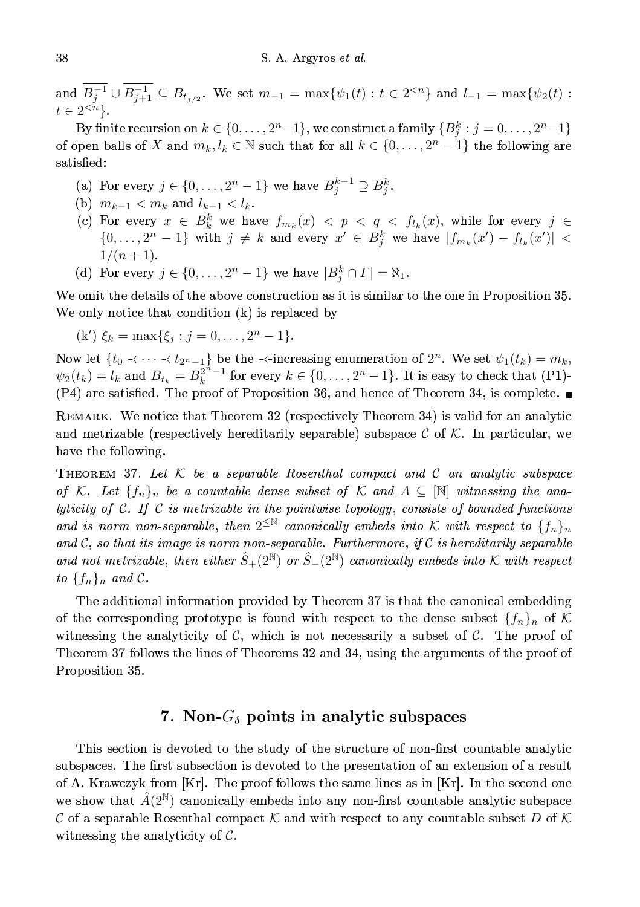and $\overline{B_j^{-1}} \cup \overline{B_{j+1}^{-1}} \subseteq B_{t_{j/2}}$. We set $m_{-1} = \max\{\psi_1(t) : t \in 2^{<n}\}$ and $l_{-1} = \max\{\psi_2(t) : t \in 2^{<n}\}$.

By finite recursion on $k \in \{0, \dots, 2^n - 1\}$, we construct a family $\{B_j^k : j = 0, \dots, 2^n - 1\}$ of open balls of $X$ and $m_k, l_k \in \mathbb{N}$ such that for all $k \in \{0, \dots, 2^n - 1\}$ the following are satisfied:

- (a) For every $j \in \{0, \dots, 2^n - 1\}$ we have $B_j^{k-1} \supseteq B_j^k$.
- (b) $m_{k-1} < m_k$ and $l_{k-1} < l_k$.
- (c) For every $x \in B_k^k$ we have $f_{m_k}(x) < p < q < f_{l_k}(x)$, while for every $j \in \{0, \dots, 2^n - 1\}$ with $j \neq k$ and every $x' \in B_j^k$ we have $|f_{m_k}(x') - f_{l_k}(x')| < 1/(n+1)$.
- (d) For every $j \in \{0, \dots, 2^n - 1\}$ we have $|B_j^k \cap \Gamma| = \aleph_1$.

We omit the details of the above construction as it is similar to the one in Proposition 35. We only notice that condition (k) is replaced by

(k′) $\xi_k = \max\{\xi_j : j = 0, \dots, 2^n - 1\}$.

Now let $\{t_0 \prec \dots \prec t_{2^n - 1}\}$ be the $\prec$-increasing enumeration of $2^n$. We set $\psi_1(t_k) = m_k$, $\psi_2(t_k) = l_k$ and $B_{t_k} = B_k^{2^n - 1}$ for every $k \in \{0, \dots, 2^n - 1\}$. It is easy to check that (P1)-(P4) are satisfied. The proof of Proposition 36, and hence of Theorem 34, is complete. ■

Remark. We notice that Theorem 32 (respectively Theorem 34) is valid for an analytic and metrizable (respectively hereditarily separable) subspace $\mathcal{C}$ of $\mathcal{K}$. In particular, we have the following.

Theorem 37. *Let $\mathcal{K}$ be a separable Rosenthal compact and $\mathcal{C}$ an analytic subspace of $\mathcal{K}$. Let $\{f_n\}_n$ be a countable dense subset of $\mathcal{K}$ and $A \subseteq [\mathbb{N}]$ witnessing the analyticity of $\mathcal{C}$. If $\mathcal{C}$ is metrizable in the pointwise topology, consists of bounded functions and is norm non-separable, then $2^{\leq \mathbb{N}}$ canonically embeds into $\mathcal{K}$ with respect to $\{f_n\}_n$ and $\mathcal{C}$, so that its image is norm non-separable. Furthermore, if $\mathcal{C}$ is hereditarily separable and not metrizable, then either $\hat{S}_+(2^{\mathbb{N}})$ or $\hat{S}_-(2^{\mathbb{N}})$ canonically embeds into $\mathcal{K}$ with respect to $\{f_n\}_n$ and $\mathcal{C}$.*

The additional information provided by Theorem 37 is that the canonical embedding of the corresponding prototype is found with respect to the dense subset $\{f_n\}_n$ of $\mathcal{K}$ witnessing the analyticity of $\mathcal{C}$, which is not necessarily a subset of $\mathcal{C}$. The proof of Theorem 37 follows the lines of Theorems 32 and 34, using the arguments of the proof of Proposition 35.

## 7. Non-$G_\delta$ points in analytic subspaces

This section is devoted to the study of the structure of non-first countable analytic subspaces. The first subsection is devoted to the presentation of an extension of a result of A. Krawczyk from [Kr]. The proof follows the same lines as in [Kr]. In the second one we show that $\hat{A}(2^{\mathbb{N}})$ canonically embeds into any non-first countable analytic subspace $\mathcal{C}$ of a separable Rosenthal compact $\mathcal{K}$ and with respect to any countable subset $D$ of $\mathcal{K}$ witnessing the analyticity of $\mathcal{C}$.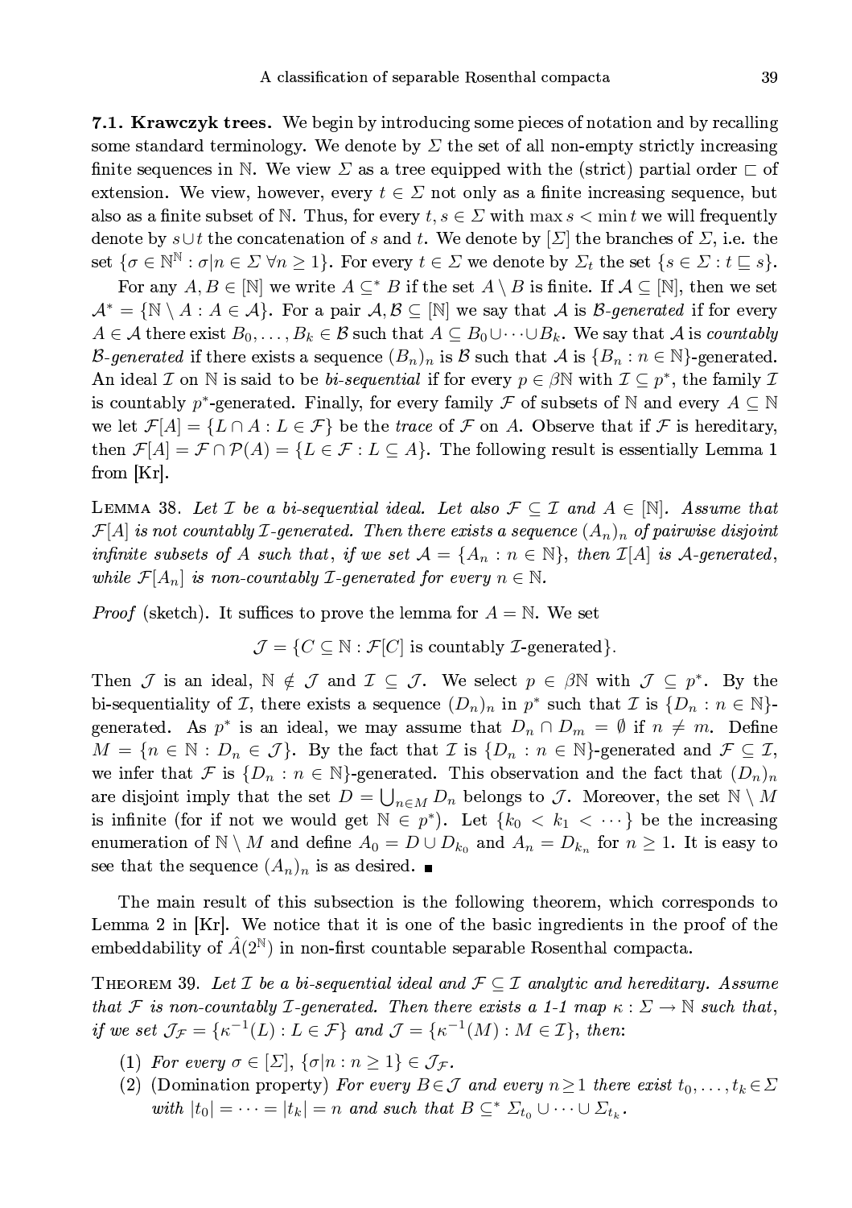**7.1. Krawczyk trees.** We begin by introducing some pieces of notation and by recalling some standard terminology. We denote by $\Sigma$ the set of all non-empty strictly increasing finite sequences in $\mathbb{N}$. We view $\Sigma$ as a tree equipped with the (strict) partial order $\sqsubset$ of extension. We view, however, every $t \in \Sigma$ not only as a finite increasing sequence, but also as a finite subset of $\mathbb{N}$. Thus, for every $t, s \in \Sigma$ with $\max s < \min t$ we will frequently denote by $s \cup t$ the concatenation of $s$ and $t$. We denote by $[\Sigma]$ the branches of $\Sigma$, i.e. the set $\{\sigma \in \mathbb{N}^{\mathbb{N}} : \sigma|n \in \Sigma \ \forall n \geq 1\}$. For every $t \in \Sigma$ we denote by $\Sigma_t$ the set $\{s \in \Sigma : t \sqsubseteq s\}$.

For any $A, B \in [\mathbb{N}]$ we write $A \subseteq^* B$ if the set $A \setminus B$ is finite. If $\mathcal{A} \subseteq [\mathbb{N}]$, then we set $\mathcal{A}^* = \{\mathbb{N} \setminus A : A \in \mathcal{A}\}$. For a pair $\mathcal{A}, \mathcal{B} \subseteq [\mathbb{N}]$ we say that $\mathcal{A}$ is *$\mathcal{B}$-generated* if for every $A \in \mathcal{A}$ there exist $B_0, \ldots, B_k \in \mathcal{B}$ such that $A \subseteq B_0 \cup \cdots \cup B_k$. We say that $\mathcal{A}$ is *countably $\mathcal{B}$-generated* if there exists a sequence $(B_n)_n$ is $\mathcal{B}$ such that $\mathcal{A}$ is $\{B_n : n \in \mathbb{N}\}$-generated. An ideal $\mathcal{I}$ on $\mathbb{N}$ is said to be *bi-sequential* if for every $p \in \beta\mathbb{N}$ with $\mathcal{I} \subseteq p^*$, the family $\mathcal{I}$ is countably $p^*$-generated. Finally, for every family $\mathcal{F}$ of subsets of $\mathbb{N}$ and every $A \subseteq \mathbb{N}$ we let $\mathcal{F}[A] = \{L \cap A : L \in \mathcal{F}\}$ be the *trace* of $\mathcal{F}$ on $A$. Observe that if $\mathcal{F}$ is hereditary, then $\mathcal{F}[A] = \mathcal{F} \cap \mathcal{P}(A) = \{L \in \mathcal{F} : L \subseteq A\}$. The following result is essentially Lemma 1 from [Kr].

Lemma 38. *Let $\mathcal{I}$ be a bi-sequential ideal. Let also $\mathcal{F} \subseteq \mathcal{I}$ and $A \in [\mathbb{N}]$. Assume that $\mathcal{F}[A]$ is not countably $\mathcal{I}$-generated. Then there exists a sequence $(A_n)_n$ of pairwise disjoint infinite subsets of $A$ such that, if we set $\mathcal{A} = \{A_n : n \in \mathbb{N}\}$, then $\mathcal{I}[A]$ is $\mathcal{A}$-generated, while $\mathcal{F}[A_n]$ is non-countably $\mathcal{I}$-generated for every $n \in \mathbb{N}$.*

*Proof* (sketch). It suffices to prove the lemma for $A = \mathbb{N}$. We set

$$\mathcal{J} = \{C \subseteq \mathbb{N} : \mathcal{F}[C] \text{ is countably } \mathcal{I}\text{-generated}\}.$$

Then $\mathcal{J}$ is an ideal, $\mathbb{N} \notin \mathcal{J}$ and $\mathcal{I} \subseteq \mathcal{J}$. We select $p \in \beta\mathbb{N}$ with $\mathcal{J} \subseteq p^*$. By the bi-sequentiality of $\mathcal{I}$, there exists a sequence $(D_n)_n$ in $p^*$ such that $\mathcal{I}$ is $\{D_n : n \in \mathbb{N}\}$-generated. As $p^*$ is an ideal, we may assume that $D_n \cap D_m = \emptyset$ if $n \neq m$. Define $M = \{n \in \mathbb{N} : D_n \in \mathcal{J}\}$. By the fact that $\mathcal{I}$ is $\{D_n : n \in \mathbb{N}\}$-generated and $\mathcal{F} \subseteq \mathcal{I}$, we infer that $\mathcal{F}$ is $\{D_n : n \in \mathbb{N}\}$-generated. This observation and the fact that $(D_n)_n$ are disjoint imply that the set $D = \bigcup_{n \in M} D_n$ belongs to $\mathcal{J}$. Moreover, the set $\mathbb{N} \setminus M$ is infinite (for if not we would get $\mathbb{N} \in p^*$). Let $\{k_0 < k_1 < \cdots\}$ be the increasing enumeration of $\mathbb{N} \setminus M$ and define $A_0 = D \cup D_{k_0}$ and $A_n = D_{k_n}$ for $n \geq 1$. It is easy to see that the sequence $(A_n)_n$ is as desired. ∎

The main result of this subsection is the following theorem, which corresponds to Lemma 2 in [Kr]. We notice that it is one of the basic ingredients in the proof of the embeddability of $\hat{A}(2^{\mathbb{N}})$ in non-first countable separable Rosenthal compacta.

Theorem 39. *Let $\mathcal{I}$ be a bi-sequential ideal and $\mathcal{F} \subseteq \mathcal{I}$ analytic and hereditary. Assume that $\mathcal{F}$ is non-countably $\mathcal{I}$-generated. Then there exists a 1-1 map $\kappa : \Sigma \to \mathbb{N}$ such that, if we set $\mathcal{J}_{\mathcal{F}} = \{\kappa^{-1}(L) : L \in \mathcal{F}\}$ and $\mathcal{J} = \{\kappa^{-1}(M) : M \in \mathcal{I}\}$, then:*

1. *For every $\sigma \in [\Sigma]$, $\{\sigma|n : n \geq 1\} \in \mathcal{J}_{\mathcal{F}}$.*
2. *(Domination property) For every $B \in \mathcal{J}$ and every $n \geq 1$ there exist $t_0, \ldots, t_k \in \Sigma$ with $|t_0| = \cdots = |t_k| = n$ and such that $B \subseteq^* \Sigma_{t_0} \cup \cdots \cup \Sigma_{t_k}$.*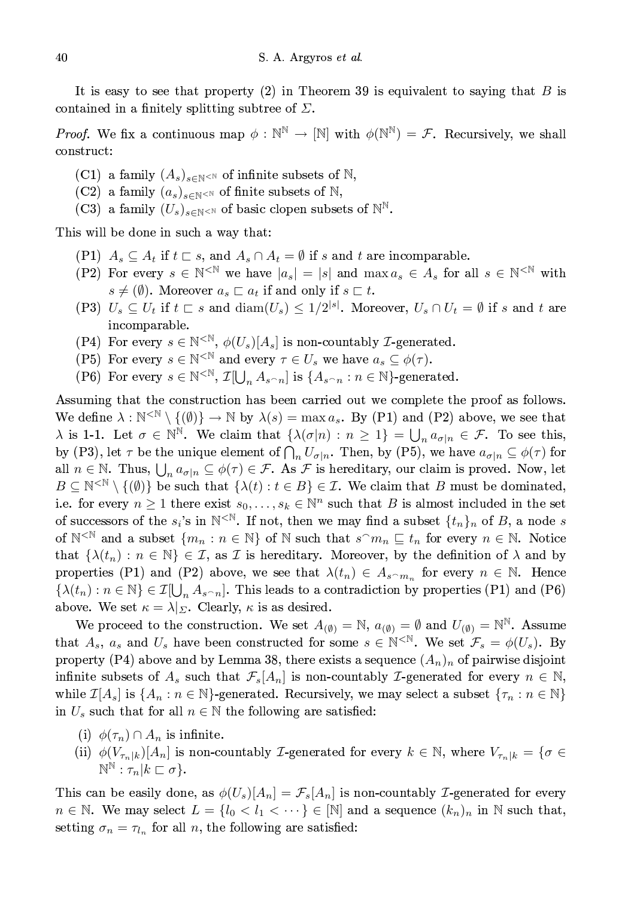It is easy to see that property (2) in Theorem 39 is equivalent to saying that $B$ is contained in a finitely splitting subtree of $\Sigma$.

*Proof.* We fix a continuous map $\phi : \mathbb{N}^{\mathbb{N}} \to [\mathbb{N}]$ with $\phi(\mathbb{N}^{\mathbb{N}}) = \mathcal{F}$. Recursively, we shall construct:

- (C1) a family $(A_s)_{s\in\mathbb{N}^{<\mathbb{N}}}$ of infinite subsets of $\mathbb{N}$,
- (C2) a family $(a_s)_{s\in\mathbb{N}^{<\mathbb{N}}}$ of finite subsets of $\mathbb{N}$,
- (C3) a family $(U_s)_{s\in\mathbb{N}^{<\mathbb{N}}}$ of basic clopen subsets of $\mathbb{N}^{\mathbb{N}}$.

This will be done in such a way that:

- (P1) $A_s \subseteq A_t$ if $t \sqsubset s$, and $A_s \cap A_t = \emptyset$ if $s$ and $t$ are incomparable.
- (P2) For every $s \in \mathbb{N}^{<\mathbb{N}}$ we have $|a_s| = |s|$ and $\max a_s \in A_s$ for all $s \in \mathbb{N}^{<\mathbb{N}}$ with $s \neq (\emptyset)$. Moreover $a_s \sqsubset a_t$ if and only if $s \sqsubset t$.
- (P3) $U_s \subseteq U_t$ if $t \sqsubset s$ and $\operatorname{diam}(U_s) \leq 1/2^{|s|}$. Moreover, $U_s \cap U_t = \emptyset$ if $s$ and $t$ are incomparable.
- (P4) For every $s \in \mathbb{N}^{<\mathbb{N}}$, $\phi(U_s)[A_s]$ is non-countably $\mathcal{I}$-generated.
- (P5) For every $s \in \mathbb{N}^{<\mathbb{N}}$ and every $\tau \in U_s$ we have $a_s \subseteq \phi(\tau)$.
- (P6) For every $s \in \mathbb{N}^{<\mathbb{N}}$, $\mathcal{I}[\bigcup_n A_{s^\frown n}]$ is $\{A_{s^\frown n} : n \in \mathbb{N}\}$-generated.

Assuming that the construction has been carried out we complete the proof as follows. We define $\lambda : \mathbb{N}^{<\mathbb{N}} \setminus \{(\emptyset)\} \to \mathbb{N}$ by $\lambda(s) = \max a_s$. By (P1) and (P2) above, we see that $\lambda$ is 1-1. Let $\sigma \in \mathbb{N}^{\mathbb{N}}$. We claim that $\{\lambda(\sigma|n) : n \geq 1\} = \bigcup_n a_{\sigma|n} \in \mathcal{F}$. To see this, by (P3), let $\tau$ be the unique element of $\bigcap_n U_{\sigma|n}$. Then, by (P5), we have $a_{\sigma|n} \subseteq \phi(\tau)$ for all $n \in \mathbb{N}$. Thus, $\bigcup_n a_{\sigma|n} \subseteq \phi(\tau) \in \mathcal{F}$. As $\mathcal{F}$ is hereditary, our claim is proved. Now, let $B \subseteq \mathbb{N}^{<\mathbb{N}} \setminus \{(\emptyset)\}$ be such that $\{\lambda(t) : t \in B\} \in \mathcal{I}$. We claim that $B$ must be dominated, i.e. for every $n \geq 1$ there exist $s_0, \ldots, s_k \in \mathbb{N}^n$ such that $B$ is almost included in the set of successors of the $s_i$'s in $\mathbb{N}^{<\mathbb{N}}$. If not, then we may find a subset $\{t_n\}_n$ of $B$, a node $s$ of $\mathbb{N}^{<\mathbb{N}}$ and a subset $\{m_n : n \in \mathbb{N}\}$ of $\mathbb{N}$ such that $s^\frown m_n \sqsubseteq t_n$ for every $n \in \mathbb{N}$. Notice that $\{\lambda(t_n) : n \in \mathbb{N}\} \in \mathcal{I}$, as $\mathcal{I}$ is hereditary. Moreover, by the definition of $\lambda$ and by properties (P1) and (P2) above, we see that $\lambda(t_n) \in A_{s^\frown m_n}$ for every $n \in \mathbb{N}$. Hence $\{\lambda(t_n) : n \in \mathbb{N}\} \in \mathcal{I}[\bigcup_n A_{s^\frown n}]$. This leads to a contradiction by properties (P1) and (P6) above. We set $\kappa = \lambda|_\Sigma$. Clearly, $\kappa$ is as desired.

We proceed to the construction. We set $A_{(\emptyset)} = \mathbb{N}$, $a_{(\emptyset)} = \emptyset$ and $U_{(\emptyset)} = \mathbb{N}^{\mathbb{N}}$. Assume that $A_s$, $a_s$ and $U_s$ have been constructed for some $s \in \mathbb{N}^{<\mathbb{N}}$. We set $\mathcal{F}_s = \phi(U_s)$. By property (P4) above and by Lemma 38, there exists a sequence $(A_n)_n$ of pairwise disjoint infinite subsets of $A_s$ such that $\mathcal{F}_s[A_n]$ is non-countably $\mathcal{I}$-generated for every $n \in \mathbb{N}$, while $\mathcal{I}[A_s]$ is $\{A_n : n \in \mathbb{N}\}$-generated. Recursively, we may select a subset $\{\tau_n : n \in \mathbb{N}\}$ in $U_s$ such that for all $n \in \mathbb{N}$ the following are satisfied:

- (i) $\phi(\tau_n) \cap A_n$ is infinite.
- (ii) $\phi(V_{\tau_n|k})[A_n]$ is non-countably $\mathcal{I}$-generated for every $k \in \mathbb{N}$, where $V_{\tau_n|k} = \{\sigma \in \mathbb{N}^{\mathbb{N}} : \tau_n|k \sqsubset \sigma\}$.

This can be easily done, as $\phi(U_s)[A_n] = \mathcal{F}_s[A_n]$ is non-countably $\mathcal{I}$-generated for every $n \in \mathbb{N}$. We may select $L = \{l_0 < l_1 < \cdots\} \in [\mathbb{N}]$ and a sequence $(k_n)_n$ in $\mathbb{N}$ such that, setting $\sigma_n = \tau_{l_n}$ for all $n$, the following are satisfied: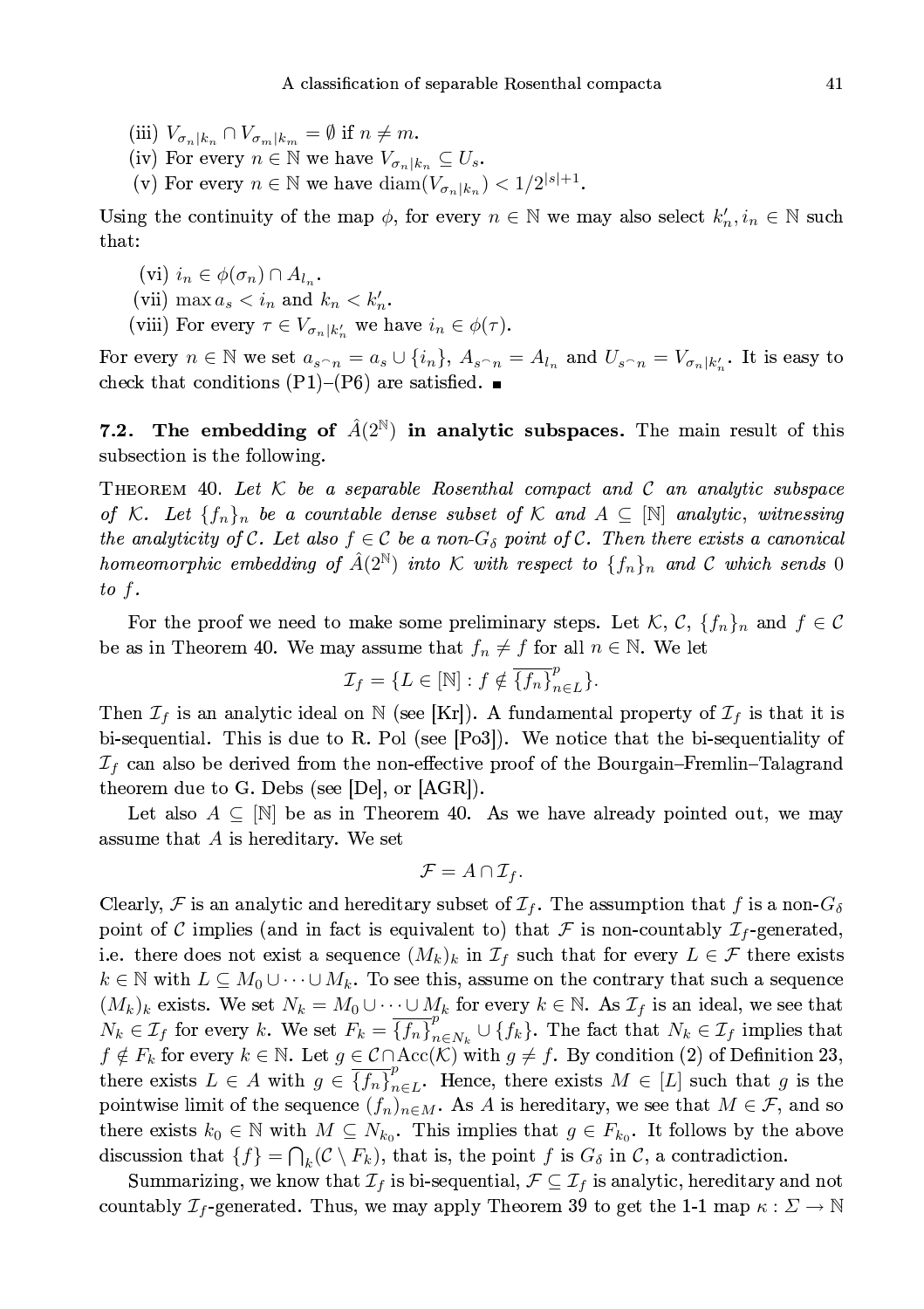(iii) $V_{\sigma_n|k_n} \cap V_{\sigma_m|k_m} = \emptyset$ if $n \neq m$.

(iv) For every $n \in \mathbb{N}$ we have $V_{\sigma_n|k_n} \subseteq U_s$.

(v) For every $n \in \mathbb{N}$ we have $\mathrm{diam}(V_{\sigma_n|k_n}) < 1/2^{|s|+1}$.

Using the continuity of the map $\phi$, for every $n \in \mathbb{N}$ we may also select $k'_n, i_n \in \mathbb{N}$ such that:

(vi) $i_n \in \phi(\sigma_n) \cap A_{l_n}$.

(vii) $\max a_s < i_n$ and $k_n < k'_n$.

(viii) For every $\tau \in V_{\sigma_n|k'_n}$ we have $i_n \in \phi(\tau)$.

For every $n \in \mathbb{N}$ we set $a_{s^\frown n} = a_s \cup \{i_n\}$, $A_{s^\frown n} = A_{l_n}$ and $U_{s^\frown n} = V_{\sigma_n|k'_n}$. It is easy to check that conditions (P1)–(P6) are satisfied. ∎

**7.2. The embedding of $\hat{A}(2^{\mathbb{N}})$ in analytic subspaces.** The main result of this subsection is the following.

Theorem 40. *Let $\mathcal{K}$ be a separable Rosenthal compact and $\mathcal{C}$ an analytic subspace of $\mathcal{K}$. Let $\{f_n\}_n$ be a countable dense subset of $\mathcal{K}$ and $A \subseteq [\mathbb{N}]$ analytic, witnessing the analyticity of $\mathcal{C}$. Let also $f \in \mathcal{C}$ be a non-$G_\delta$ point of $\mathcal{C}$. Then there exists a canonical homeomorphic embedding of $\hat{A}(2^{\mathbb{N}})$ into $\mathcal{K}$ with respect to $\{f_n\}_n$ and $\mathcal{C}$ which sends 0 to $f$.*

For the proof we need to make some preliminary steps. Let $\mathcal{K}$, $\mathcal{C}$, $\{f_n\}_n$ and $f \in \mathcal{C}$ be as in Theorem 40. We may assume that $f_n \neq f$ for all $n \in \mathbb{N}$. We let

$$\mathcal{I}_f = \{L \in [\mathbb{N}] : f \notin \overline{\{f_n\}}^p_{n\in L}\}.$$

Then $\mathcal{I}_f$ is an analytic ideal on $\mathbb{N}$ (see [Kr]). A fundamental property of $\mathcal{I}_f$ is that it is bi-sequential. This is due to R. Pol (see [Po3]). We notice that the bi-sequentiality of $\mathcal{I}_f$ can also be derived from the non-effective proof of the Bourgain–Fremlin–Talagrand theorem due to G. Debs (see [De], or [AGR]).

Let also $A \subseteq [\mathbb{N}]$ be as in Theorem 40. As we have already pointed out, we may assume that $A$ is hereditary. We set

$$\mathcal{F} = A \cap \mathcal{I}_f.$$

Clearly, $\mathcal{F}$ is an analytic and hereditary subset of $\mathcal{I}_f$. The assumption that $f$ is a non-$G_\delta$ point of $\mathcal{C}$ implies (and in fact is equivalent to) that $\mathcal{F}$ is non-countably $\mathcal{I}_f$-generated, i.e. there does not exist a sequence $(M_k)_k$ in $\mathcal{I}_f$ such that for every $L \in \mathcal{F}$ there exists $k \in \mathbb{N}$ with $L \subseteq M_0 \cup \cdots \cup M_k$. To see this, assume on the contrary that such a sequence $(M_k)_k$ exists. We set $N_k = M_0 \cup \cdots \cup M_k$ for every $k \in \mathbb{N}$. As $\mathcal{I}_f$ is an ideal, we see that $N_k \in \mathcal{I}_f$ for every $k$. We set $F_k = \overline{\{f_n\}}^p_{n\in N_k} \cup \{f_k\}$. The fact that $N_k \in \mathcal{I}_f$ implies that $f \notin F_k$ for every $k \in \mathbb{N}$. Let $g \in \mathcal{C} \cap \mathrm{Acc}(\mathcal{K})$ with $g \neq f$. By condition (2) of Definition 23, there exists $L \in A$ with $g \in \overline{\{f_n\}}^p_{n\in L}$. Hence, there exists $M \in [L]$ such that $g$ is the pointwise limit of the sequence $(f_n)_{n\in M}$. As $A$ is hereditary, we see that $M \in \mathcal{F}$, and so there exists $k_0 \in \mathbb{N}$ with $M \subseteq N_{k_0}$. This implies that $g \in F_{k_0}$. It follows by the above discussion that $\{f\} = \bigcap_k (\mathcal{C} \setminus F_k)$, that is, the point $f$ is $G_\delta$ in $\mathcal{C}$, a contradiction.

Summarizing, we know that $\mathcal{I}_f$ is bi-sequential, $\mathcal{F} \subseteq \mathcal{I}_f$ is analytic, hereditary and not countably $\mathcal{I}_f$-generated. Thus, we may apply Theorem 39 to get the 1-1 map $\kappa : \Sigma \to \mathbb{N}$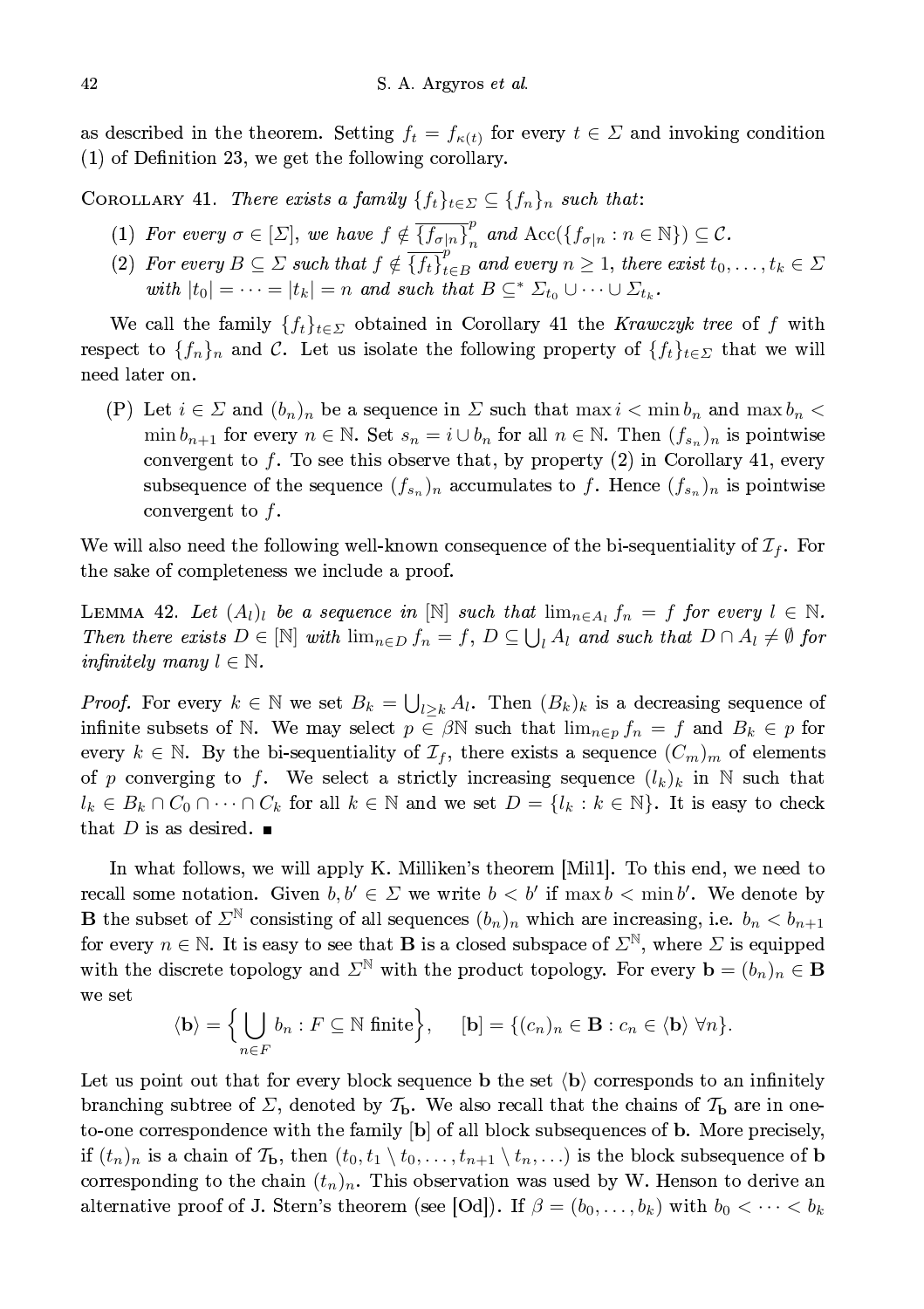as described in the theorem. Setting $f_t = f_{\kappa(t)}$ for every $t \in \Sigma$ and invoking condition (1) of Definition 23, we get the following corollary.

Corollary 41. *There exists a family* $\{f_t\}_{t\in\Sigma} \subseteq \{f_n\}_n$ *such that*:

1. *For every* $\sigma \in [\Sigma]$, *we have* $f \notin \overline{\{f_{\sigma|n}\}_n}^p$ *and* $\mathrm{Acc}(\{f_{\sigma|n} : n \in \mathbb{N}\}) \subseteq \mathcal{C}$.
2. *For every* $B \subseteq \Sigma$ *such that* $f \notin \overline{\{f_t\}_{t\in B}}^p$ *and every* $n \geq 1$, *there exist* $t_0, \ldots, t_k \in \Sigma$ *with* $|t_0| = \cdots = |t_k| = n$ *and such that* $B \subseteq^* \Sigma_{t_0} \cup \cdots \cup \Sigma_{t_k}$.

We call the family $\{f_t\}_{t\in\Sigma}$ obtained in Corollary 41 the *Krawczyk tree* of $f$ with respect to $\{f_n\}_n$ and $\mathcal{C}$. Let us isolate the following property of $\{f_t\}_{t\in\Sigma}$ that we will need later on.

(P) Let $i \in \Sigma$ and $(b_n)_n$ be a sequence in $\Sigma$ such that $\max i < \min b_n$ and $\max b_n < \min b_{n+1}$ for every $n \in \mathbb{N}$. Set $s_n = i \cup b_n$ for all $n \in \mathbb{N}$. Then $(f_{s_n})_n$ is pointwise convergent to $f$. To see this observe that, by property (2) in Corollary 41, every subsequence of the sequence $(f_{s_n})_n$ accumulates to $f$. Hence $(f_{s_n})_n$ is pointwise convergent to $f$.

We will also need the following well-known consequence of the bi-sequentiality of $\mathcal{I}_f$. For the sake of completeness we include a proof.

Lemma 42. *Let* $(A_l)_l$ *be a sequence in* $[\mathbb{N}]$ *such that* $\lim_{n\in A_l} f_n = f$ *for every* $l \in \mathbb{N}$. *Then there exists* $D \in [\mathbb{N}]$ *with* $\lim_{n\in D} f_n = f$, $D \subseteq \bigcup_l A_l$ *and such that* $D \cap A_l \neq \emptyset$ *for infinitely many* $l \in \mathbb{N}$.

*Proof.* For every $k \in \mathbb{N}$ we set $B_k = \bigcup_{l\geq k} A_l$. Then $(B_k)_k$ is a decreasing sequence of infinite subsets of $\mathbb{N}$. We may select $p \in \beta\mathbb{N}$ such that $\lim_{n\in p} f_n = f$ and $B_k \in p$ for every $k \in \mathbb{N}$. By the bi-sequentiality of $\mathcal{I}_f$, there exists a sequence $(C_m)_m$ of elements of $p$ converging to $f$. We select a strictly increasing sequence $(l_k)_k$ in $\mathbb{N}$ such that $l_k \in B_k \cap C_0 \cap \cdots \cap C_k$ for all $k \in \mathbb{N}$ and we set $D = \{l_k : k \in \mathbb{N}\}$. It is easy to check that $D$ is as desired. ∎

In what follows, we will apply K. Milliken's theorem [Mil1]. To this end, we need to recall some notation. Given $b, b' \in \Sigma$ we write $b < b'$ if $\max b < \min b'$. We denote by $\mathbf{B}$ the subset of $\Sigma^{\mathbb{N}}$ consisting of all sequences $(b_n)_n$ which are increasing, i.e. $b_n < b_{n+1}$ for every $n \in \mathbb{N}$. It is easy to see that $\mathbf{B}$ is a closed subspace of $\Sigma^{\mathbb{N}}$, where $\Sigma$ is equipped with the discrete topology and $\Sigma^{\mathbb{N}}$ with the product topology. For every $\mathbf{b} = (b_n)_n \in \mathbf{B}$ we set

$$\langle \mathbf{b} \rangle = \Big\{ \bigcup_{n\in F} b_n : F \subseteq \mathbb{N} \text{ finite} \Big\}, \qquad [\mathbf{b}] = \{(c_n)_n \in \mathbf{B} : c_n \in \langle \mathbf{b} \rangle \ \forall n\}.$$

Let us point out that for every block sequence $\mathbf{b}$ the set $\langle \mathbf{b} \rangle$ corresponds to an infinitely branching subtree of $\Sigma$, denoted by $\mathcal{T}_{\mathbf{b}}$. We also recall that the chains of $\mathcal{T}_{\mathbf{b}}$ are in one-to-one correspondence with the family $[\mathbf{b}]$ of all block subsequences of $\mathbf{b}$. More precisely, if $(t_n)_n$ is a chain of $\mathcal{T}_{\mathbf{b}}$, then $(t_0, t_1 \setminus t_0, \ldots, t_{n+1} \setminus t_n, \ldots)$ is the block subsequence of $\mathbf{b}$ corresponding to the chain $(t_n)_n$. This observation was used by W. Henson to derive an alternative proof of J. Stern's theorem (see [Od]). If $\beta = (b_0, \ldots, b_k)$ with $b_0 < \cdots < b_k$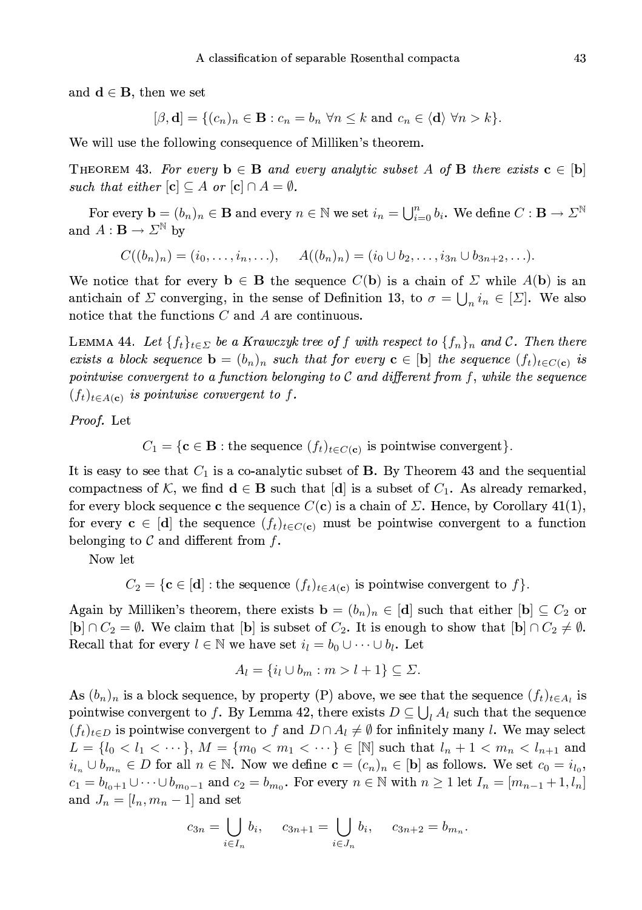and $\mathbf{d} \in \mathbf{B}$, then we set

$$[\beta, \mathbf{d}] = \{(c_n)_n \in \mathbf{B} : c_n = b_n \ \forall n \leq k \text{ and } c_n \in \langle \mathbf{d} \rangle \ \forall n > k\}.$$

We will use the following consequence of Milliken's theorem.

**Theorem 43.** *For every $\mathbf{b} \in \mathbf{B}$ and every analytic subset $A$ of $\mathbf{B}$ there exists $\mathbf{c} \in [\mathbf{b}]$ such that either $[\mathbf{c}] \subseteq A$ or $[\mathbf{c}] \cap A = \emptyset$.*

For every $\mathbf{b} = (b_n)_n \in \mathbf{B}$ and every $n \in \mathbb{N}$ we set $i_n = \bigcup_{i=0}^n b_i$. We define $C : \mathbf{B} \to \Sigma^{\mathbb{N}}$ and $A : \mathbf{B} \to \Sigma^{\mathbb{N}}$ by

$$C((b_n)_n) = (i_0, \ldots, i_n, \ldots), \qquad A((b_n)_n) = (i_0 \cup b_2, \ldots, i_{3n} \cup b_{3n+2}, \ldots).$$

We notice that for every $\mathbf{b} \in \mathbf{B}$ the sequence $C(\mathbf{b})$ is a chain of $\Sigma$ while $A(\mathbf{b})$ is an antichain of $\Sigma$ converging, in the sense of Definition 13, to $\sigma = \bigcup_n i_n \in [\Sigma]$. We also notice that the functions $C$ and $A$ are continuous.

**Lemma 44.** *Let $\{f_t\}_{t \in \Sigma}$ be a Krawczyk tree of $f$ with respect to $\{f_n\}_n$ and $\mathcal{C}$. Then there exists a block sequence $\mathbf{b} = (b_n)_n$ such that for every $\mathbf{c} \in [\mathbf{b}]$ the sequence $(f_t)_{t \in C(\mathbf{c})}$ is pointwise convergent to a function belonging to $\mathcal{C}$ and different from $f$, while the sequence $(f_t)_{t \in A(\mathbf{c})}$ is pointwise convergent to $f$.*

*Proof.* Let

$$C_1 = \{\mathbf{c} \in \mathbf{B} : \text{the sequence } (f_t)_{t \in C(\mathbf{c})} \text{ is pointwise convergent}\}.$$

It is easy to see that $C_1$ is a co-analytic subset of $\mathbf{B}$. By Theorem 43 and the sequential compactness of $\mathcal{K}$, we find $\mathbf{d} \in \mathbf{B}$ such that $[\mathbf{d}]$ is a subset of $C_1$. As already remarked, for every block sequence $\mathbf{c}$ the sequence $C(\mathbf{c})$ is a chain of $\Sigma$. Hence, by Corollary 41(1), for every $\mathbf{c} \in [\mathbf{d}]$ the sequence $(f_t)_{t \in C(\mathbf{c})}$ must be pointwise convergent to a function belonging to $\mathcal{C}$ and different from $f$.

Now let

$$C_2 = \{\mathbf{c} \in [\mathbf{d}] : \text{the sequence } (f_t)_{t \in A(\mathbf{c})} \text{ is pointwise convergent to } f\}.$$

Again by Milliken's theorem, there exists $\mathbf{b} = (b_n)_n \in [\mathbf{d}]$ such that either $[\mathbf{b}] \subseteq C_2$ or $[\mathbf{b}] \cap C_2 = \emptyset$. We claim that $[\mathbf{b}]$ is subset of $C_2$. It is enough to show that $[\mathbf{b}] \cap C_2 \neq \emptyset$. Recall that for every $l \in \mathbb{N}$ we have set $i_l = b_0 \cup \cdots \cup b_l$. Let

$$A_l = \{i_l \cup b_m : m > l+1\} \subseteq \Sigma.$$

As $(b_n)_n$ is a block sequence, by property (P) above, we see that the sequence $(f_t)_{t \in A_l}$ is pointwise convergent to $f$. By Lemma 42, there exists $D \subseteq \bigcup_l A_l$ such that the sequence $(f_t)_{t \in D}$ is pointwise convergent to $f$ and $D \cap A_l \neq \emptyset$ for infinitely many $l$. We may select $L = \{l_0 < l_1 < \cdots\}$, $M = \{m_0 < m_1 < \cdots\} \in [\mathbb{N}]$ such that $l_n + 1 < m_n < l_{n+1}$ and $i_{l_n} \cup b_{m_n} \in D$ for all $n \in \mathbb{N}$. Now we define $\mathbf{c} = (c_n)_n \in [\mathbf{b}]$ as follows. We set $c_0 = i_{l_0}$, $c_1 = b_{l_0+1} \cup \cdots \cup b_{m_0-1}$ and $c_2 = b_{m_0}$. For every $n \in \mathbb{N}$ with $n \geq 1$ let $I_n = [m_{n-1}+1, l_n]$ and $J_n = [l_n, m_n - 1]$ and set

$$c_{3n} = \bigcup_{i \in I_n} b_i, \qquad c_{3n+1} = \bigcup_{i \in J_n} b_i, \qquad c_{3n+2} = b_{m_n}.$$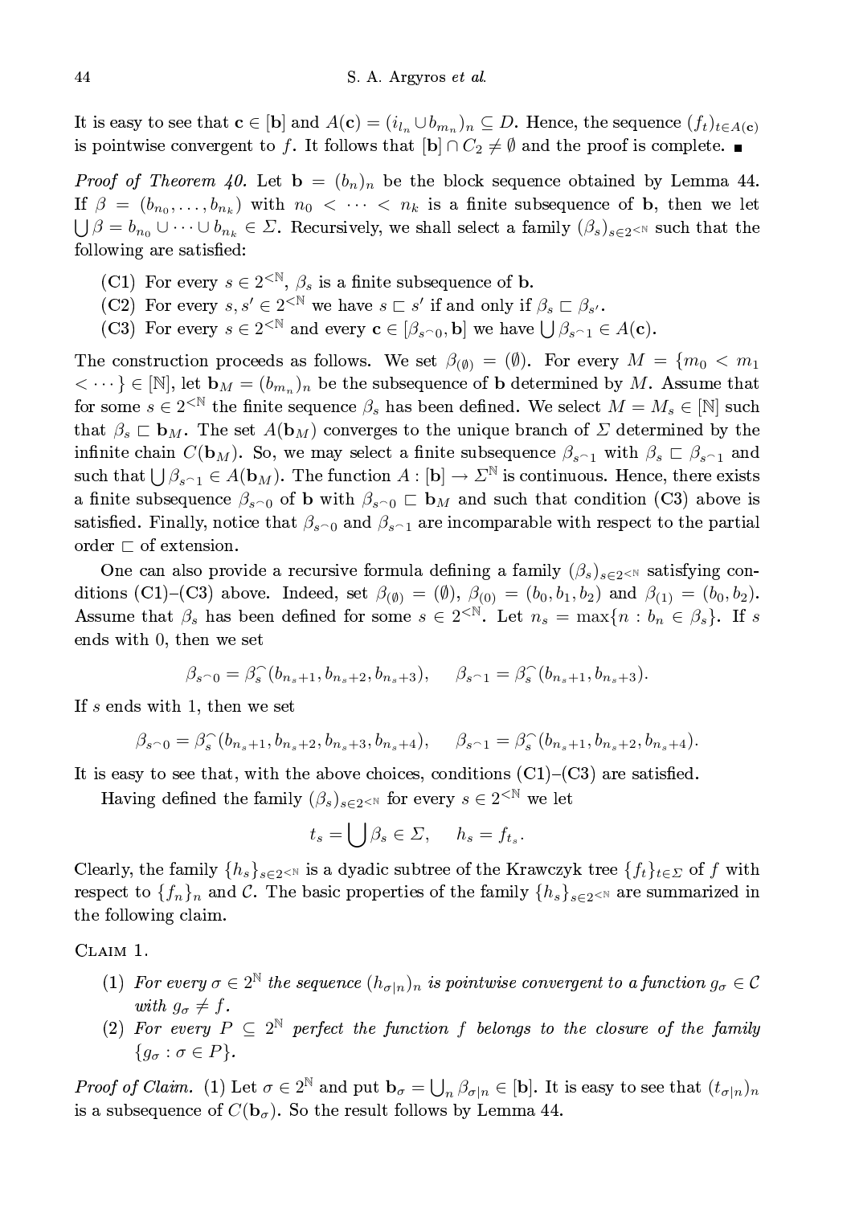It is easy to see that $\mathbf{c} \in [\mathbf{b}]$ and $A(\mathbf{c}) = (i_{l_n} \cup b_{m_n})_n \subseteq D$. Hence, the sequence $(f_t)_{t \in A(\mathbf{c})}$ is pointwise convergent to $f$. It follows that $[\mathbf{b}] \cap C_2 \neq \emptyset$ and the proof is complete. ■

*Proof of Theorem 40.* Let $\mathbf{b} = (b_n)_n$ be the block sequence obtained by Lemma 44. If $\beta = (b_{n_0}, \ldots, b_{n_k})$ with $n_0 < \cdots < n_k$ is a finite subsequence of $\mathbf{b}$, then we let $\bigcup \beta = b_{n_0} \cup \cdots \cup b_{n_k} \in \Sigma$. Recursively, we shall select a family $(\beta_s)_{s \in 2^{<\mathbb{N}}}$ such that the following are satisfied:

- (C1) For every $s \in 2^{<\mathbb{N}}$, $\beta_s$ is a finite subsequence of $\mathbf{b}$.
- (C2) For every $s, s' \in 2^{<\mathbb{N}}$ we have $s \sqsubset s'$ if and only if $\beta_s \sqsubset \beta_{s'}$.
- (C3) For every $s \in 2^{<\mathbb{N}}$ and every $\mathbf{c} \in [\beta_{s^\frown 0}, \mathbf{b}]$ we have $\bigcup \beta_{s^\frown 1} \in A(\mathbf{c})$.

The construction proceeds as follows. We set $\beta_{(\emptyset)} = (\emptyset)$. For every $M = \{m_0 < m_1 < \cdots\} \in [\mathbb{N}]$, let $\mathbf{b}_M = (b_{m_n})_n$ be the subsequence of $\mathbf{b}$ determined by $M$. Assume that for some $s \in 2^{<\mathbb{N}}$ the finite sequence $\beta_s$ has been defined. We select $M = M_s \in [\mathbb{N}]$ such that $\beta_s \sqsubset \mathbf{b}_M$. The set $A(\mathbf{b}_M)$ converges to the unique branch of $\Sigma$ determined by the infinite chain $C(\mathbf{b}_M)$. So, we may select a finite subsequence $\beta_{s^\frown 1}$ with $\beta_s \sqsubset \beta_{s^\frown 1}$ and such that $\bigcup \beta_{s^\frown 1} \in A(\mathbf{b}_M)$. The function $A : [\mathbf{b}] \to \Sigma^{\mathbb{N}}$ is continuous. Hence, there exists a finite subsequence $\beta_{s^\frown 0}$ of $\mathbf{b}$ with $\beta_{s^\frown 0} \sqsubset \mathbf{b}_M$ and such that condition (C3) above is satisfied. Finally, notice that $\beta_{s^\frown 0}$ and $\beta_{s^\frown 1}$ are incomparable with respect to the partial order $\sqsubset$ of extension.

One can also provide a recursive formula defining a family $(\beta_s)_{s \in 2^{<\mathbb{N}}}$ satisfying conditions (C1)–(C3) above. Indeed, set $\beta_{(\emptyset)} = (\emptyset)$, $\beta_{(0)} = (b_0, b_1, b_2)$ and $\beta_{(1)} = (b_0, b_2)$. Assume that $\beta_s$ has been defined for some $s \in 2^{<\mathbb{N}}$. Let $n_s = \max\{n : b_n \in \beta_s\}$. If $s$ ends with 0, then we set

$$\beta_{s^\frown 0} = \beta_s^\frown (b_{n_s+1}, b_{n_s+2}, b_{n_s+3}), \quad \beta_{s^\frown 1} = \beta_s^\frown (b_{n_s+1}, b_{n_s+3}).$$

If $s$ ends with 1, then we set

$$\beta_{s^\frown 0} = \beta_s^\frown (b_{n_s+1}, b_{n_s+2}, b_{n_s+3}, b_{n_s+4}), \quad \beta_{s^\frown 1} = \beta_s^\frown (b_{n_s+1}, b_{n_s+2}, b_{n_s+4}).$$

It is easy to see that, with the above choices, conditions (C1)–(C3) are satisfied.

Having defined the family $(\beta_s)_{s \in 2^{<\mathbb{N}}}$ for every $s \in 2^{<\mathbb{N}}$ we let

$$t_s = \bigcup \beta_s \in \Sigma, \quad h_s = f_{t_s}.$$

Clearly, the family $\{h_s\}_{s \in 2^{<\mathbb{N}}}$ is a dyadic subtree of the Krawczyk tree $\{f_t\}_{t \in \Sigma}$ of $f$ with respect to $\{f_n\}_n$ and $\mathcal{C}$. The basic properties of the family $\{h_s\}_{s \in 2^{<\mathbb{N}}}$ are summarized in the following claim.

Claim 1.

1. *For every $\sigma \in 2^{\mathbb{N}}$ the sequence $(h_{\sigma|n})_n$ is pointwise convergent to a function $g_\sigma \in \mathcal{C}$ with $g_\sigma \neq f$.*
2. *For every $P \subseteq 2^{\mathbb{N}}$ perfect the function $f$ belongs to the closure of the family $\{g_\sigma : \sigma \in P\}$.*

*Proof of Claim.* (1) Let $\sigma \in 2^{\mathbb{N}}$ and put $\mathbf{b}_\sigma = \bigcup_n \beta_{\sigma|n} \in [\mathbf{b}]$. It is easy to see that $(t_{\sigma|n})_n$ is a subsequence of $C(\mathbf{b}_\sigma)$. So the result follows by Lemma 44.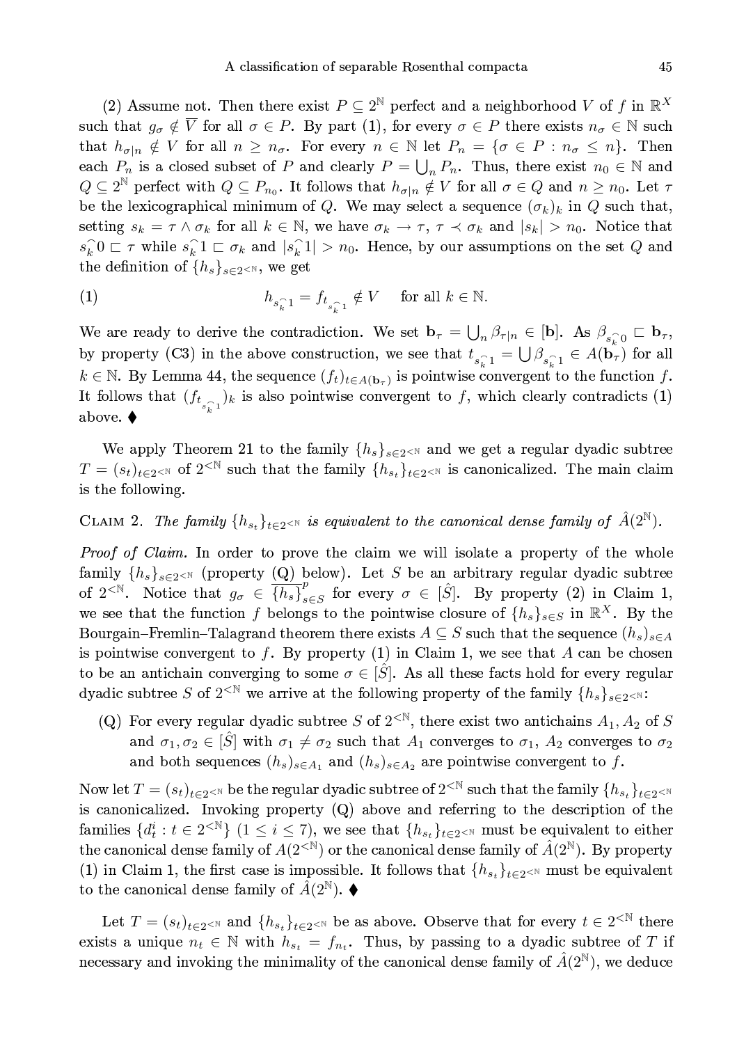(2) Assume not. Then there exist $P \subseteq 2^{\mathbb{N}}$ perfect and a neighborhood $V$ of $f$ in $\mathbb{R}^X$ such that $g_\sigma \notin \overline{V}$ for all $\sigma \in P$. By part (1), for every $\sigma \in P$ there exists $n_\sigma \in \mathbb{N}$ such that $h_{\sigma|n} \notin V$ for all $n \geq n_\sigma$. For every $n \in \mathbb{N}$ let $P_n = \{\sigma \in P : n_\sigma \leq n\}$. Then each $P_n$ is a closed subset of $P$ and clearly $P = \bigcup_n P_n$. Thus, there exist $n_0 \in \mathbb{N}$ and $Q \subseteq 2^{\mathbb{N}}$ perfect with $Q \subseteq P_{n_0}$. It follows that $h_{\sigma|n} \notin V$ for all $\sigma \in Q$ and $n \geq n_0$. Let $\tau$ be the lexicographical minimum of $Q$. We may select a sequence $(\sigma_k)_k$ in $Q$ such that, setting $s_k = \tau \wedge \sigma_k$ for all $k \in \mathbb{N}$, we have $\sigma_k \to \tau$, $\tau \prec \sigma_k$ and $|s_k| > n_0$. Notice that $s_k^\frown 0 \sqsubset \tau$ while $s_k^\frown 1 \sqsubset \sigma_k$ and $|s_k^\frown 1| > n_0$. Hence, by our assumptions on the set $Q$ and the definition of $\{h_s\}_{s\in 2^{<\mathbb{N}}}$, we get

$$h_{s_k^\frown 1} = f_{t_{s_k^\frown 1}} \notin V \quad \text{for all } k \in \mathbb{N}. \tag{1}$$

We are ready to derive the contradiction. We set $\mathbf{b}_\tau = \bigcup_n \beta_{\tau|n} \in [\mathbf{b}]$. As $\beta_{s_k^\frown 0} \sqsubset \mathbf{b}_\tau$, by property (C3) in the above construction, we see that $t_{s_k^\frown 1} = \bigcup \beta_{s_k^\frown 1} \in A(\mathbf{b}_\tau)$ for all $k \in \mathbb{N}$. By Lemma 44, the sequence $(f_t)_{t\in A(\mathbf{b}_\tau)}$ is pointwise convergent to the function $f$. It follows that $(f_{t_{s_k^\frown 1}})_k$ is also pointwise convergent to $f$, which clearly contradicts (1) above. ♦

We apply Theorem 21 to the family $\{h_s\}_{s\in 2^{<\mathbb{N}}}$ and we get a regular dyadic subtree $T = (s_t)_{t\in 2^{<\mathbb{N}}}$ of $2^{<\mathbb{N}}$ such that the family $\{h_{s_t}\}_{t\in 2^{<\mathbb{N}}}$ is canonicalized. The main claim is the following.

Claim 2. *The family $\{h_{s_t}\}_{t\in 2^{<\mathbb{N}}}$ is equivalent to the canonical dense family of $\hat{A}(2^{\mathbb{N}})$.*

*Proof of Claim.* In order to prove the claim we will isolate a property of the whole family $\{h_s\}_{s\in 2^{<\mathbb{N}}}$ (property (Q) below). Let $S$ be an arbitrary regular dyadic subtree of $2^{<\mathbb{N}}$. Notice that $g_\sigma \in \overline{\{h_s\}}^p_{s\in S}$ for every $\sigma \in [\hat{S}]$. By property (2) in Claim 1, we see that the function $f$ belongs to the pointwise closure of $\{h_s\}_{s\in S}$ in $\mathbb{R}^X$. By the Bourgain–Fremlin–Talagrand theorem there exists $A \subseteq S$ such that the sequence $(h_s)_{s\in A}$ is pointwise convergent to $f$. By property (1) in Claim 1, we see that $A$ can be chosen to be an antichain converging to some $\sigma \in [\hat{S}]$. As all these facts hold for every regular dyadic subtree $S$ of $2^{<\mathbb{N}}$ we arrive at the following property of the family $\{h_s\}_{s\in 2^{<\mathbb{N}}}$:

(Q) For every regular dyadic subtree $S$ of $2^{<\mathbb{N}}$, there exist two antichains $A_1, A_2$ of $S$ and $\sigma_1, \sigma_2 \in [\hat{S}]$ with $\sigma_1 \neq \sigma_2$ such that $A_1$ converges to $\sigma_1$, $A_2$ converges to $\sigma_2$ and both sequences $(h_s)_{s\in A_1}$ and $(h_s)_{s\in A_2}$ are pointwise convergent to $f$.

Now let $T = (s_t)_{t\in 2^{<\mathbb{N}}}$ be the regular dyadic subtree of $2^{<\mathbb{N}}$ such that the family $\{h_{s_t}\}_{t\in 2^{<\mathbb{N}}}$ is canonicalized. Invoking property (Q) above and referring to the description of the families $\{d^i_t : t \in 2^{<\mathbb{N}}\}$ $(1 \leq i \leq 7)$, we see that $\{h_{s_t}\}_{t\in 2^{<\mathbb{N}}}$ must be equivalent to either the canonical dense family of $A(2^{<\mathbb{N}})$ or the canonical dense family of $\hat{A}(2^{\mathbb{N}})$. By property (1) in Claim 1, the first case is impossible. It follows that $\{h_{s_t}\}_{t\in 2^{<\mathbb{N}}}$ must be equivalent to the canonical dense family of $\hat{A}(2^{\mathbb{N}})$. ♦

Let $T = (s_t)_{t\in 2^{<\mathbb{N}}}$ and $\{h_{s_t}\}_{t\in 2^{<\mathbb{N}}}$ be as above. Observe that for every $t \in 2^{<\mathbb{N}}$ there exists a unique $n_t \in \mathbb{N}$ with $h_{s_t} = f_{n_t}$. Thus, by passing to a dyadic subtree of $T$ if necessary and invoking the minimality of the canonical dense family of $\hat{A}(2^{\mathbb{N}})$, we deduce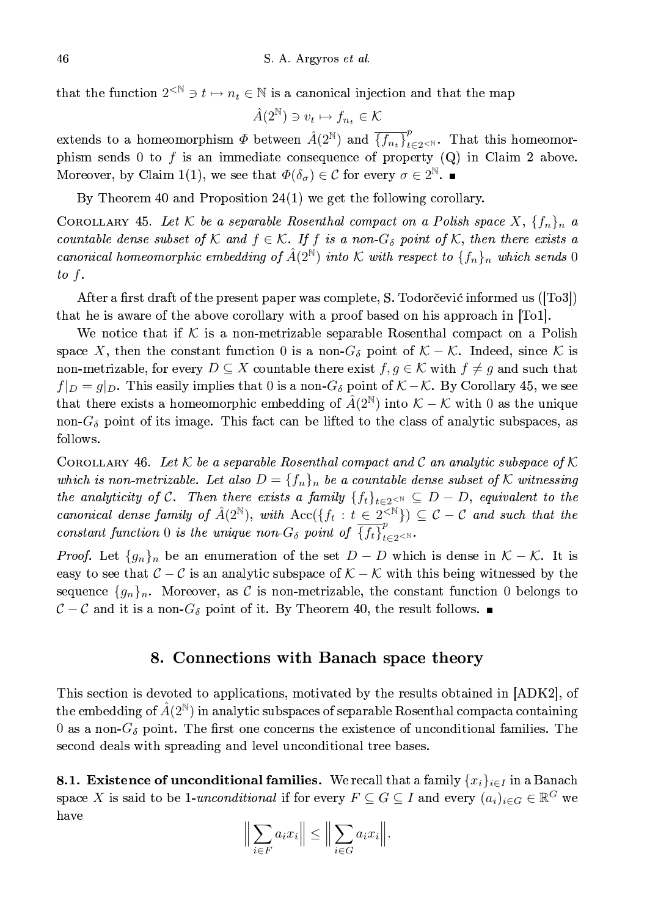that the function $2^{<\mathbb{N}} \ni t \mapsto n_t \in \mathbb{N}$ is a canonical injection and that the map

$$\hat{A}(2^{\mathbb{N}}) \ni v_t \mapsto f_{n_t} \in \mathcal{K}$$

extends to a homeomorphism $\Phi$ between $\hat{A}(2^{\mathbb{N}})$ and $\overline{\{f_{n_t}\}}^p_{t\in 2^{<\mathbb{N}}}$. That this homeomorphism sends 0 to $f$ is an immediate consequence of property (Q) in Claim 2 above. Moreover, by Claim 1(1), we see that $\Phi(\delta_\sigma) \in \mathcal{C}$ for every $\sigma \in 2^{\mathbb{N}}$. ∎

By Theorem 40 and Proposition 24(1) we get the following corollary.

Corollary 45. *Let $\mathcal{K}$ be a separable Rosenthal compact on a Polish space $X$, $\{f_n\}_n$ a countable dense subset of $\mathcal{K}$ and $f \in \mathcal{K}$. If $f$ is a non-$G_\delta$ point of $\mathcal{K}$, then there exists a canonical homeomorphic embedding of $\hat{A}(2^{\mathbb{N}})$ into $\mathcal{K}$ with respect to $\{f_n\}_n$ which sends 0 to $f$.*

After a first draft of the present paper was complete, S. Todorčević informed us ([To3]) that he is aware of the above corollary with a proof based on his approach in [To1].

We notice that if $\mathcal{K}$ is a non-metrizable separable Rosenthal compact on a Polish space $X$, then the constant function 0 is a non-$G_\delta$ point of $\mathcal{K}-\mathcal{K}$. Indeed, since $\mathcal{K}$ is non-metrizable, for every $D \subseteq X$ countable there exist $f, g \in \mathcal{K}$ with $f \neq g$ and such that $f|_D = g|_D$. This easily implies that 0 is a non-$G_\delta$ point of $\mathcal{K}-\mathcal{K}$. By Corollary 45, we see that there exists a homeomorphic embedding of $\hat{A}(2^{\mathbb{N}})$ into $\mathcal{K}-\mathcal{K}$ with 0 as the unique non-$G_\delta$ point of its image. This fact can be lifted to the class of analytic subspaces, as follows.

Corollary 46. *Let $\mathcal{K}$ be a separable Rosenthal compact and $\mathcal{C}$ an analytic subspace of $\mathcal{K}$ which is non-metrizable. Let also $D = \{f_n\}_n$ be a countable dense subset of $\mathcal{K}$ witnessing the analyticity of $\mathcal{C}$. Then there exists a family $\{f_t\}_{t\in 2^{<\mathbb{N}}} \subseteq D-D$, equivalent to the canonical dense family of $\hat{A}(2^{\mathbb{N}})$, with $\mathrm{Acc}(\{f_t : t \in 2^{<\mathbb{N}}\}) \subseteq \mathcal{C}-\mathcal{C}$ and such that the constant function 0 is the unique non-$G_\delta$ point of $\overline{\{f_t\}}^p_{t\in 2^{<\mathbb{N}}}$.*

*Proof.* Let $\{g_n\}_n$ be an enumeration of the set $D-D$ which is dense in $\mathcal{K}-\mathcal{K}$. It is easy to see that $\mathcal{C}-\mathcal{C}$ is an analytic subspace of $\mathcal{K}-\mathcal{K}$ with this being witnessed by the sequence $\{g_n\}_n$. Moreover, as $\mathcal{C}$ is non-metrizable, the constant function 0 belongs to $\mathcal{C}-\mathcal{C}$ and it is a non-$G_\delta$ point of it. By Theorem 40, the result follows. ∎

## 8. Connections with Banach space theory

This section is devoted to applications, motivated by the results obtained in [ADK2], of the embedding of $\hat{A}(2^{\mathbb{N}})$ in analytic subspaces of separable Rosenthal compacta containing 0 as a non-$G_\delta$ point. The first one concerns the existence of unconditional families. The second deals with spreading and level unconditional tree bases.

**8.1. Existence of unconditional families.** We recall that a family $\{x_i\}_{i\in I}$ in a Banach space $X$ is said to be 1-*unconditional* if for every $F \subseteq G \subseteq I$ and every $(a_i)_{i\in G} \in \mathbb{R}^G$ we have

$$\Big\| \sum_{i\in F} a_i x_i \Big\| \leq \Big\| \sum_{i\in G} a_i x_i \Big\|.$$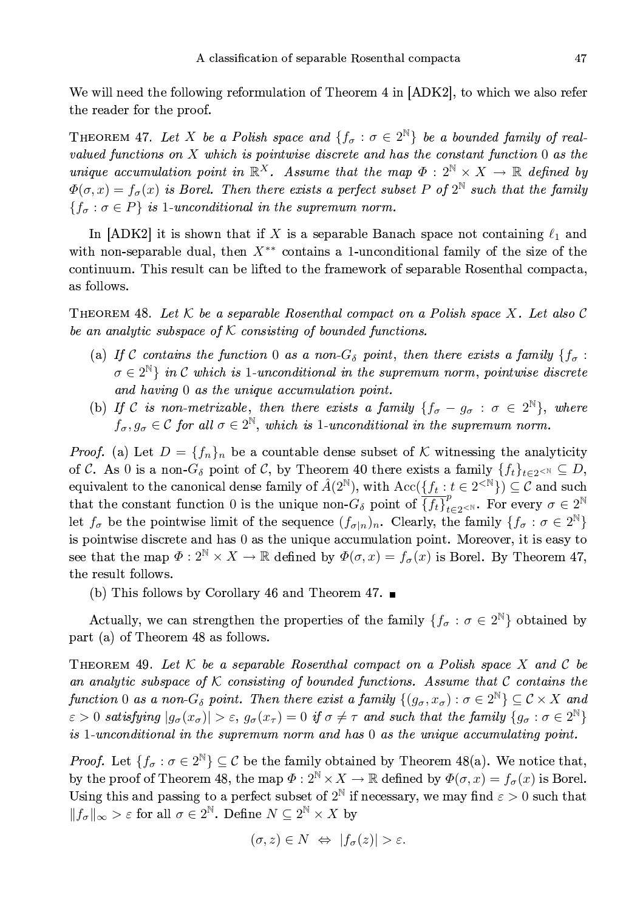We will need the following reformulation of Theorem 4 in [ADK2], to which we also refer the reader for the proof.

THEOREM 47. *Let $X$ be a Polish space and $\{f_\sigma : \sigma \in 2^{\mathbb{N}}\}$ be a bounded family of real-valued functions on $X$ which is pointwise discrete and has the constant function 0 as the unique accumulation point in $\mathbb{R}^X$. Assume that the map $\Phi : 2^{\mathbb{N}} \times X \to \mathbb{R}$ defined by $\Phi(\sigma, x) = f_\sigma(x)$ is Borel. Then there exists a perfect subset $P$ of $2^{\mathbb{N}}$ such that the family $\{f_\sigma : \sigma \in P\}$ is 1-unconditional in the supremum norm.*

In [ADK2] it is shown that if $X$ is a separable Banach space not containing $\ell_1$ and with non-separable dual, then $X^{**}$ contains a 1-unconditional family of the size of the continuum. This result can be lifted to the framework of separable Rosenthal compacta, as follows.

THEOREM 48. *Let $\mathcal{K}$ be a separable Rosenthal compact on a Polish space $X$. Let also $\mathcal{C}$ be an analytic subspace of $\mathcal{K}$ consisting of bounded functions.*

- (a) *If $\mathcal{C}$ contains the function 0 as a non-$G_\delta$ point, then there exists a family $\{f_\sigma : \sigma \in 2^{\mathbb{N}}\}$ in $\mathcal{C}$ which is 1-unconditional in the supremum norm, pointwise discrete and having 0 as the unique accumulation point.*
- (b) *If $\mathcal{C}$ is non-metrizable, then there exists a family $\{f_\sigma - g_\sigma : \sigma \in 2^{\mathbb{N}}\}$, where $f_\sigma, g_\sigma \in \mathcal{C}$ for all $\sigma \in 2^{\mathbb{N}}$, which is 1-unconditional in the supremum norm.*

*Proof.* (a) Let $D = \{f_n\}_n$ be a countable dense subset of $\mathcal{K}$ witnessing the analyticity of $\mathcal{C}$. As 0 is a non-$G_\delta$ point of $\mathcal{C}$, by Theorem 40 there exists a family $\{f_t\}_{t\in 2^{<\mathbb{N}}} \subseteq D$, equivalent to the canonical dense family of $\hat{A}(2^{\mathbb{N}})$, with $\mathrm{Acc}(\{f_t : t \in 2^{<\mathbb{N}}\}) \subseteq \mathcal{C}$ and such that the constant function 0 is the unique non-$G_\delta$ point of $\overline{\{f_t\}}^p_{t\in 2^{<\mathbb{N}}}$. For every $\sigma \in 2^{\mathbb{N}}$ let $f_\sigma$ be the pointwise limit of the sequence $(f_{\sigma|n})_n$. Clearly, the family $\{f_\sigma : \sigma \in 2^{\mathbb{N}}\}$ is pointwise discrete and has 0 as the unique accumulation point. Moreover, it is easy to see that the map $\Phi : 2^{\mathbb{N}} \times X \to \mathbb{R}$ defined by $\Phi(\sigma, x) = f_\sigma(x)$ is Borel. By Theorem 47, the result follows.

(b) This follows by Corollary 46 and Theorem 47. ∎

Actually, we can strengthen the properties of the family $\{f_\sigma : \sigma \in 2^{\mathbb{N}}\}$ obtained by part (a) of Theorem 48 as follows.

THEOREM 49. *Let $\mathcal{K}$ be a separable Rosenthal compact on a Polish space $X$ and $\mathcal{C}$ be an analytic subspace of $\mathcal{K}$ consisting of bounded functions. Assume that $\mathcal{C}$ contains the function 0 as a non-$G_\delta$ point. Then there exist a family $\{(g_\sigma, x_\sigma) : \sigma \in 2^{\mathbb{N}}\} \subseteq \mathcal{C} \times X$ and $\varepsilon > 0$ satisfying $|g_\sigma(x_\sigma)| > \varepsilon$, $g_\sigma(x_\tau) = 0$ if $\sigma \neq \tau$ and such that the family $\{g_\sigma : \sigma \in 2^{\mathbb{N}}\}$ is 1-unconditional in the supremum norm and has 0 as the unique accumulating point.*

*Proof.* Let $\{f_\sigma : \sigma \in 2^{\mathbb{N}}\} \subseteq \mathcal{C}$ be the family obtained by Theorem 48(a). We notice that, by the proof of Theorem 48, the map $\Phi : 2^{\mathbb{N}} \times X \to \mathbb{R}$ defined by $\Phi(\sigma, x) = f_\sigma(x)$ is Borel. Using this and passing to a perfect subset of $2^{\mathbb{N}}$ if necessary, we may find $\varepsilon > 0$ such that $\|f_\sigma\|_\infty > \varepsilon$ for all $\sigma \in 2^{\mathbb{N}}$. Define $N \subseteq 2^{\mathbb{N}} \times X$ by

$$(\sigma, z) \in N \;\Leftrightarrow\; |f_\sigma(z)| > \varepsilon.$$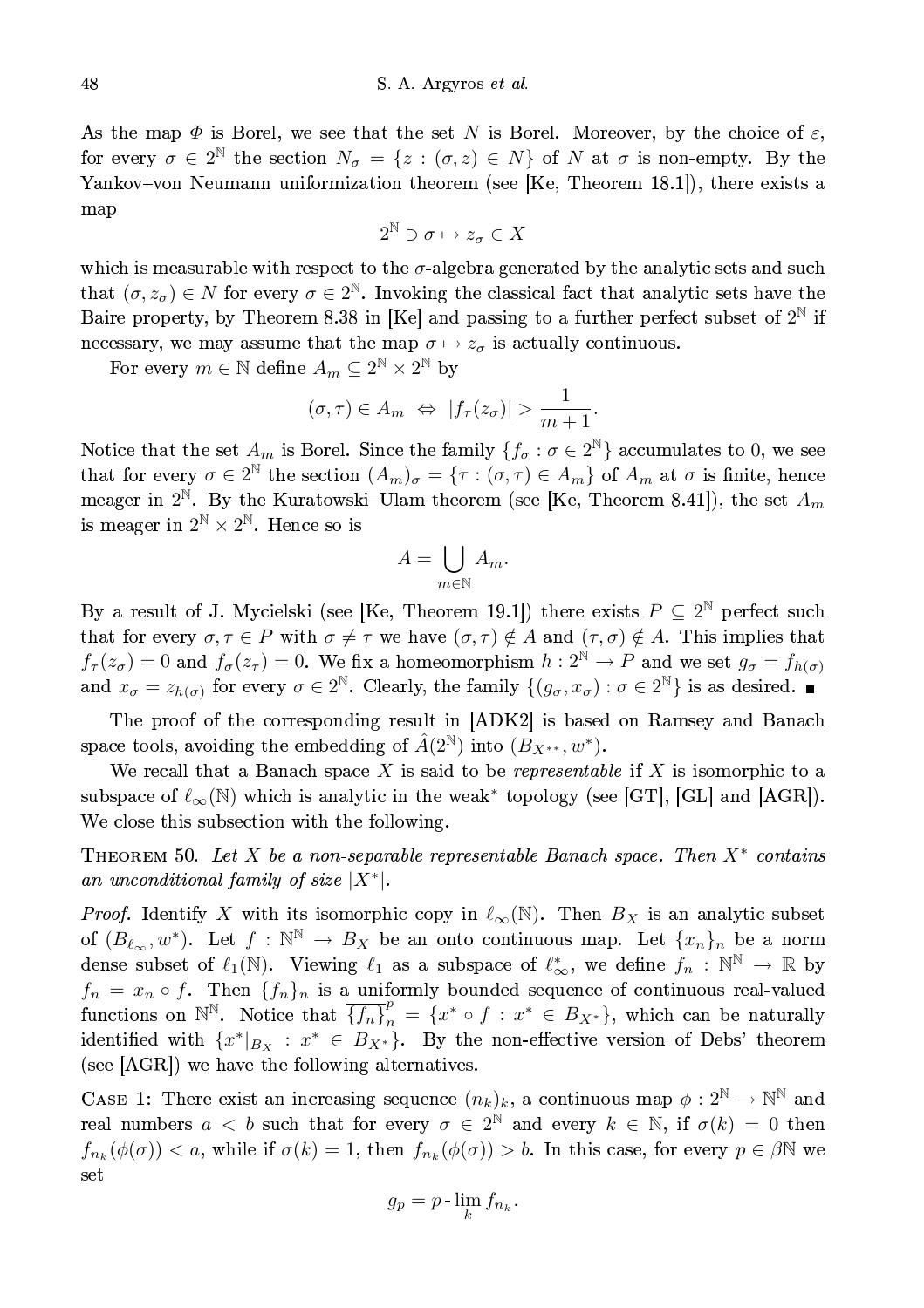As the map $\Phi$ is Borel, we see that the set $N$ is Borel. Moreover, by the choice of $\varepsilon$, for every $\sigma \in 2^{\mathbb{N}}$ the section $N_\sigma = \{z : (\sigma, z) \in N\}$ of $N$ at $\sigma$ is non-empty. By the Yankov–von Neumann uniformization theorem (see [Ke, Theorem 18.1]), there exists a map

$$2^{\mathbb{N}} \ni \sigma \mapsto z_\sigma \in X$$

which is measurable with respect to the $\sigma$-algebra generated by the analytic sets and such that $(\sigma, z_\sigma) \in N$ for every $\sigma \in 2^{\mathbb{N}}$. Invoking the classical fact that analytic sets have the Baire property, by Theorem 8.38 in [Ke] and passing to a further perfect subset of $2^{\mathbb{N}}$ if necessary, we may assume that the map $\sigma \mapsto z_\sigma$ is actually continuous.

For every $m \in \mathbb{N}$ define $A_m \subseteq 2^{\mathbb{N}} \times 2^{\mathbb{N}}$ by

$$(\sigma, \tau) \in A_m \;\Leftrightarrow\; |f_\tau(z_\sigma)| > \frac{1}{m+1}.$$

Notice that the set $A_m$ is Borel. Since the family $\{f_\sigma : \sigma \in 2^{\mathbb{N}}\}$ accumulates to 0, we see that for every $\sigma \in 2^{\mathbb{N}}$ the section $(A_m)_\sigma = \{\tau : (\sigma, \tau) \in A_m\}$ of $A_m$ at $\sigma$ is finite, hence meager in $2^{\mathbb{N}}$. By the Kuratowski–Ulam theorem (see [Ke, Theorem 8.41]), the set $A_m$ is meager in $2^{\mathbb{N}} \times 2^{\mathbb{N}}$. Hence so is

$$A = \bigcup_{m \in \mathbb{N}} A_m.$$

By a result of J. Mycielski (see [Ke, Theorem 19.1]) there exists $P \subseteq 2^{\mathbb{N}}$ perfect such that for every $\sigma, \tau \in P$ with $\sigma \neq \tau$ we have $(\sigma, \tau) \notin A$ and $(\tau, \sigma) \notin A$. This implies that $f_\tau(z_\sigma) = 0$ and $f_\sigma(z_\tau) = 0$. We fix a homeomorphism $h : 2^{\mathbb{N}} \to P$ and we set $g_\sigma = f_{h(\sigma)}$ and $x_\sigma = z_{h(\sigma)}$ for every $\sigma \in 2^{\mathbb{N}}$. Clearly, the family $\{(g_\sigma, x_\sigma) : \sigma \in 2^{\mathbb{N}}\}$ is as desired. ■

The proof of the corresponding result in [ADK2] is based on Ramsey and Banach space tools, avoiding the embedding of $\hat{A}(2^{\mathbb{N}})$ into $(B_{X^{**}}, w^*)$.

We recall that a Banach space $X$ is said to be *representable* if $X$ is isomorphic to a subspace of $\ell_\infty(\mathbb{N})$ which is analytic in the weak$^*$ topology (see [GT], [GL] and [AGR]). We close this subsection with the following.

**Theorem 50.** *Let $X$ be a non-separable representable Banach space. Then $X^*$ contains an unconditional family of size $|X^*|$.*

*Proof.* Identify $X$ with its isomorphic copy in $\ell_\infty(\mathbb{N})$. Then $B_X$ is an analytic subset of $(B_{\ell_\infty}, w^*)$. Let $f : \mathbb{N}^{\mathbb{N}} \to B_X$ be an onto continuous map. Let $\{x_n\}_n$ be a norm dense subset of $\ell_1(\mathbb{N})$. Viewing $\ell_1$ as a subspace of $\ell_\infty^*$, we define $f_n : \mathbb{N}^{\mathbb{N}} \to \mathbb{R}$ by $f_n = x_n \circ f$. Then $\{f_n\}_n$ is a uniformly bounded sequence of continuous real-valued functions on $\mathbb{N}^{\mathbb{N}}$. Notice that $\overline{\{f_n\}}_n^{\,p} = \{x^* \circ f : x^* \in B_{X^*}\}$, which can be naturally identified with $\{x^*|_{B_X} : x^* \in B_{X^*}\}$. By the non-effective version of Debs' theorem (see [AGR]) we have the following alternatives.

Case 1: There exist an increasing sequence $(n_k)_k$, a continuous map $\phi : 2^{\mathbb{N}} \to \mathbb{N}^{\mathbb{N}}$ and real numbers $a < b$ such that for every $\sigma \in 2^{\mathbb{N}}$ and every $k \in \mathbb{N}$, if $\sigma(k) = 0$ then $f_{n_k}(\phi(\sigma)) < a$, while if $\sigma(k) = 1$, then $f_{n_k}(\phi(\sigma)) > b$. In this case, for every $p \in \beta\mathbb{N}$ we set

$$g_p = p\text{-}\lim_k f_{n_k}.$$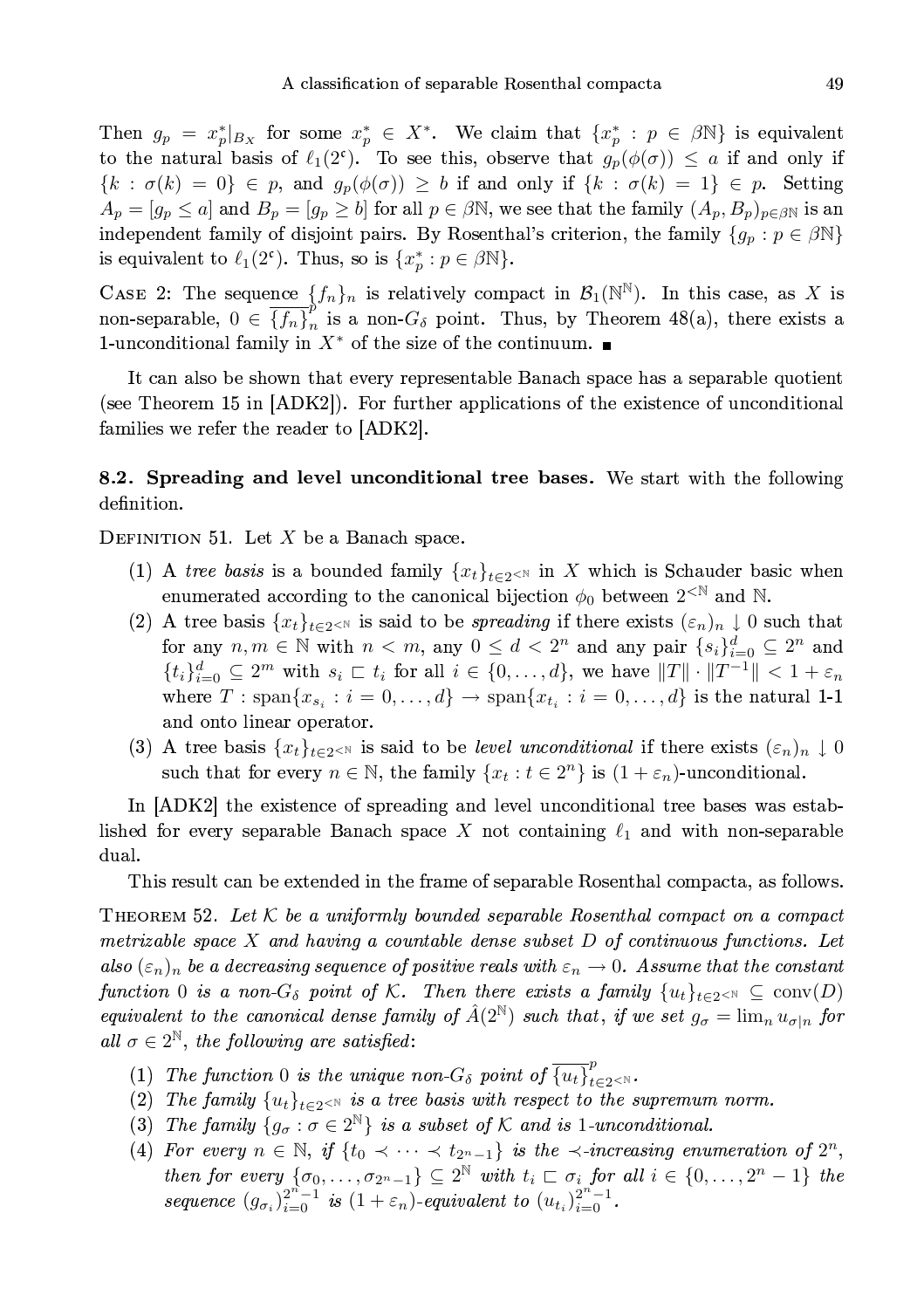Then $g_p = x_p^*|_{B_X}$ for some $x_p^* \in X^*$. We claim that $\{x_p^* : p \in \beta\mathbb{N}\}$ is equivalent to the natural basis of $\ell_1(2^{\mathfrak{c}})$. To see this, observe that $g_p(\phi(\sigma)) \leq a$ if and only if $\{k : \sigma(k) = 0\} \in p$, and $g_p(\phi(\sigma)) \geq b$ if and only if $\{k : \sigma(k) = 1\} \in p$. Setting $A_p = [g_p \leq a]$ and $B_p = [g_p \geq b]$ for all $p \in \beta\mathbb{N}$, we see that the family $(A_p, B_p)_{p\in\beta\mathbb{N}}$ is an independent family of disjoint pairs. By Rosenthal's criterion, the family $\{g_p : p \in \beta\mathbb{N}\}$ is equivalent to $\ell_1(2^{\mathfrak{c}})$. Thus, so is $\{x_p^* : p \in \beta\mathbb{N}\}$.

Case 2: The sequence $\{f_n\}_n$ is relatively compact in $\mathcal{B}_1(\mathbb{N}^\mathbb{N})$. In this case, as $X$ is non-separable, $0 \in \overline{\{f_n\}}_n^p$ is a non-$G_\delta$ point. Thus, by Theorem 48(a), there exists a 1-unconditional family in $X^*$ of the size of the continuum. ∎

It can also be shown that every representable Banach space has a separable quotient (see Theorem 15 in [ADK2]). For further applications of the existence of unconditional families we refer the reader to [ADK2].

**8.2. Spreading and level unconditional tree bases.** We start with the following definition.

Definition 51. Let $X$ be a Banach space.

1. A *tree basis* is a bounded family $\{x_t\}_{t\in 2^{<\mathbb{N}}}$ in $X$ which is Schauder basic when enumerated according to the canonical bijection $\phi_0$ between $2^{<\mathbb{N}}$ and $\mathbb{N}$.
2. A tree basis $\{x_t\}_{t\in 2^{<\mathbb{N}}}$ is said to be *spreading* if there exists $(\varepsilon_n)_n \downarrow 0$ such that for any $n, m \in \mathbb{N}$ with $n < m$, any $0 \leq d < 2^n$ and any pair $\{s_i\}_{i=0}^d \subseteq 2^n$ and $\{t_i\}_{i=0}^d \subseteq 2^m$ with $s_i \sqsubset t_i$ for all $i \in \{0, \dots, d\}$, we have $\|T\| \cdot \|T^{-1}\| < 1 + \varepsilon_n$ where $T : \mathrm{span}\{x_{s_i} : i = 0, \dots, d\} \to \mathrm{span}\{x_{t_i} : i = 0, \dots, d\}$ is the natural 1-1 and onto linear operator.
3. A tree basis $\{x_t\}_{t\in 2^{<\mathbb{N}}}$ is said to be *level unconditional* if there exists $(\varepsilon_n)_n \downarrow 0$ such that for every $n \in \mathbb{N}$, the family $\{x_t : t \in 2^n\}$ is $(1 + \varepsilon_n)$-unconditional.

In [ADK2] the existence of spreading and level unconditional tree bases was established for every separable Banach space $X$ not containing $\ell_1$ and with non-separable dual.

This result can be extended in the frame of separable Rosenthal compacta, as follows.

Theorem 52. *Let $\mathcal{K}$ be a uniformly bounded separable Rosenthal compact on a compact metrizable space $X$ and having a countable dense subset $D$ of continuous functions. Let also $(\varepsilon_n)_n$ be a decreasing sequence of positive reals with $\varepsilon_n \to 0$. Assume that the constant function 0 is a non-$G_\delta$ point of $\mathcal{K}$. Then there exists a family $\{u_t\}_{t\in 2^{<\mathbb{N}}} \subseteq \mathrm{conv}(D)$ equivalent to the canonical dense family of $\hat{A}(2^\mathbb{N})$ such that, if we set $g_\sigma = \lim_n u_{\sigma|n}$ for all $\sigma \in 2^\mathbb{N}$, the following are satisfied:*

1. *The function 0 is the unique non-$G_\delta$ point of $\overline{\{u_t\}}_{t\in 2^{<\mathbb{N}}}^p$.*
2. *The family $\{u_t\}_{t\in 2^{<\mathbb{N}}}$ is a tree basis with respect to the supremum norm.*
3. *The family $\{g_\sigma : \sigma \in 2^\mathbb{N}\}$ is a subset of $\mathcal{K}$ and is 1-unconditional.*
4. *For every $n \in \mathbb{N}$, if $\{t_0 \prec \dots \prec t_{2^n-1}\}$ is the $\prec$-increasing enumeration of $2^n$, then for every $\{\sigma_0, \dots, \sigma_{2^n-1}\} \subseteq 2^\mathbb{N}$ with $t_i \sqsubset \sigma_i$ for all $i \in \{0, \dots, 2^n - 1\}$ the sequence $(g_{\sigma_i})_{i=0}^{2^n-1}$ is $(1 + \varepsilon_n)$-equivalent to $(u_{t_i})_{i=0}^{2^n-1}$.*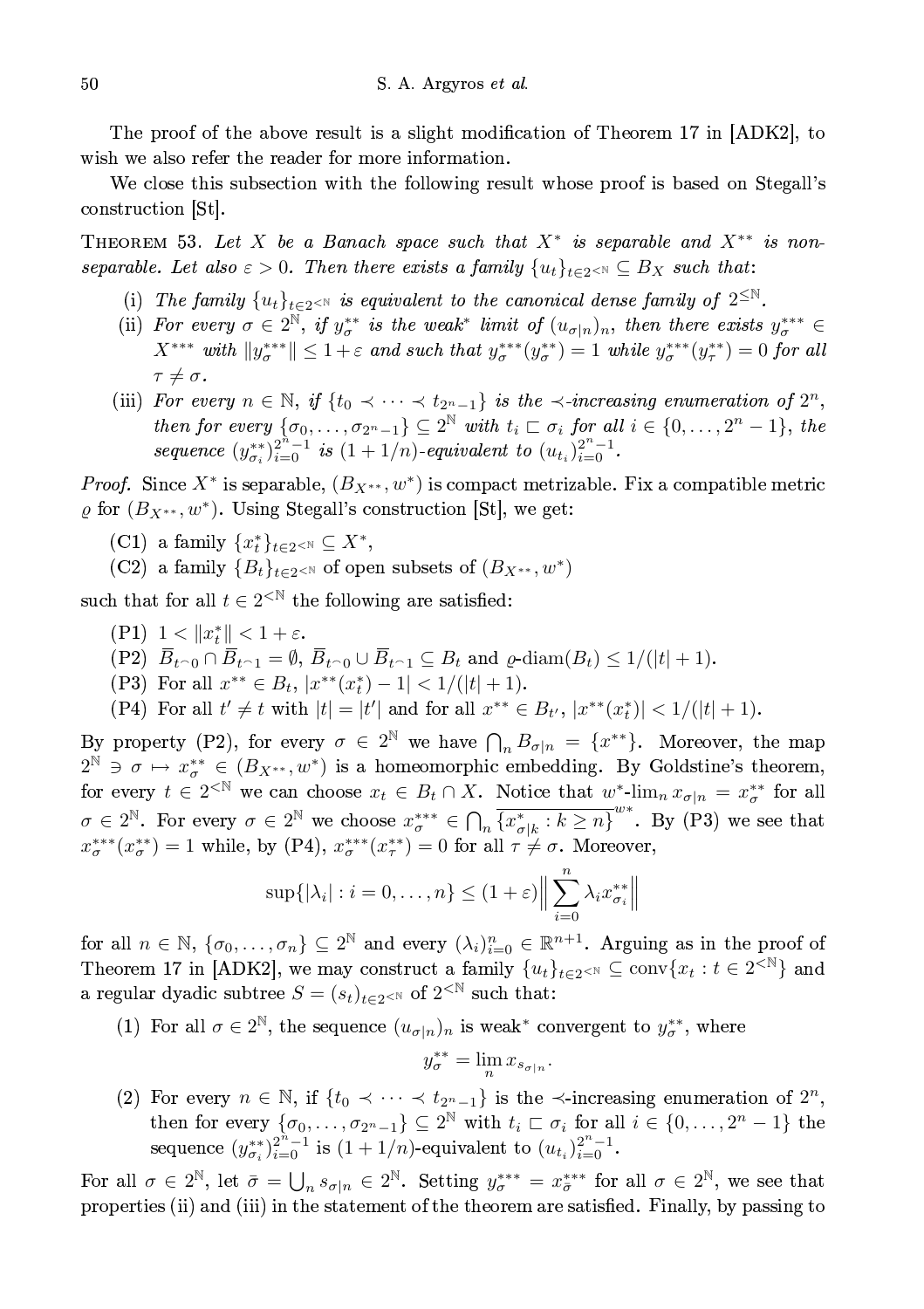The proof of the above result is a slight modification of Theorem 17 in [ADK2], to wish we also refer the reader for more information.

We close this subsection with the following result whose proof is based on Stegall's construction [St].

**Theorem 53.** *Let $X$ be a Banach space such that $X^*$ is separable and $X^{**}$ is non-separable. Let also $\varepsilon > 0$. Then there exists a family $\{u_t\}_{t\in 2^{<\mathbb{N}}} \subseteq B_X$ such that:*

(i) *The family $\{u_t\}_{t\in 2^{<\mathbb{N}}}$ is equivalent to the canonical dense family of $2^{\leq\mathbb{N}}$.*
(ii) *For every $\sigma \in 2^{\mathbb{N}}$, if $y^{**}_\sigma$ is the weak\* limit of $(u_{\sigma|n})_n$, then there exists $y^{***}_\sigma \in X^{***}$ with $\|y^{***}_\sigma\| \leq 1+\varepsilon$ and such that $y^{***}_\sigma(y^{**}_\sigma) = 1$ while $y^{***}_\sigma(y^{**}_\tau) = 0$ for all $\tau \neq \sigma$.*
(iii) *For every $n \in \mathbb{N}$, if $\{t_0 \prec \cdots \prec t_{2^n-1}\}$ is the $\prec$-increasing enumeration of $2^n$, then for every $\{\sigma_0, \dots, \sigma_{2^n-1}\} \subseteq 2^{\mathbb{N}}$ with $t_i \sqsubset \sigma_i$ for all $i \in \{0, \dots, 2^n-1\}$, the sequence $(y^{**}_{\sigma_i})_{i=0}^{2^n-1}$ is $(1+1/n)$-equivalent to $(u_{t_i})_{i=0}^{2^n-1}$.*

*Proof.* Since $X^*$ is separable, $(B_{X^{**}}, w^*)$ is compact metrizable. Fix a compatible metric $\varrho$ for $(B_{X^{**}}, w^*)$. Using Stegall's construction [St], we get:

(C1) a family $\{x^*_t\}_{t\in 2^{<\mathbb{N}}} \subseteq X^*$,
(C2) a family $\{B_t\}_{t\in 2^{<\mathbb{N}}}$ of open subsets of $(B_{X^{**}}, w^*)$

such that for all $t \in 2^{<\mathbb{N}}$ the following are satisfied:

(P1) $1 < \|x^*_t\| < 1+\varepsilon$.
(P2) $\overline{B}_{t^\frown 0} \cap \overline{B}_{t^\frown 1} = \emptyset$, $\overline{B}_{t^\frown 0} \cup \overline{B}_{t^\frown 1} \subseteq B_t$ and $\varrho$-diam$(B_t) \leq 1/(|t|+1)$.
(P3) For all $x^{**} \in B_t$, $|x^{**}(x^*_t) - 1| < 1/(|t|+1)$.
(P4) For all $t' \neq t$ with $|t| = |t'|$ and for all $x^{**} \in B_{t'}$, $|x^{**}(x^*_t)| < 1/(|t|+1)$.

By property (P2), for every $\sigma \in 2^{\mathbb{N}}$ we have $\bigcap_n B_{\sigma|n} = \{x^{**}\}$. Moreover, the map $2^{\mathbb{N}} \ni \sigma \mapsto x^{**}_\sigma \in (B_{X^{**}}, w^*)$ is a homeomorphic embedding. By Goldstine's theorem, for every $t \in 2^{<\mathbb{N}}$ we can choose $x_t \in B_t \cap X$. Notice that $w^*$-$\lim_n x_{\sigma|n} = x^{**}_\sigma$ for all $\sigma \in 2^{\mathbb{N}}$. For every $\sigma \in 2^{\mathbb{N}}$ we choose $x^{***}_\sigma \in \bigcap_n \overline{\{x^*_{\sigma|k} : k \geq n\}}^{w^*}$. By (P3) we see that $x^{***}_\sigma(x^{**}_\sigma) = 1$ while, by (P4), $x^{***}_\sigma(x^{**}_\tau) = 0$ for all $\tau \neq \sigma$. Moreover,

$$\sup\{|\lambda_i| : i = 0, \dots, n\} \leq (1+\varepsilon)\Big\|\sum_{i=0}^n \lambda_i x^{**}_{\sigma_i}\Big\|$$

for all $n \in \mathbb{N}$, $\{\sigma_0, \dots, \sigma_n\} \subseteq 2^{\mathbb{N}}$ and every $(\lambda_i)_{i=0}^n \in \mathbb{R}^{n+1}$. Arguing as in the proof of Theorem 17 in [ADK2], we may construct a family $\{u_t\}_{t\in 2^{<\mathbb{N}}} \subseteq \mathrm{conv}\{x_t : t \in 2^{<\mathbb{N}}\}$ and a regular dyadic subtree $S = (s_t)_{t\in 2^{<\mathbb{N}}}$ of $2^{<\mathbb{N}}$ such that:

(1) For all $\sigma \in 2^{\mathbb{N}}$, the sequence $(u_{\sigma|n})_n$ is weak\* convergent to $y^{**}_\sigma$, where
$$y^{**}_\sigma = \lim_n x_{s_{\sigma|n}}.$$
(2) For every $n \in \mathbb{N}$, if $\{t_0 \prec \cdots \prec t_{2^n-1}\}$ is the $\prec$-increasing enumeration of $2^n$, then for every $\{\sigma_0, \dots, \sigma_{2^n-1}\} \subseteq 2^{\mathbb{N}}$ with $t_i \sqsubset \sigma_i$ for all $i \in \{0, \dots, 2^n-1\}$ the sequence $(y^{**}_{\sigma_i})_{i=0}^{2^n-1}$ is $(1+1/n)$-equivalent to $(u_{t_i})_{i=0}^{2^n-1}$.

For all $\sigma \in 2^{\mathbb{N}}$, let $\bar{\sigma} = \bigcup_n s_{\sigma|n} \in 2^{\mathbb{N}}$. Setting $y^{***}_\sigma = x^{***}_{\bar{\sigma}}$ for all $\sigma \in 2^{\mathbb{N}}$, we see that properties (ii) and (iii) in the statement of the theorem are satisfied. Finally, by passing to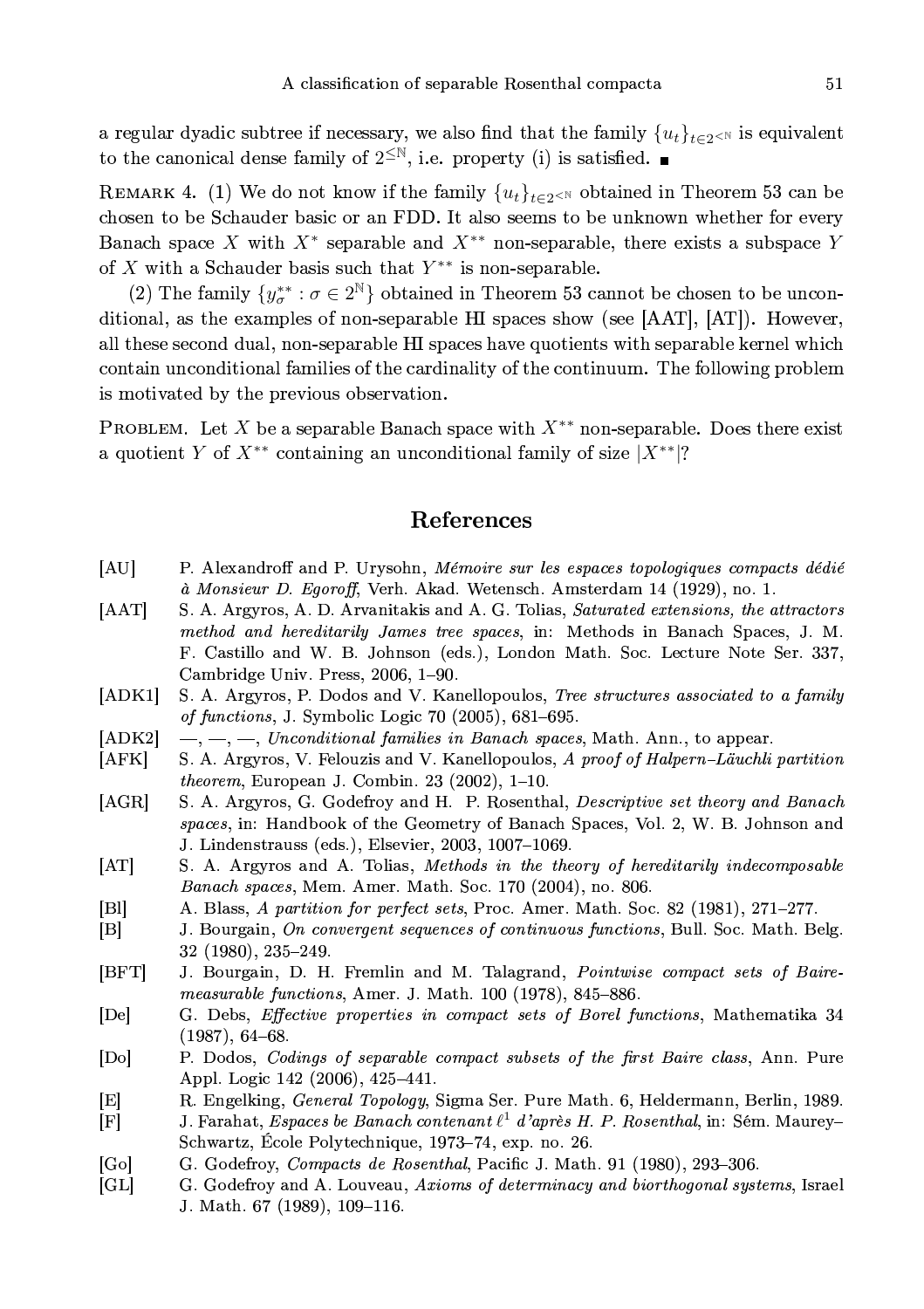a regular dyadic subtree if necessary, we also find that the family $\{u_t\}_{t\in 2^{<\mathbb{N}}}$ is equivalent to the canonical dense family of $2^{\leq\mathbb{N}}$, i.e. property (i) is satisfied. ∎

Remark 4. (1) We do not know if the family $\{u_t\}_{t\in 2^{<\mathbb{N}}}$ obtained in Theorem 53 can be chosen to be Schauder basic or an FDD. It also seems to be unknown whether for every Banach space $X$ with $X^*$ separable and $X^{**}$ non-separable, there exists a subspace $Y$ of $X$ with a Schauder basis such that $Y^{**}$ is non-separable.

(2) The family $\{y^{**}_\sigma : \sigma \in 2^{\mathbb{N}}\}$ obtained in Theorem 53 cannot be chosen to be unconditional, as the examples of non-separable HI spaces show (see [AAT], [AT]). However, all these second dual, non-separable HI spaces have quotients with separable kernel which contain unconditional families of the cardinality of the continuum. The following problem is motivated by the previous observation.

Problem. Let $X$ be a separable Banach space with $X^{**}$ non-separable. Does there exist a quotient $Y$ of $X^{**}$ containing an unconditional family of size $|X^{**}|$?

## References

- [AU] P. Alexandroff and P. Urysohn, *Mémoire sur les espaces topologiques compacts dédié à Monsieur D. Egoroff*, Verh. Akad. Wetensch. Amsterdam 14 (1929), no. 1.
- [AAT] S. A. Argyros, A. D. Arvanitakis and A. G. Tolias, *Saturated extensions, the attractors method and hereditarily James tree spaces*, in: Methods in Banach Spaces, J. M. F. Castillo and W. B. Johnson (eds.), London Math. Soc. Lecture Note Ser. 337, Cambridge Univ. Press, 2006, 1–90.
- [ADK1] S. A. Argyros, P. Dodos and V. Kanellopoulos, *Tree structures associated to a family of functions*, J. Symbolic Logic 70 (2005), 681–695.
- [ADK2] —, —, —, *Unconditional families in Banach spaces*, Math. Ann., to appear.
- [AFK] S. A. Argyros, V. Felouzis and V. Kanellopoulos, *A proof of Halpern–Läuchli partition theorem*, European J. Combin. 23 (2002), 1–10.
- [AGR] S. A. Argyros, G. Godefroy and H. P. Rosenthal, *Descriptive set theory and Banach spaces*, in: Handbook of the Geometry of Banach Spaces, Vol. 2, W. B. Johnson and J. Lindenstrauss (eds.), Elsevier, 2003, 1007–1069.
- [AT] S. A. Argyros and A. Tolias, *Methods in the theory of hereditarily indecomposable Banach spaces*, Mem. Amer. Math. Soc. 170 (2004), no. 806.
- [Bl] A. Blass, *A partition for perfect sets*, Proc. Amer. Math. Soc. 82 (1981), 271–277.
- [B] J. Bourgain, *On convergent sequences of continuous functions*, Bull. Soc. Math. Belg. 32 (1980), 235–249.
- [BFT] J. Bourgain, D. H. Fremlin and M. Talagrand, *Pointwise compact sets of Baire-measurable functions*, Amer. J. Math. 100 (1978), 845–886.
- [De] G. Debs, *Effective properties in compact sets of Borel functions*, Mathematika 34 (1987), 64–68.
- [Do] P. Dodos, *Codings of separable compact subsets of the first Baire class*, Ann. Pure Appl. Logic 142 (2006), 425–441.
- [E] R. Engelking, *General Topology*, Sigma Ser. Pure Math. 6, Heldermann, Berlin, 1989.
- [F] J. Farahat, *Espaces be Banach contenant $\ell^1$ d'après H. P. Rosenthal*, in: Sém. Maurey–Schwartz, École Polytechnique, 1973–74, exp. no. 26.
- [Go] G. Godefroy, *Compacts de Rosenthal*, Pacific J. Math. 91 (1980), 293–306.
- [GL] G. Godefroy and A. Louveau, *Axioms of determinacy and biorthogonal systems*, Israel J. Math. 67 (1989), 109–116.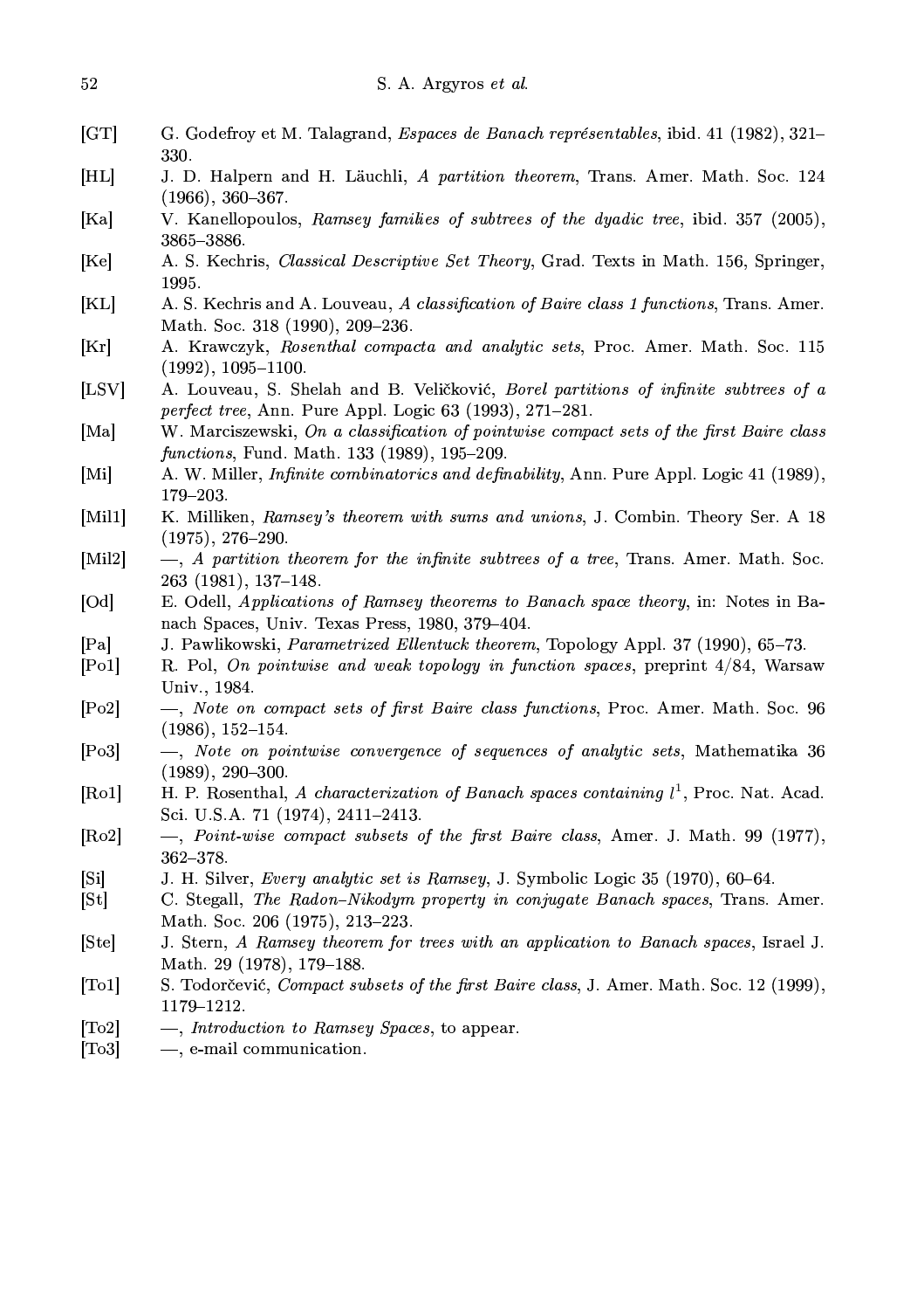[GT] G. Godefroy et M. Talagrand, *Espaces de Banach représentables*, ibid. 41 (1982), 321–330.

[HL] J. D. Halpern and H. Läuchli, *A partition theorem*, Trans. Amer. Math. Soc. 124 (1966), 360–367.

[Ka] V. Kanellopoulos, *Ramsey families of subtrees of the dyadic tree*, ibid. 357 (2005), 3865–3886.

[Ke] A. S. Kechris, *Classical Descriptive Set Theory*, Grad. Texts in Math. 156, Springer, 1995.

[KL] A. S. Kechris and A. Louveau, *A classification of Baire class 1 functions*, Trans. Amer. Math. Soc. 318 (1990), 209–236.

[Kr] A. Krawczyk, *Rosenthal compacta and analytic sets*, Proc. Amer. Math. Soc. 115 (1992), 1095–1100.

[LSV] A. Louveau, S. Shelah and B. Veličković, *Borel partitions of infinite subtrees of a perfect tree*, Ann. Pure Appl. Logic 63 (1993), 271–281.

[Ma] W. Marciszewski, *On a classification of pointwise compact sets of the first Baire class functions*, Fund. Math. 133 (1989), 195–209.

[Mi] A. W. Miller, *Infinite combinatorics and definability*, Ann. Pure Appl. Logic 41 (1989), 179–203.

[Mil1] K. Milliken, *Ramsey's theorem with sums and unions*, J. Combin. Theory Ser. A 18 (1975), 276–290.

[Mil2] —, *A partition theorem for the infinite subtrees of a tree*, Trans. Amer. Math. Soc. 263 (1981), 137–148.

[Od] E. Odell, *Applications of Ramsey theorems to Banach space theory*, in: Notes in Banach Spaces, Univ. Texas Press, 1980, 379–404.

[Pa] J. Pawlikowski, *Parametrized Ellentuck theorem*, Topology Appl. 37 (1990), 65–73.

[Po1] R. Pol, *On pointwise and weak topology in function spaces*, preprint 4/84, Warsaw Univ., 1984.

[Po2] —, *Note on compact sets of first Baire class functions*, Proc. Amer. Math. Soc. 96 (1986), 152–154.

[Po3] —, *Note on pointwise convergence of sequences of analytic sets*, Mathematika 36 (1989), 290–300.

[Ro1] H. P. Rosenthal, *A characterization of Banach spaces containing $l^1$*, Proc. Nat. Acad. Sci. U.S.A. 71 (1974), 2411–2413.

[Ro2] —, *Point-wise compact subsets of the first Baire class*, Amer. J. Math. 99 (1977), 362–378.

[Si] J. H. Silver, *Every analytic set is Ramsey*, J. Symbolic Logic 35 (1970), 60–64.

[St] C. Stegall, *The Radon–Nikodym property in conjugate Banach spaces*, Trans. Amer. Math. Soc. 206 (1975), 213–223.

[Ste] J. Stern, *A Ramsey theorem for trees with an application to Banach spaces*, Israel J. Math. 29 (1978), 179–188.

[To1] S. Todorčević, *Compact subsets of the first Baire class*, J. Amer. Math. Soc. 12 (1999), 1179–1212.

[To2] —, *Introduction to Ramsey Spaces*, to appear.

[To3] —, e-mail communication.